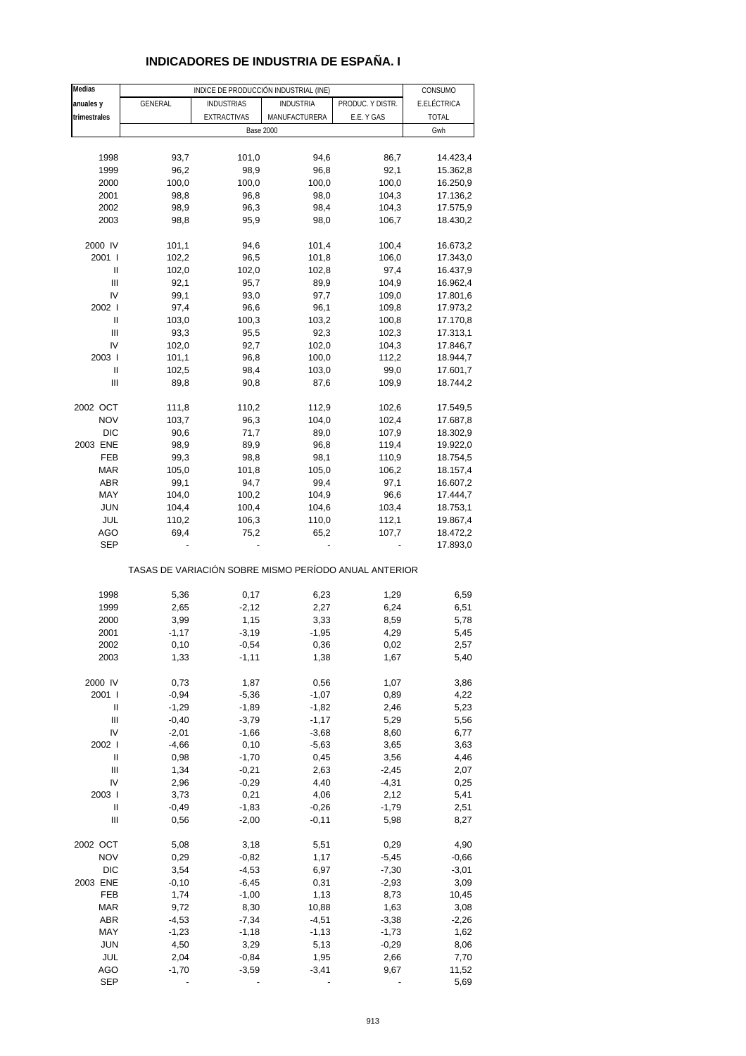# INDICADORES DE INDUSTRIA DE ESPAÑA. I

| Medias anuales y trimestrales | INDICE DE PRODUCCIÓN INDUSTRIAL (INE) | | | | CONSUMO E.ELÉCTRICA TOTAL |
|---|---|---|---|---|---|
| | GENERAL | INDUSTRIAS EXTRACTIVAS | INDUSTRIA MANUFACTURERA | PRODUC. Y DISTR. E.E. Y GAS | |
| | Base 2000 | | | | Gwh |
| 1998 | 93,7 | 101,0 | 94,6 | 86,7 | 14.423,4 |
| 1999 | 96,2 | 98,9 | 96,8 | 92,1 | 15.362,8 |
| 2000 | 100,0 | 100,0 | 100,0 | 100,0 | 16.250,9 |
| 2001 | 98,8 | 96,8 | 98,0 | 104,3 | 17.136,2 |
| 2002 | 98,9 | 96,3 | 98,4 | 104,3 | 17.575,9 |
| 2003 | 98,8 | 95,9 | 98,0 | 106,7 | 18.430,2 |
| 2000 IV | 101,1 | 94,6 | 101,4 | 100,4 | 16.673,2 |
| 2001 I | 102,2 | 96,5 | 101,8 | 106,0 | 17.343,0 |
| II | 102,0 | 102,0 | 102,8 | 97,4 | 16.437,9 |
| III | 92,1 | 95,7 | 89,9 | 104,9 | 16.962,4 |
| IV | 99,1 | 93,0 | 97,7 | 109,0 | 17.801,6 |
| 2002 I | 97,4 | 96,6 | 96,1 | 109,8 | 17.973,2 |
| II | 103,0 | 100,3 | 103,2 | 100,8 | 17.170,8 |
| III | 93,3 | 95,5 | 92,3 | 102,3 | 17.313,1 |
| IV | 102,0 | 92,7 | 102,0 | 104,3 | 17.846,7 |
| 2003 I | 101,1 | 96,8 | 100,0 | 112,2 | 18.944,7 |
| II | 102,5 | 98,4 | 103,0 | 99,0 | 17.601,7 |
| III | 89,8 | 90,8 | 87,6 | 109,9 | 18.744,2 |
| 2002 OCT | 111,8 | 110,2 | 112,9 | 102,6 | 17.549,5 |
| NOV | 103,7 | 96,3 | 104,0 | 102,4 | 17.687,8 |
| DIC | 90,6 | 71,7 | 89,0 | 107,9 | 18.302,9 |
| 2003 ENE | 98,9 | 89,9 | 96,8 | 119,4 | 19.922,0 |
| FEB | 99,3 | 98,8 | 98,1 | 110,9 | 18.754,5 |
| MAR | 105,0 | 101,8 | 105,0 | 106,2 | 18.157,4 |
| ABR | 99,1 | 94,7 | 99,4 | 97,1 | 16.607,2 |
| MAY | 104,0 | 100,2 | 104,9 | 96,6 | 17.444,7 |
| JUN | 104,4 | 100,4 | 104,6 | 103,4 | 18.753,1 |
| JUL | 110,2 | 106,3 | 110,0 | 112,1 | 19.867,4 |
| AGO | 69,4 | 75,2 | 65,2 | 107,7 | 18.472,2 |
| SEP | - | - | - | - | 17.893,0 |
| | TASAS DE VARIACIÓN SOBRE MISMO PERÍODO ANUAL ANTERIOR | | | | |
| 1998 | 5,36 | 0,17 | 6,23 | 1,29 | 6,59 |
| 1999 | 2,65 | -2,12 | 2,27 | 6,24 | 6,51 |
| 2000 | 3,99 | 1,15 | 3,33 | 8,59 | 5,78 |
| 2001 | -1,17 | -3,19 | -1,95 | 4,29 | 5,45 |
| 2002 | 0,10 | -0,54 | 0,36 | 0,02 | 2,57 |
| 2003 | 1,33 | -1,11 | 1,38 | 1,67 | 5,40 |
| 2000 IV | 0,73 | 1,87 | 0,56 | 1,07 | 3,86 |
| 2001 I | -0,94 | -5,36 | -1,07 | 0,89 | 4,22 |
| II | -1,29 | -1,89 | -1,82 | 2,46 | 5,23 |
| III | -0,40 | -3,79 | -1,17 | 5,29 | 5,56 |
| IV | -2,01 | -1,66 | -3,68 | 8,60 | 6,77 |
| 2002 I | -4,66 | 0,10 | -5,63 | 3,65 | 3,63 |
| II | 0,98 | -1,70 | 0,45 | 3,56 | 4,46 |
| III | 1,34 | -0,21 | 2,63 | -2,45 | 2,07 |
| IV | 2,96 | -0,29 | 4,40 | -4,31 | 0,25 |
| 2003 I | 3,73 | 0,21 | 4,06 | 2,12 | 5,41 |
| II | -0,49 | -1,83 | -0,26 | -1,79 | 2,51 |
| III | 0,56 | -2,00 | -0,11 | 5,98 | 8,27 |
| 2002 OCT | 5,08 | 3,18 | 5,51 | 0,29 | 4,90 |
| NOV | 0,29 | -0,82 | 1,17 | -5,45 | -0,66 |
| DIC | 3,54 | -4,53 | 6,97 | -7,30 | -3,01 |
| 2003 ENE | -0,10 | -6,45 | 0,31 | -2,93 | 3,09 |
| FEB | 1,74 | -1,00 | 1,13 | 8,73 | 10,45 |
| MAR | 9,72 | 8,30 | 10,88 | 1,63 | 3,08 |
| ABR | -4,53 | -7,34 | -4,51 | -3,38 | -2,26 |
| MAY | -1,23 | -1,18 | -1,13 | -1,73 | 1,62 |
| JUN | 4,50 | 3,29 | 5,13 | -0,29 | 8,06 |
| JUL | 2,04 | -0,84 | 1,95 | 2,66 | 7,70 |
| AGO | -1,70 | -3,59 | -3,41 | 9,67 | 11,52 |
| SEP | - | - | - | - | 5,69 |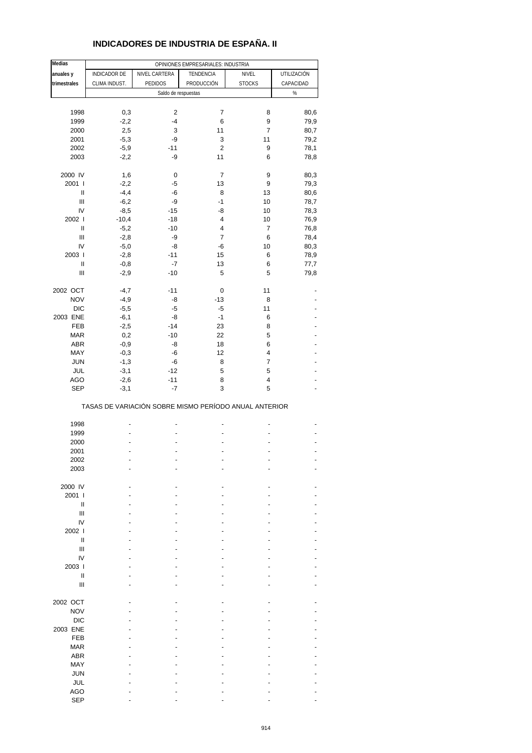# INDICADORES DE INDUSTRIA DE ESPAÑA. II

| Medias anuales y trimestrales | OPINIONES EMPRESARIALES: INDUSTRIA | | | | |
|---|---|---|---|---|---|
| | INDICADOR DE CLIMA INDUST. | NIVEL CARTERA PEDIDOS | TENDENCIA PRODUCCIÓN | NIVEL STOCKS | UTILIZACIÓN CAPACIDAD |
| | Saldo de respuestas | | | | % |
| 1998 | 0,3 | 2 | 7 | 8 | 80,6 |
| 1999 | -2,2 | -4 | 6 | 9 | 79,9 |
| 2000 | 2,5 | 3 | 11 | 7 | 80,7 |
| 2001 | -5,3 | -9 | 3 | 11 | 79,2 |
| 2002 | -5,9 | -11 | 2 | 9 | 78,1 |
| 2003 | -2,2 | -9 | 11 | 6 | 78,8 |
| 2000 IV | 1,6 | 0 | 7 | 9 | 80,3 |
| 2001 I | -2,2 | -5 | 13 | 9 | 79,3 |
| II | -4,4 | -6 | 8 | 13 | 80,6 |
| III | -6,2 | -9 | -1 | 10 | 78,7 |
| IV | -8,5 | -15 | -8 | 10 | 78,3 |
| 2002 I | -10,4 | -18 | 4 | 10 | 76,9 |
| II | -5,2 | -10 | 4 | 7 | 76,8 |
| III | -2,8 | -9 | 7 | 6 | 78,4 |
| IV | -5,0 | -8 | -6 | 10 | 80,3 |
| 2003 I | -2,8 | -11 | 15 | 6 | 78,9 |
| II | -0,8 | -7 | 13 | 6 | 77,7 |
| III | -2,9 | -10 | 5 | 5 | 79,8 |
| 2002 OCT | -4,7 | -11 | 0 | 11 | - |
| NOV | -4,9 | -8 | -13 | 8 | - |
| DIC | -5,5 | -5 | -5 | 11 | - |
| 2003 ENE | -6,1 | -8 | -1 | 6 | - |
| FEB | -2,5 | -14 | 23 | 8 | - |
| MAR | 0,2 | -10 | 22 | 5 | - |
| ABR | -0,9 | -8 | 18 | 6 | - |
| MAY | -0,3 | -6 | 12 | 4 | - |
| JUN | -1,3 | -6 | 8 | 7 | - |
| JUL | -3,1 | -12 | 5 | 5 | - |
| AGO | -2,6 | -11 | 8 | 4 | - |
| SEP | -3,1 | -7 | 3 | 5 | - |

TASAS DE VARIACIÓN SOBRE MISMO PERÍODO ANUAL ANTERIOR

| | | | | | |
|---|---|---|---|---|---|
| 1998 | - | - | - | - | - |
| 1999 | - | - | - | - | - |
| 2000 | - | - | - | - | - |
| 2001 | - | - | - | - | - |
| 2002 | - | - | - | - | - |
| 2003 | - | - | - | - | - |
| 2000 IV | - | - | - | - | - |
| 2001 I | - | - | - | - | - |
| II | - | - | - | - | - |
| III | - | - | - | - | - |
| IV | - | - | - | - | - |
| 2002 I | - | - | - | - | - |
| II | - | - | - | - | - |
| III | - | - | - | - | - |
| IV | - | - | - | - | - |
| 2003 I | - | - | - | - | - |
| II | - | - | - | - | - |
| III | - | - | - | - | - |
| 2002 OCT | - | - | - | - | - |
| NOV | - | - | - | - | - |
| DIC | - | - | - | - | - |
| 2003 ENE | - | - | - | - | - |
| FEB | - | - | - | - | - |
| MAR | - | - | - | - | - |
| ABR | - | - | - | - | - |
| MAY | - | - | - | - | - |
| JUN | - | - | - | - | - |
| JUL | - | - | - | - | - |
| AGO | - | - | - | - | - |
| SEP | - | - | - | - | - |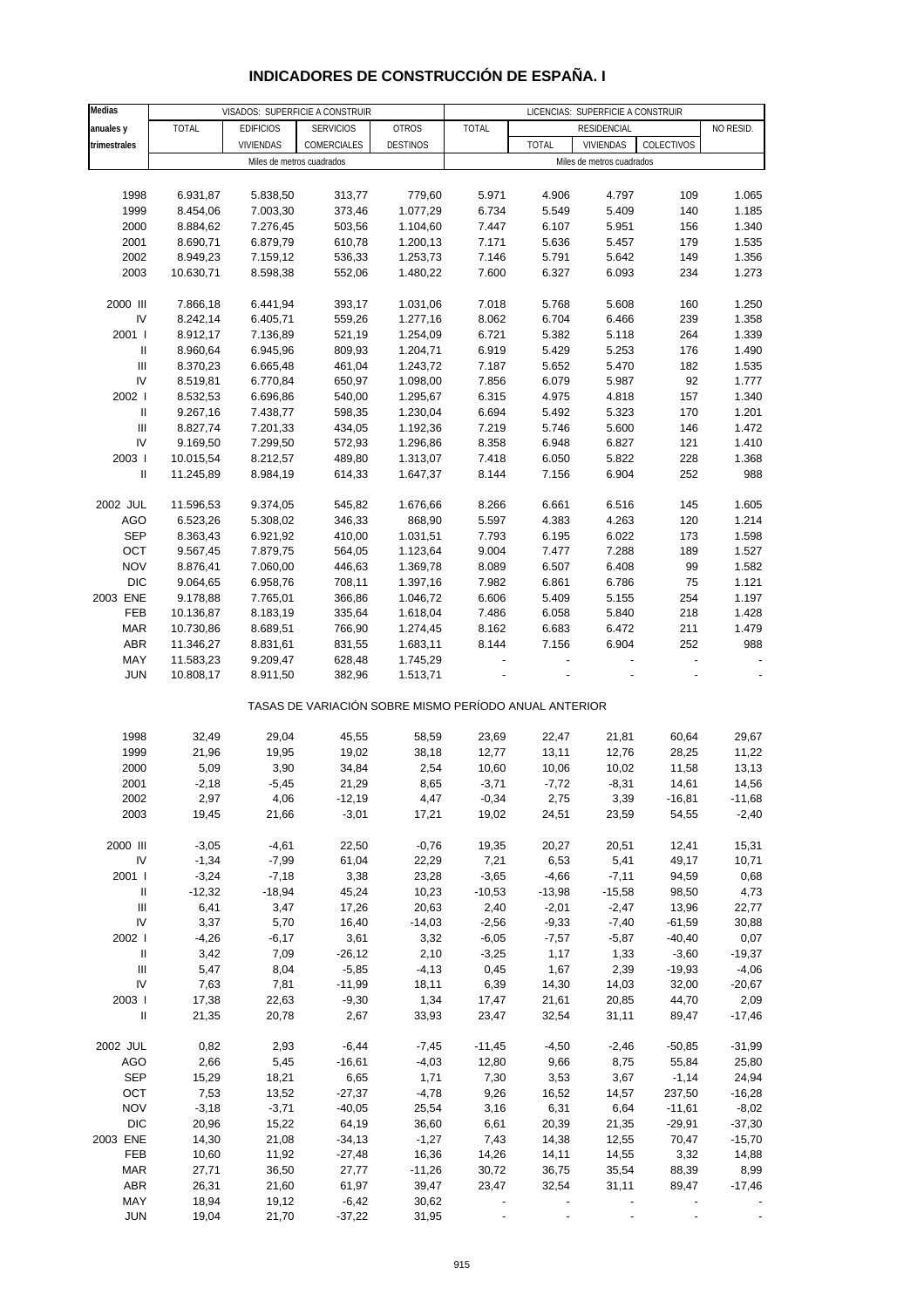# INDICADORES DE CONSTRUCCIÓN DE ESPAÑA. I

| Medias anuales y trimestrales | VISADOS: SUPERFICIE A CONSTRUIR | | | | LICENCIAS: SUPERFICIE A CONSTRUIR | | | | |
|---|---|---|---|---|---|---|---|---|---|
| | TOTAL | EDIFICIOS VIVIENDAS | SERVICIOS COMERCIALES | OTROS DESTINOS | TOTAL | RESIDENCIAL | | | NO RESID. |
| | | | | | | TOTAL | VIVIENDAS | COLECTIVOS | |
| | Miles de metros cuadrados | | | | Miles de metros cuadrados | | | | |
| 1998 | 6.931,87 | 5.838,50 | 313,77 | 779,60 | 5.971 | 4.906 | 4.797 | 109 | 1.065 |
| 1999 | 8.454,06 | 7.003,30 | 373,46 | 1.077,29 | 6.734 | 5.549 | 5.409 | 140 | 1.185 |
| 2000 | 8.884,62 | 7.276,45 | 503,56 | 1.104,60 | 7.447 | 6.107 | 5.951 | 156 | 1.340 |
| 2001 | 8.690,71 | 6.879,79 | 610,78 | 1.200,13 | 7.171 | 5.636 | 5.457 | 179 | 1.535 |
| 2002 | 8.949,23 | 7.159,12 | 536,33 | 1.253,73 | 7.146 | 5.791 | 5.642 | 149 | 1.356 |
| 2003 | 10.630,71 | 8.598,38 | 552,06 | 1.480,22 | 7.600 | 6.327 | 6.093 | 234 | 1.273 |
| 2000 III | 7.866,18 | 6.441,94 | 393,17 | 1.031,06 | 7.018 | 5.768 | 5.608 | 160 | 1.250 |
| IV | 8.242,14 | 6.405,71 | 559,26 | 1.277,16 | 8.062 | 6.704 | 6.466 | 239 | 1.358 |
| 2001 I | 8.912,17 | 7.136,89 | 521,19 | 1.254,09 | 6.721 | 5.382 | 5.118 | 264 | 1.339 |
| II | 8.960,64 | 6.945,96 | 809,93 | 1.204,71 | 6.919 | 5.429 | 5.253 | 176 | 1.490 |
| III | 8.370,23 | 6.665,48 | 461,04 | 1.243,72 | 7.187 | 5.652 | 5.470 | 182 | 1.535 |
| IV | 8.519,81 | 6.770,84 | 650,97 | 1.098,00 | 7.856 | 6.079 | 5.987 | 92 | 1.777 |
| 2002 I | 8.532,53 | 6.696,86 | 540,00 | 1.295,67 | 6.315 | 4.975 | 4.818 | 157 | 1.340 |
| II | 9.267,16 | 7.438,77 | 598,35 | 1.230,04 | 6.694 | 5.492 | 5.323 | 170 | 1.201 |
| III | 8.827,74 | 7.201,33 | 434,05 | 1.192,36 | 7.219 | 5.746 | 5.600 | 146 | 1.472 |
| IV | 9.169,50 | 7.299,50 | 572,93 | 1.296,86 | 8.358 | 6.948 | 6.827 | 121 | 1.410 |
| 2003 I | 10.015,54 | 8.212,57 | 489,80 | 1.313,07 | 7.418 | 6.050 | 5.822 | 228 | 1.368 |
| II | 11.245,89 | 8.984,19 | 614,33 | 1.647,37 | 8.144 | 7.156 | 6.904 | 252 | 988 |
| 2002 JUL | 11.596,53 | 9.374,05 | 545,82 | 1.676,66 | 8.266 | 6.661 | 6.516 | 145 | 1.605 |
| AGO | 6.523,26 | 5.308,02 | 346,33 | 868,90 | 5.597 | 4.383 | 4.263 | 120 | 1.214 |
| SEP | 8.363,43 | 6.921,92 | 410,00 | 1.031,51 | 7.793 | 6.195 | 6.022 | 173 | 1.598 |
| OCT | 9.567,45 | 7.879,75 | 564,05 | 1.123,64 | 9.004 | 7.477 | 7.288 | 189 | 1.527 |
| NOV | 8.876,41 | 7.060,00 | 446,63 | 1.369,78 | 8.089 | 6.507 | 6.408 | 99 | 1.582 |
| DIC | 9.064,65 | 6.958,76 | 708,11 | 1.397,16 | 7.982 | 6.861 | 6.786 | 75 | 1.121 |
| 2003 ENE | 9.178,88 | 7.765,01 | 366,86 | 1.046,72 | 6.606 | 5.409 | 5.155 | 254 | 1.197 |
| FEB | 10.136,87 | 8.183,19 | 335,64 | 1.618,04 | 7.486 | 6.058 | 5.840 | 218 | 1.428 |
| MAR | 10.730,86 | 8.689,51 | 766,90 | 1.274,45 | 8.162 | 6.683 | 6.472 | 211 | 1.479 |
| ABR | 11.346,27 | 8.831,61 | 831,55 | 1.683,11 | 8.144 | 7.156 | 6.904 | 252 | 988 |
| MAY | 11.583,23 | 9.209,47 | 628,48 | 1.745,29 | - | - | - | - | - |
| JUN | 10.808,17 | 8.911,50 | 382,96 | 1.513,71 | - | - | - | - | - |
| **TASAS DE VARIACIÓN SOBRE MISMO PERÍODO ANUAL ANTERIOR** | | | | | | | | | |
| 1998 | 32,49 | 29,04 | 45,55 | 58,59 | 23,69 | 22,47 | 21,81 | 60,64 | 29,67 |
| 1999 | 21,96 | 19,95 | 19,02 | 38,18 | 12,77 | 13,11 | 12,76 | 28,25 | 11,22 |
| 2000 | 5,09 | 3,90 | 34,84 | 2,54 | 10,60 | 10,06 | 10,02 | 11,58 | 13,13 |
| 2001 | -2,18 | -5,45 | 21,29 | 8,65 | -3,71 | -7,72 | -8,31 | 14,61 | 14,56 |
| 2002 | 2,97 | 4,06 | -12,19 | 4,47 | -0,34 | 2,75 | 3,39 | -16,81 | -11,68 |
| 2003 | 19,45 | 21,66 | -3,01 | 17,21 | 19,02 | 24,51 | 23,59 | 54,55 | -2,40 |
| 2000 III | -3,05 | -4,61 | 22,50 | -0,76 | 19,35 | 20,27 | 20,51 | 12,41 | 15,31 |
| IV | -1,34 | -7,99 | 61,04 | 22,29 | 7,21 | 6,53 | 5,41 | 49,17 | 10,71 |
| 2001 I | -3,24 | -7,18 | 3,38 | 23,28 | -3,65 | -4,66 | -7,11 | 94,59 | 0,68 |
| II | -12,32 | -18,94 | 45,24 | 10,23 | -10,53 | -13,98 | -15,58 | 98,50 | 4,73 |
| III | 6,41 | 3,47 | 17,26 | 20,63 | 2,40 | -2,01 | -2,47 | 13,96 | 22,77 |
| IV | 3,37 | 5,70 | 16,40 | -14,03 | -2,56 | -9,33 | -7,40 | -61,59 | 30,88 |
| 2002 I | -4,26 | -6,17 | 3,61 | 3,32 | -6,05 | -7,57 | -5,87 | -40,40 | 0,07 |
| II | 3,42 | 7,09 | -26,12 | 2,10 | -3,25 | 1,17 | 1,33 | -3,60 | -19,37 |
| III | 5,47 | 8,04 | -5,85 | -4,13 | 0,45 | 1,67 | 2,39 | -19,93 | -4,06 |
| IV | 7,63 | 7,81 | -11,99 | 18,11 | 6,39 | 14,30 | 14,03 | 32,00 | -20,67 |
| 2003 I | 17,38 | 22,63 | -9,30 | 1,34 | 17,47 | 21,61 | 20,85 | 44,70 | 2,09 |
| II | 21,35 | 20,78 | 2,67 | 33,93 | 23,47 | 32,54 | 31,11 | 89,47 | -17,46 |
| 2002 JUL | 0,82 | 2,93 | -6,44 | -7,45 | -11,45 | -4,50 | -2,46 | -50,85 | -31,99 |
| AGO | 2,66 | 5,45 | -16,61 | -4,03 | 12,80 | 9,66 | 8,75 | 55,84 | 25,80 |
| SEP | 15,29 | 18,21 | 6,65 | 1,71 | 7,30 | 3,53 | 3,67 | -1,14 | 24,94 |
| OCT | 7,53 | 13,52 | -27,37 | -4,78 | 9,26 | 16,52 | 14,57 | 237,50 | -16,28 |
| NOV | -3,18 | -3,71 | -40,05 | 25,54 | 3,16 | 6,31 | 6,64 | -11,61 | -8,02 |
| DIC | 20,96 | 15,22 | 64,19 | 36,60 | 6,61 | 20,39 | 21,35 | -29,91 | -37,30 |
| 2003 ENE | 14,30 | 21,08 | -34,13 | -1,27 | 7,43 | 14,38 | 12,55 | 70,47 | -15,70 |
| FEB | 10,60 | 11,92 | -27,48 | 16,36 | 14,26 | 14,11 | 14,55 | 3,32 | 14,88 |
| MAR | 27,71 | 36,50 | 27,77 | -11,26 | 30,72 | 36,75 | 35,54 | 88,39 | 8,99 |
| ABR | 26,31 | 21,60 | 61,97 | 39,47 | 23,47 | 32,54 | 31,11 | 89,47 | -17,46 |
| MAY | 18,94 | 19,12 | -6,42 | 30,62 | - | - | - | - | - |
| JUN | 19,04 | 21,70 | -37,22 | 31,95 | - | - | - | - | - |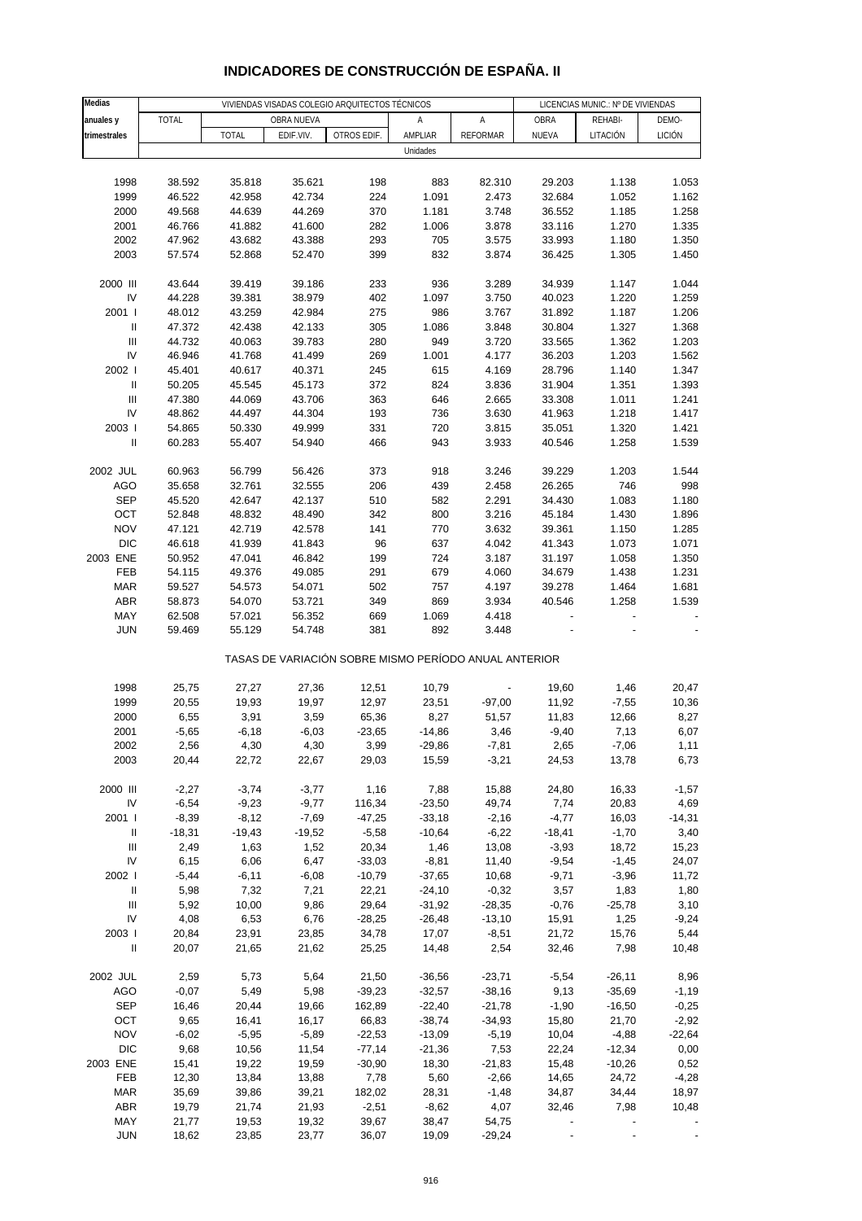# INDICADORES DE CONSTRUCCIÓN DE ESPAÑA. II

| Medias anuales y trimestrales | VIVIENDAS VISADAS COLEGIO ARQUITECTOS TÉCNICOS | | | | | | LICENCIAS MUNIC.: Nº DE VIVIENDAS | | |
|---|---|---|---|---|---|---|---|---|---|
| | TOTAL | OBRA NUEVA | | | A | A | OBRA | REHABI- | DEMO- |
| | | TOTAL | EDIF.VIV. | OTROS EDIF. | AMPLIAR | REFORMAR | NUEVA | LITACIÓN | LICIÓN |
| | Unidades | | | | | | | | |
| 1998 | 38.592 | 35.818 | 35.621 | 198 | 883 | 82.310 | 29.203 | 1.138 | 1.053 |
| 1999 | 46.522 | 42.958 | 42.734 | 224 | 1.091 | 2.473 | 32.684 | 1.052 | 1.162 |
| 2000 | 49.568 | 44.639 | 44.269 | 370 | 1.181 | 3.748 | 36.552 | 1.185 | 1.258 |
| 2001 | 46.766 | 41.882 | 41.600 | 282 | 1.006 | 3.878 | 33.116 | 1.270 | 1.335 |
| 2002 | 47.962 | 43.682 | 43.388 | 293 | 705 | 3.575 | 33.993 | 1.180 | 1.350 |
| 2003 | 57.574 | 52.868 | 52.470 | 399 | 832 | 3.874 | 36.425 | 1.305 | 1.450 |
| 2000 III | 43.644 | 39.419 | 39.186 | 233 | 936 | 3.289 | 34.939 | 1.147 | 1.044 |
| IV | 44.228 | 39.381 | 38.979 | 402 | 1.097 | 3.750 | 40.023 | 1.220 | 1.259 |
| 2001 I | 48.012 | 43.259 | 42.984 | 275 | 986 | 3.767 | 31.892 | 1.187 | 1.206 |
| II | 47.372 | 42.438 | 42.133 | 305 | 1.086 | 3.848 | 30.804 | 1.327 | 1.368 |
| III | 44.732 | 40.063 | 39.783 | 280 | 949 | 3.720 | 33.565 | 1.362 | 1.203 |
| IV | 46.946 | 41.768 | 41.499 | 269 | 1.001 | 4.177 | 36.203 | 1.203 | 1.562 |
| 2002 I | 45.401 | 40.617 | 40.371 | 245 | 615 | 4.169 | 28.796 | 1.140 | 1.347 |
| II | 50.205 | 45.545 | 45.173 | 372 | 824 | 3.836 | 31.904 | 1.351 | 1.393 |
| III | 47.380 | 44.069 | 43.706 | 363 | 646 | 2.665 | 33.308 | 1.011 | 1.241 |
| IV | 48.862 | 44.497 | 44.304 | 193 | 736 | 3.630 | 41.963 | 1.218 | 1.417 |
| 2003 I | 54.865 | 50.330 | 49.999 | 331 | 720 | 3.815 | 35.051 | 1.320 | 1.421 |
| II | 60.283 | 55.407 | 54.940 | 466 | 943 | 3.933 | 40.546 | 1.258 | 1.539 |
| 2002 JUL | 60.963 | 56.799 | 56.426 | 373 | 918 | 3.246 | 39.229 | 1.203 | 1.544 |
| AGO | 35.658 | 32.761 | 32.555 | 206 | 439 | 2.458 | 26.265 | 746 | 998 |
| SEP | 45.520 | 42.647 | 42.137 | 510 | 582 | 2.291 | 34.430 | 1.083 | 1.180 |
| OCT | 52.848 | 48.832 | 48.490 | 342 | 800 | 3.216 | 45.184 | 1.430 | 1.896 |
| NOV | 47.121 | 42.719 | 42.578 | 141 | 770 | 3.632 | 39.361 | 1.150 | 1.285 |
| DIC | 46.618 | 41.939 | 41.843 | 96 | 637 | 4.042 | 41.343 | 1.073 | 1.071 |
| 2003 ENE | 50.952 | 47.041 | 46.842 | 199 | 724 | 3.187 | 31.197 | 1.058 | 1.350 |
| FEB | 54.115 | 49.376 | 49.085 | 291 | 679 | 4.060 | 34.679 | 1.438 | 1.231 |
| MAR | 59.527 | 54.573 | 54.071 | 502 | 757 | 4.197 | 39.278 | 1.464 | 1.681 |
| ABR | 58.873 | 54.070 | 53.721 | 349 | 869 | 3.934 | 40.546 | 1.258 | 1.539 |
| MAY | 62.508 | 57.021 | 56.352 | 669 | 1.069 | 4.418 | - | - | - |
| JUN | 59.469 | 55.129 | 54.748 | 381 | 892 | 3.448 | - | - | - |
| | TASAS DE VARIACIÓN SOBRE MISMO PERÍODO ANUAL ANTERIOR | | | | | | | | |
| 1998 | 25,75 | 27,27 | 27,36 | 12,51 | 10,79 | - | 19,60 | 1,46 | 20,47 |
| 1999 | 20,55 | 19,93 | 19,97 | 12,97 | 23,51 | -97,00 | 11,92 | -7,55 | 10,36 |
| 2000 | 6,55 | 3,91 | 3,59 | 65,36 | 8,27 | 51,57 | 11,83 | 12,66 | 8,27 |
| 2001 | -5,65 | -6,18 | -6,03 | -23,65 | -14,86 | 3,46 | -9,40 | 7,13 | 6,07 |
| 2002 | 2,56 | 4,30 | 4,30 | 3,99 | -29,86 | -7,81 | 2,65 | -7,06 | 1,11 |
| 2003 | 20,44 | 22,72 | 22,67 | 29,03 | 15,59 | -3,21 | 24,53 | 13,78 | 6,73 |
| 2000 III | -2,27 | -3,74 | -3,77 | 1,16 | 7,88 | 15,88 | 24,80 | 16,33 | -1,57 |
| IV | -6,54 | -9,23 | -9,77 | 116,34 | -23,50 | 49,74 | 7,74 | 20,83 | 4,69 |
| 2001 I | -8,39 | -8,12 | -7,69 | -47,25 | -33,18 | -2,16 | -4,77 | 16,03 | -14,31 |
| II | -18,31 | -19,43 | -19,52 | -5,58 | -10,64 | -6,22 | -18,41 | -1,70 | 3,40 |
| III | 2,49 | 1,63 | 1,52 | 20,34 | 1,46 | 13,08 | -3,93 | 18,72 | 15,23 |
| IV | 6,15 | 6,06 | 6,47 | -33,03 | -8,81 | 11,40 | -9,54 | -1,45 | 24,07 |
| 2002 I | -5,44 | -6,11 | -6,08 | -10,79 | -37,65 | 10,68 | -9,71 | -3,96 | 11,72 |
| II | 5,98 | 7,32 | 7,21 | 22,21 | -24,10 | -0,32 | 3,57 | 1,83 | 1,80 |
| III | 5,92 | 10,00 | 9,86 | 29,64 | -31,92 | -28,35 | -0,76 | -25,78 | 3,10 |
| IV | 4,08 | 6,53 | 6,76 | -28,25 | -26,48 | -13,10 | 15,91 | 1,25 | -9,24 |
| 2003 I | 20,84 | 23,91 | 23,85 | 34,78 | 17,07 | -8,51 | 21,72 | 15,76 | 5,44 |
| II | 20,07 | 21,65 | 21,62 | 25,25 | 14,48 | 2,54 | 32,46 | 7,98 | 10,48 |
| 2002 JUL | 2,59 | 5,73 | 5,64 | 21,50 | -36,56 | -23,71 | -5,54 | -26,11 | 8,96 |
| AGO | -0,07 | 5,49 | 5,98 | -39,23 | -32,57 | -38,16 | 9,13 | -35,69 | -1,19 |
| SEP | 16,46 | 20,44 | 19,66 | 162,89 | -22,40 | -21,78 | -1,90 | -16,50 | -0,25 |
| OCT | 9,65 | 16,41 | 16,17 | 66,83 | -38,74 | -34,93 | 15,80 | 21,70 | -2,92 |
| NOV | -6,02 | -5,95 | -5,89 | -22,53 | -13,09 | -5,19 | 10,04 | -4,88 | -22,64 |
| DIC | 9,68 | 10,56 | 11,54 | -77,14 | -21,36 | 7,53 | 22,24 | -12,34 | 0,00 |
| 2003 ENE | 15,41 | 19,22 | 19,59 | -30,90 | 18,30 | -21,83 | 15,48 | -10,26 | 0,52 |
| FEB | 12,30 | 13,84 | 13,88 | 7,78 | 5,60 | -2,66 | 14,65 | 24,72 | -4,28 |
| MAR | 35,69 | 39,86 | 39,21 | 182,02 | 28,31 | -1,48 | 34,87 | 34,44 | 18,97 |
| ABR | 19,79 | 21,74 | 21,93 | -2,51 | -8,62 | 4,07 | 32,46 | 7,98 | 10,48 |
| MAY | 21,77 | 19,53 | 19,32 | 39,67 | 38,47 | 54,75 | - | - | - |
| JUN | 18,62 | 23,85 | 23,77 | 36,07 | 19,09 | -29,24 | - | - | - |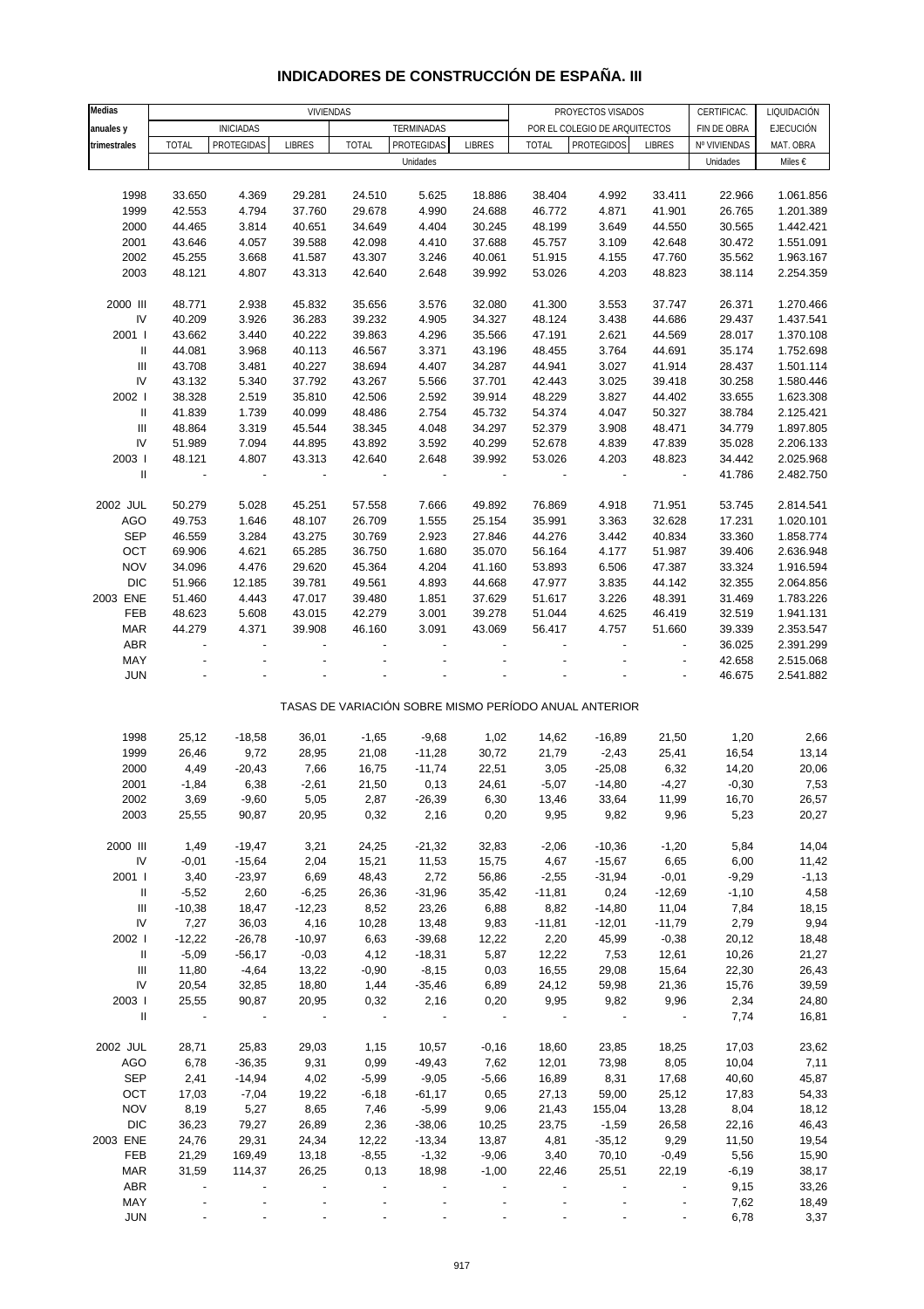# INDICADORES DE CONSTRUCCIÓN DE ESPAÑA. III

| Medias anuales y trimestrales | VIVIENDAS | | | | | | PROYECTOS VISADOS | | | CERTIFICAC. | LIQUIDACIÓN |
|---|---|---|---|---|---|---|---|---|---|---|---|
| | INICIADAS | | | TERMINADAS | | | POR EL COLEGIO DE ARQUITECTOS | | | FIN DE OBRA | EJECUCIÓN |
| | TOTAL | PROTEGIDAS | LIBRES | TOTAL | PROTEGIDAS | LIBRES | TOTAL | PROTEGIDOS | LIBRES | Nº VIVIENDAS | MAT. OBRA |
| | Unidades | | | | | | | | | Unidades | Miles € |
| 1998 | 33.650 | 4.369 | 29.281 | 24.510 | 5.625 | 18.886 | 38.404 | 4.992 | 33.411 | 22.966 | 1.061.856 |
| 1999 | 42.553 | 4.794 | 37.760 | 29.678 | 4.990 | 24.688 | 46.772 | 4.871 | 41.901 | 26.765 | 1.201.389 |
| 2000 | 44.465 | 3.814 | 40.651 | 34.649 | 4.404 | 30.245 | 48.199 | 3.649 | 44.550 | 30.565 | 1.442.421 |
| 2001 | 43.646 | 4.057 | 39.588 | 42.098 | 4.410 | 37.688 | 45.757 | 3.109 | 42.648 | 30.472 | 1.551.091 |
| 2002 | 45.255 | 3.668 | 41.587 | 43.307 | 3.246 | 40.061 | 51.915 | 4.155 | 47.760 | 35.562 | 1.963.167 |
| 2003 | 48.121 | 4.807 | 43.313 | 42.640 | 2.648 | 39.992 | 53.026 | 4.203 | 48.823 | 38.114 | 2.254.359 |
| 2000 III | 48.771 | 2.938 | 45.832 | 35.656 | 3.576 | 32.080 | 41.300 | 3.553 | 37.747 | 26.371 | 1.270.466 |
| IV | 40.209 | 3.926 | 36.283 | 39.232 | 4.905 | 34.327 | 48.124 | 3.438 | 44.686 | 29.437 | 1.437.541 |
| 2001 I | 43.662 | 3.440 | 40.222 | 39.863 | 4.296 | 35.566 | 47.191 | 2.621 | 44.569 | 28.017 | 1.370.108 |
| II | 44.081 | 3.968 | 40.113 | 46.567 | 3.371 | 43.196 | 48.455 | 3.764 | 44.691 | 35.174 | 1.752.698 |
| III | 43.708 | 3.481 | 40.227 | 38.694 | 4.407 | 34.287 | 44.941 | 3.027 | 41.914 | 28.437 | 1.501.114 |
| IV | 43.132 | 5.340 | 37.792 | 43.267 | 5.566 | 37.701 | 42.443 | 3.025 | 39.418 | 30.258 | 1.580.446 |
| 2002 I | 38.328 | 2.519 | 35.810 | 42.506 | 2.592 | 39.914 | 48.229 | 3.827 | 44.402 | 33.655 | 1.623.308 |
| II | 41.839 | 1.739 | 40.099 | 48.486 | 2.754 | 45.732 | 54.374 | 4.047 | 50.327 | 38.784 | 2.125.421 |
| III | 48.864 | 3.319 | 45.544 | 38.345 | 4.048 | 34.297 | 52.379 | 3.908 | 48.471 | 34.779 | 1.897.805 |
| IV | 51.989 | 7.094 | 44.895 | 43.892 | 3.592 | 40.299 | 52.678 | 4.839 | 47.839 | 35.028 | 2.206.133 |
| 2003 I | 48.121 | 4.807 | 43.313 | 42.640 | 2.648 | 39.992 | 53.026 | 4.203 | 48.823 | 34.442 | 2.025.968 |
| II | - | - | - | - | - | - | - | - | - | 41.786 | 2.482.750 |
| 2002 JUL | 50.279 | 5.028 | 45.251 | 57.558 | 7.666 | 49.892 | 76.869 | 4.918 | 71.951 | 53.745 | 2.814.541 |
| AGO | 49.753 | 1.646 | 48.107 | 26.709 | 1.555 | 25.154 | 35.991 | 3.363 | 32.628 | 17.231 | 1.020.101 |
| SEP | 46.559 | 3.284 | 43.275 | 30.769 | 2.923 | 27.846 | 44.276 | 3.442 | 40.834 | 33.360 | 1.858.774 |
| OCT | 69.906 | 4.621 | 65.285 | 36.750 | 1.680 | 35.070 | 56.164 | 4.177 | 51.987 | 39.406 | 2.636.948 |
| NOV | 34.096 | 4.476 | 29.620 | 45.364 | 4.204 | 41.160 | 53.893 | 6.506 | 47.387 | 33.324 | 1.916.594 |
| DIC | 51.966 | 12.185 | 39.781 | 49.561 | 4.893 | 44.668 | 47.977 | 3.835 | 44.142 | 32.355 | 2.064.856 |
| 2003 ENE | 51.460 | 4.443 | 47.017 | 39.480 | 1.851 | 37.629 | 51.617 | 3.226 | 48.391 | 31.469 | 1.783.226 |
| FEB | 48.623 | 5.608 | 43.015 | 42.279 | 3.001 | 39.278 | 51.044 | 4.625 | 46.419 | 32.519 | 1.941.131 |
| MAR | 44.279 | 4.371 | 39.908 | 46.160 | 3.091 | 43.069 | 56.417 | 4.757 | 51.660 | 39.339 | 2.353.547 |
| ABR | - | - | - | - | - | - | - | - | - | 36.025 | 2.391.299 |
| MAY | - | - | - | - | - | - | - | - | - | 42.658 | 2.515.068 |
| JUN | - | - | - | - | - | - | - | - | - | 46.675 | 2.541.882 |
| | TASAS DE VARIACIÓN SOBRE MISMO PERÍODO ANUAL ANTERIOR | | | | | | | | | | |
| 1998 | 25,12 | -18,58 | 36,01 | -1,65 | -9,68 | 1,02 | 14,62 | -16,89 | 21,50 | 1,20 | 2,66 |
| 1999 | 26,46 | 9,72 | 28,95 | 21,08 | -11,28 | 30,72 | 21,79 | -2,43 | 25,41 | 16,54 | 13,14 |
| 2000 | 4,49 | -20,43 | 7,66 | 16,75 | -11,74 | 22,51 | 3,05 | -25,08 | 6,32 | 14,20 | 20,06 |
| 2001 | -1,84 | 6,38 | -2,61 | 21,50 | 0,13 | 24,61 | -5,07 | -14,80 | -4,27 | -0,30 | 7,53 |
| 2002 | 3,69 | -9,60 | 5,05 | 2,87 | -26,39 | 6,30 | 13,46 | 33,64 | 11,99 | 16,70 | 26,57 |
| 2003 | 25,55 | 90,87 | 20,95 | 0,32 | 2,16 | 0,20 | 9,95 | 9,82 | 9,96 | 5,23 | 20,27 |
| 2000 III | 1,49 | -19,47 | 3,21 | 24,25 | -21,32 | 32,83 | -2,06 | -10,36 | -1,20 | 5,84 | 14,04 |
| IV | -0,01 | -15,64 | 2,04 | 15,21 | 11,53 | 15,75 | 4,67 | -15,67 | 6,65 | 6,00 | 11,42 |
| 2001 I | 3,40 | -23,97 | 6,69 | 48,43 | 2,72 | 56,86 | -2,55 | -31,94 | -0,01 | -9,29 | -1,13 |
| II | -5,52 | 2,60 | -6,25 | 26,36 | -31,96 | 35,42 | -11,81 | 0,24 | -12,69 | -1,10 | 4,58 |
| III | -10,38 | 18,47 | -12,23 | 8,52 | 23,26 | 6,88 | 8,82 | -14,80 | 11,04 | 7,84 | 18,15 |
| IV | 7,27 | 36,03 | 4,16 | 10,28 | 13,48 | 9,83 | -11,81 | -12,01 | -11,79 | 2,79 | 9,94 |
| 2002 I | -12,22 | -26,78 | -10,97 | 6,63 | -39,68 | 12,22 | 2,20 | 45,99 | -0,38 | 20,12 | 18,48 |
| II | -5,09 | -56,17 | -0,03 | 4,12 | -18,31 | 5,87 | 12,22 | 7,53 | 12,61 | 10,26 | 21,27 |
| III | 11,80 | -4,64 | 13,22 | -0,90 | -8,15 | 0,03 | 16,55 | 29,08 | 15,64 | 22,30 | 26,43 |
| IV | 20,54 | 32,85 | 18,80 | 1,44 | -35,46 | 6,89 | 24,12 | 59,98 | 21,36 | 15,76 | 39,59 |
| 2003 I | 25,55 | 90,87 | 20,95 | 0,32 | 2,16 | 0,20 | 9,95 | 9,82 | 9,96 | 2,34 | 24,80 |
| II | - | - | - | - | - | - | - | - | - | 7,74 | 16,81 |
| 2002 JUL | 28,71 | 25,83 | 29,03 | 1,15 | 10,57 | -0,16 | 18,60 | 23,85 | 18,25 | 17,03 | 23,62 |
| AGO | 6,78 | -36,35 | 9,31 | 0,99 | -49,43 | 7,62 | 12,01 | 73,98 | 8,05 | 10,04 | 7,11 |
| SEP | 2,41 | -14,94 | 4,02 | -5,99 | -9,05 | -5,66 | 16,89 | 8,31 | 17,68 | 40,60 | 45,87 |
| OCT | 17,03 | -7,04 | 19,22 | -6,18 | -61,17 | 0,65 | 27,13 | 59,00 | 25,12 | 17,83 | 54,33 |
| NOV | 8,19 | 5,27 | 8,65 | 7,46 | -5,99 | 9,06 | 21,43 | 155,04 | 13,28 | 8,04 | 18,12 |
| DIC | 36,23 | 79,27 | 26,89 | 2,36 | -38,06 | 10,25 | 23,75 | -1,59 | 26,58 | 22,16 | 46,43 |
| 2003 ENE | 24,76 | 29,31 | 24,34 | 12,22 | -13,34 | 13,87 | 4,81 | -35,12 | 9,29 | 11,50 | 19,54 |
| FEB | 21,29 | 169,49 | 13,18 | -8,55 | -1,32 | -9,06 | 3,40 | 70,10 | -0,49 | 5,56 | 15,90 |
| MAR | 31,59 | 114,37 | 26,25 | 0,13 | 18,98 | -1,00 | 22,46 | 25,51 | 22,19 | -6,19 | 38,17 |
| ABR | - | - | - | - | - | - | - | - | - | 9,15 | 33,26 |
| MAY | - | - | - | - | - | - | - | - | - | 7,62 | 18,49 |
| JUN | - | - | - | - | - | - | - | - | - | 6,78 | 3,37 |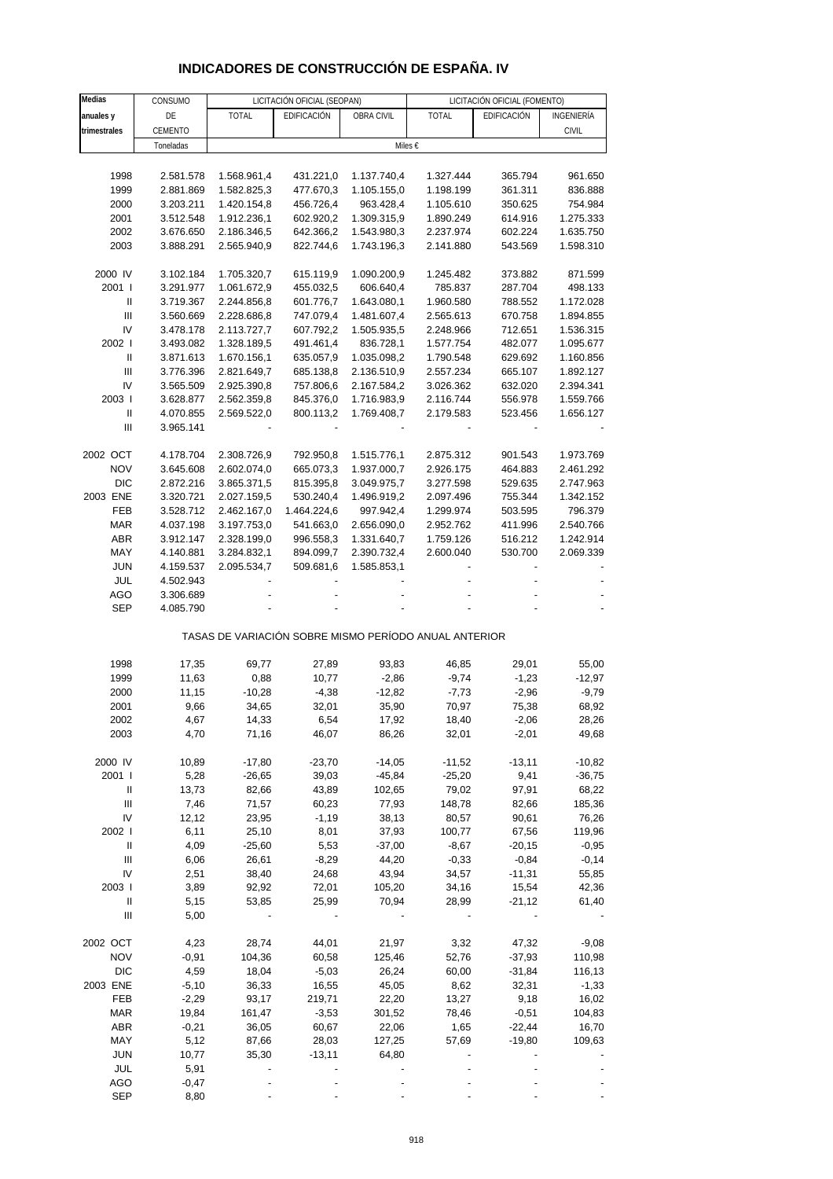# INDICADORES DE CONSTRUCCIÓN DE ESPAÑA. IV

| Medias anuales y trimestrales | CONSUMO DE CEMENTO | LICITACIÓN OFICIAL (SEOPAN) | | | LICITACIÓN OFICIAL (FOMENTO) | | |
|---|---|---|---|---|---|---|---|
| | | TOTAL | EDIFICACIÓN | OBRA CIVIL | TOTAL | EDIFICACIÓN | INGENIERÍA CIVIL |
| | Toneladas | Miles € | | | | | |
| 1998 | 2.581.578 | 1.568.961,4 | 431.221,0 | 1.137.740,4 | 1.327.444 | 365.794 | 961.650 |
| 1999 | 2.881.869 | 1.582.825,3 | 477.670,3 | 1.105.155,0 | 1.198.199 | 361.311 | 836.888 |
| 2000 | 3.203.211 | 1.420.154,8 | 456.726,4 | 963.428,4 | 1.105.610 | 350.625 | 754.984 |
| 2001 | 3.512.548 | 1.912.236,1 | 602.920,2 | 1.309.315,9 | 1.890.249 | 614.916 | 1.275.333 |
| 2002 | 3.676.650 | 2.186.346,5 | 642.366,2 | 1.543.980,3 | 2.237.974 | 602.224 | 1.635.750 |
| 2003 | 3.888.291 | 2.565.940,9 | 822.744,6 | 1.743.196,3 | 2.141.880 | 543.569 | 1.598.310 |
| 2000 IV | 3.102.184 | 1.705.320,7 | 615.119,9 | 1.090.200,9 | 1.245.482 | 373.882 | 871.599 |
| 2001 I | 3.291.977 | 1.061.672,9 | 455.032,5 | 606.640,4 | 785.837 | 287.704 | 498.133 |
| II | 3.719.367 | 2.244.856,8 | 601.776,7 | 1.643.080,1 | 1.960.580 | 788.552 | 1.172.028 |
| III | 3.560.669 | 2.228.686,8 | 747.079,4 | 1.481.607,4 | 2.565.613 | 670.758 | 1.894.855 |
| IV | 3.478.178 | 2.113.727,7 | 607.792,2 | 1.505.935,5 | 2.248.966 | 712.651 | 1.536.315 |
| 2002 I | 3.493.082 | 1.328.189,5 | 491.461,4 | 836.728,1 | 1.577.754 | 482.077 | 1.095.677 |
| II | 3.871.613 | 1.670.156,1 | 635.057,9 | 1.035.098,2 | 1.790.548 | 629.692 | 1.160.856 |
| III | 3.776.396 | 2.821.649,7 | 685.138,8 | 2.136.510,9 | 2.557.234 | 665.107 | 1.892.127 |
| IV | 3.565.509 | 2.925.390,8 | 757.806,6 | 2.167.584,2 | 3.026.362 | 632.020 | 2.394.341 |
| 2003 I | 3.628.877 | 2.562.359,8 | 845.376,0 | 1.716.983,9 | 2.116.744 | 556.978 | 1.559.766 |
| II | 4.070.855 | 2.569.522,0 | 800.113,2 | 1.769.408,7 | 2.179.583 | 523.456 | 1.656.127 |
| III | 3.965.141 | - | - | - | - | - | - |
| 2002 OCT | 4.178.704 | 2.308.726,9 | 792.950,8 | 1.515.776,1 | 2.875.312 | 901.543 | 1.973.769 |
| NOV | 3.645.608 | 2.602.074,0 | 665.073,3 | 1.937.000,7 | 2.926.175 | 464.883 | 2.461.292 |
| DIC | 2.872.216 | 3.865.371,5 | 815.395,8 | 3.049.975,7 | 3.277.598 | 529.635 | 2.747.963 |
| 2003 ENE | 3.320.721 | 2.027.159,5 | 530.240,4 | 1.496.919,2 | 2.097.496 | 755.344 | 1.342.152 |
| FEB | 3.528.712 | 2.462.167,0 | 1.464.224,6 | 997.942,4 | 1.299.974 | 503.595 | 796.379 |
| MAR | 4.037.198 | 3.197.753,0 | 541.663,0 | 2.656.090,0 | 2.952.762 | 411.996 | 2.540.766 |
| ABR | 3.912.147 | 2.328.199,0 | 996.558,3 | 1.331.640,7 | 1.759.126 | 516.212 | 1.242.914 |
| MAY | 4.140.881 | 3.284.832,1 | 894.099,7 | 2.390.732,4 | 2.600.040 | 530.700 | 2.069.339 |
| JUN | 4.159.537 | 2.095.534,7 | 509.681,6 | 1.585.853,1 | - | - | - |
| JUL | 4.502.943 | - | - | - | - | - | - |
| AGO | 3.306.689 | - | - | - | - | - | - |
| SEP | 4.085.790 | - | - | - | - | - | - |

TASAS DE VARIACIÓN SOBRE MISMO PERÍODO ANUAL ANTERIOR

| | CONSUMO DE CEMENTO | SEOPAN TOTAL | SEOPAN EDIFICACIÓN | SEOPAN OBRA CIVIL | FOMENTO TOTAL | FOMENTO EDIFICACIÓN | FOMENTO INGENIERÍA CIVIL |
|---|---|---|---|---|---|---|---|
| 1998 | 17,35 | 69,77 | 27,89 | 93,83 | 46,85 | 29,01 | 55,00 |
| 1999 | 11,63 | 0,88 | 10,77 | -2,86 | -9,74 | -1,23 | -12,97 |
| 2000 | 11,15 | -10,28 | -4,38 | -12,82 | -7,73 | -2,96 | -9,79 |
| 2001 | 9,66 | 34,65 | 32,01 | 35,90 | 70,97 | 75,38 | 68,92 |
| 2002 | 4,67 | 14,33 | 6,54 | 17,92 | 18,40 | -2,06 | 28,26 |
| 2003 | 4,70 | 71,16 | 46,07 | 86,26 | 32,01 | -2,01 | 49,68 |
| 2000 IV | 10,89 | -17,80 | -23,70 | -14,05 | -11,52 | -13,11 | -10,82 |
| 2001 I | 5,28 | -26,65 | 39,03 | -45,84 | -25,20 | 9,41 | -36,75 |
| II | 13,73 | 82,66 | 43,89 | 102,65 | 79,02 | 97,91 | 68,22 |
| III | 7,46 | 71,57 | 60,23 | 77,93 | 148,78 | 82,66 | 185,36 |
| IV | 12,12 | 23,95 | -1,19 | 38,13 | 80,57 | 90,61 | 76,26 |
| 2002 I | 6,11 | 25,10 | 8,01 | 37,93 | 100,77 | 67,56 | 119,96 |
| II | 4,09 | -25,60 | 5,53 | -37,00 | -8,67 | -20,15 | -0,95 |
| III | 6,06 | 26,61 | -8,29 | 44,20 | -0,33 | -0,84 | -0,14 |
| IV | 2,51 | 38,40 | 24,68 | 43,94 | 34,57 | -11,31 | 55,85 |
| 2003 I | 3,89 | 92,92 | 72,01 | 105,20 | 34,16 | 15,54 | 42,36 |
| II | 5,15 | 53,85 | 25,99 | 70,94 | 28,99 | -21,12 | 61,40 |
| III | 5,00 | - | - | - | - | - | - |
| 2002 OCT | 4,23 | 28,74 | 44,01 | 21,97 | 3,32 | 47,32 | -9,08 |
| NOV | -0,91 | 104,36 | 60,58 | 125,46 | 52,76 | -37,93 | 110,98 |
| DIC | 4,59 | 18,04 | -5,03 | 26,24 | 60,00 | -31,84 | 116,13 |
| 2003 ENE | -5,10 | 36,33 | 16,55 | 45,05 | 8,62 | 32,31 | -1,33 |
| FEB | -2,29 | 93,17 | 219,71 | 22,20 | 13,27 | 9,18 | 16,02 |
| MAR | 19,84 | 161,47 | -3,53 | 301,52 | 78,46 | -0,51 | 104,83 |
| ABR | -0,21 | 36,05 | 60,67 | 22,06 | 1,65 | -22,44 | 16,70 |
| MAY | 5,12 | 87,66 | 28,03 | 127,25 | 57,69 | -19,80 | 109,63 |
| JUN | 10,77 | 35,30 | -13,11 | 64,80 | - | - | - |
| JUL | 5,91 | - | - | - | - | - | - |
| AGO | -0,47 | - | - | - | - | - | - |
| SEP | 8,80 | - | - | - | - | - | - |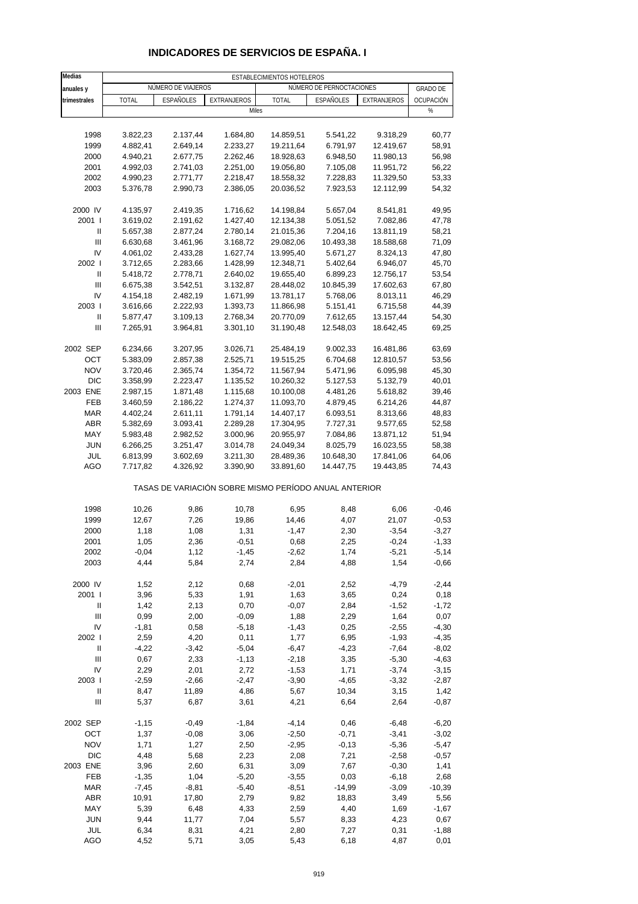# INDICADORES DE SERVICIOS DE ESPAÑA. I

| Medias anuales y trimestrales | ESTABLECIMIENTOS HOTELEROS | | | | | | |
|---|---|---|---|---|---|---|---|
| | NÚMERO DE VIAJEROS | | | NÚMERO DE PERNOCTACIONES | | | GRADO DE OCUPACIÓN |
| | TOTAL | ESPAÑOLES | EXTRANJEROS | TOTAL | ESPAÑOLES | EXTRANJEROS | |
| | Miles | | | | | | % |
| 1998 | 3.822,23 | 2.137,44 | 1.684,80 | 14.859,51 | 5.541,22 | 9.318,29 | 60,77 |
| 1999 | 4.882,41 | 2.649,14 | 2.233,27 | 19.211,64 | 6.791,97 | 12.419,67 | 58,91 |
| 2000 | 4.940,21 | 2.677,75 | 2.262,46 | 18.928,63 | 6.948,50 | 11.980,13 | 56,98 |
| 2001 | 4.992,03 | 2.741,03 | 2.251,00 | 19.056,80 | 7.105,08 | 11.951,72 | 56,22 |
| 2002 | 4.990,23 | 2.771,77 | 2.218,47 | 18.558,32 | 7.228,83 | 11.329,50 | 53,33 |
| 2003 | 5.376,78 | 2.990,73 | 2.386,05 | 20.036,52 | 7.923,53 | 12.112,99 | 54,32 |
| 2000 IV | 4.135,97 | 2.419,35 | 1.716,62 | 14.198,84 | 5.657,04 | 8.541,81 | 49,95 |
| 2001 I | 3.619,02 | 2.191,62 | 1.427,40 | 12.134,38 | 5.051,52 | 7.082,86 | 47,78 |
| II | 5.657,38 | 2.877,24 | 2.780,14 | 21.015,36 | 7.204,16 | 13.811,19 | 58,21 |
| III | 6.630,68 | 3.461,96 | 3.168,72 | 29.082,06 | 10.493,38 | 18.588,68 | 71,09 |
| IV | 4.061,02 | 2.433,28 | 1.627,74 | 13.995,40 | 5.671,27 | 8.324,13 | 47,80 |
| 2002 I | 3.712,65 | 2.283,66 | 1.428,99 | 12.348,71 | 5.402,64 | 6.946,07 | 45,70 |
| II | 5.418,72 | 2.778,71 | 2.640,02 | 19.655,40 | 6.899,23 | 12.756,17 | 53,54 |
| III | 6.675,38 | 3.542,51 | 3.132,87 | 28.448,02 | 10.845,39 | 17.602,63 | 67,80 |
| IV | 4.154,18 | 2.482,19 | 1.671,99 | 13.781,17 | 5.768,06 | 8.013,11 | 46,29 |
| 2003 I | 3.616,66 | 2.222,93 | 1.393,73 | 11.866,98 | 5.151,41 | 6.715,58 | 44,39 |
| II | 5.877,47 | 3.109,13 | 2.768,34 | 20.770,09 | 7.612,65 | 13.157,44 | 54,30 |
| III | 7.265,91 | 3.964,81 | 3.301,10 | 31.190,48 | 12.548,03 | 18.642,45 | 69,25 |
| 2002 SEP | 6.234,66 | 3.207,95 | 3.026,71 | 25.484,19 | 9.002,33 | 16.481,86 | 63,69 |
| OCT | 5.383,09 | 2.857,38 | 2.525,71 | 19.515,25 | 6.704,68 | 12.810,57 | 53,56 |
| NOV | 3.720,46 | 2.365,74 | 1.354,72 | 11.567,94 | 5.471,96 | 6.095,98 | 45,30 |
| DIC | 3.358,99 | 2.223,47 | 1.135,52 | 10.260,32 | 5.127,53 | 5.132,79 | 40,01 |
| 2003 ENE | 2.987,15 | 1.871,48 | 1.115,68 | 10.100,08 | 4.481,26 | 5.618,82 | 39,46 |
| FEB | 3.460,59 | 2.186,22 | 1.274,37 | 11.093,70 | 4.879,45 | 6.214,26 | 44,87 |
| MAR | 4.402,24 | 2.611,11 | 1.791,14 | 14.407,17 | 6.093,51 | 8.313,66 | 48,83 |
| ABR | 5.382,69 | 3.093,41 | 2.289,28 | 17.304,95 | 7.727,31 | 9.577,65 | 52,58 |
| MAY | 5.983,48 | 2.982,52 | 3.000,96 | 20.955,97 | 7.084,86 | 13.871,12 | 51,94 |
| JUN | 6.266,25 | 3.251,47 | 3.014,78 | 24.049,34 | 8.025,79 | 16.023,55 | 58,38 |
| JUL | 6.813,99 | 3.602,69 | 3.211,30 | 28.489,36 | 10.648,30 | 17.841,06 | 64,06 |
| AGO | 7.717,82 | 4.326,92 | 3.390,90 | 33.891,60 | 14.447,75 | 19.443,85 | 74,43 |
| | TASAS DE VARIACIÓN SOBRE MISMO PERÍODO ANUAL ANTERIOR | | | | | | |
| 1998 | 10,26 | 9,86 | 10,78 | 6,95 | 8,48 | 6,06 | -0,46 |
| 1999 | 12,67 | 7,26 | 19,86 | 14,46 | 4,07 | 21,07 | -0,53 |
| 2000 | 1,18 | 1,08 | 1,31 | -1,47 | 2,30 | -3,54 | -3,27 |
| 2001 | 1,05 | 2,36 | -0,51 | 0,68 | 2,25 | -0,24 | -1,33 |
| 2002 | -0,04 | 1,12 | -1,45 | -2,62 | 1,74 | -5,21 | -5,14 |
| 2003 | 4,44 | 5,84 | 2,74 | 2,84 | 4,88 | 1,54 | -0,66 |
| 2000 IV | 1,52 | 2,12 | 0,68 | -2,01 | 2,52 | -4,79 | -2,44 |
| 2001 I | 3,96 | 5,33 | 1,91 | 1,63 | 3,65 | 0,24 | 0,18 |
| II | 1,42 | 2,13 | 0,70 | -0,07 | 2,84 | -1,52 | -1,72 |
| III | 0,99 | 2,00 | -0,09 | 1,88 | 2,29 | 1,64 | 0,07 |
| IV | -1,81 | 0,58 | -5,18 | -1,43 | 0,25 | -2,55 | -4,30 |
| 2002 I | 2,59 | 4,20 | 0,11 | 1,77 | 6,95 | -1,93 | -4,35 |
| II | -4,22 | -3,42 | -5,04 | -6,47 | -4,23 | -7,64 | -8,02 |
| III | 0,67 | 2,33 | -1,13 | -2,18 | 3,35 | -5,30 | -4,63 |
| IV | 2,29 | 2,01 | 2,72 | -1,53 | 1,71 | -3,74 | -3,15 |
| 2003 I | -2,59 | -2,66 | -2,47 | -3,90 | -4,65 | -3,32 | -2,87 |
| II | 8,47 | 11,89 | 4,86 | 5,67 | 10,34 | 3,15 | 1,42 |
| III | 5,37 | 6,87 | 3,61 | 4,21 | 6,64 | 2,64 | -0,87 |
| 2002 SEP | -1,15 | -0,49 | -1,84 | -4,14 | 0,46 | -6,48 | -6,20 |
| OCT | 1,37 | -0,08 | 3,06 | -2,50 | -0,71 | -3,41 | -3,02 |
| NOV | 1,71 | 1,27 | 2,50 | -2,95 | -0,13 | -5,36 | -5,47 |
| DIC | 4,48 | 5,68 | 2,23 | 2,08 | 7,21 | -2,58 | -0,57 |
| 2003 ENE | 3,96 | 2,60 | 6,31 | 3,09 | 7,67 | -0,30 | 1,41 |
| FEB | -1,35 | 1,04 | -5,20 | -3,55 | 0,03 | -6,18 | 2,68 |
| MAR | -7,45 | -8,81 | -5,40 | -8,51 | -14,99 | -3,09 | -10,39 |
| ABR | 10,91 | 17,80 | 2,79 | 9,82 | 18,83 | 3,49 | 5,56 |
| MAY | 5,39 | 6,48 | 4,33 | 2,59 | 4,40 | 1,69 | -1,67 |
| JUN | 9,44 | 11,77 | 7,04 | 5,57 | 8,33 | 4,23 | 0,67 |
| JUL | 6,34 | 8,31 | 4,21 | 2,80 | 7,27 | 0,31 | -1,88 |
| AGO | 4,52 | 5,71 | 3,05 | 5,43 | 6,18 | 4,87 | 0,01 |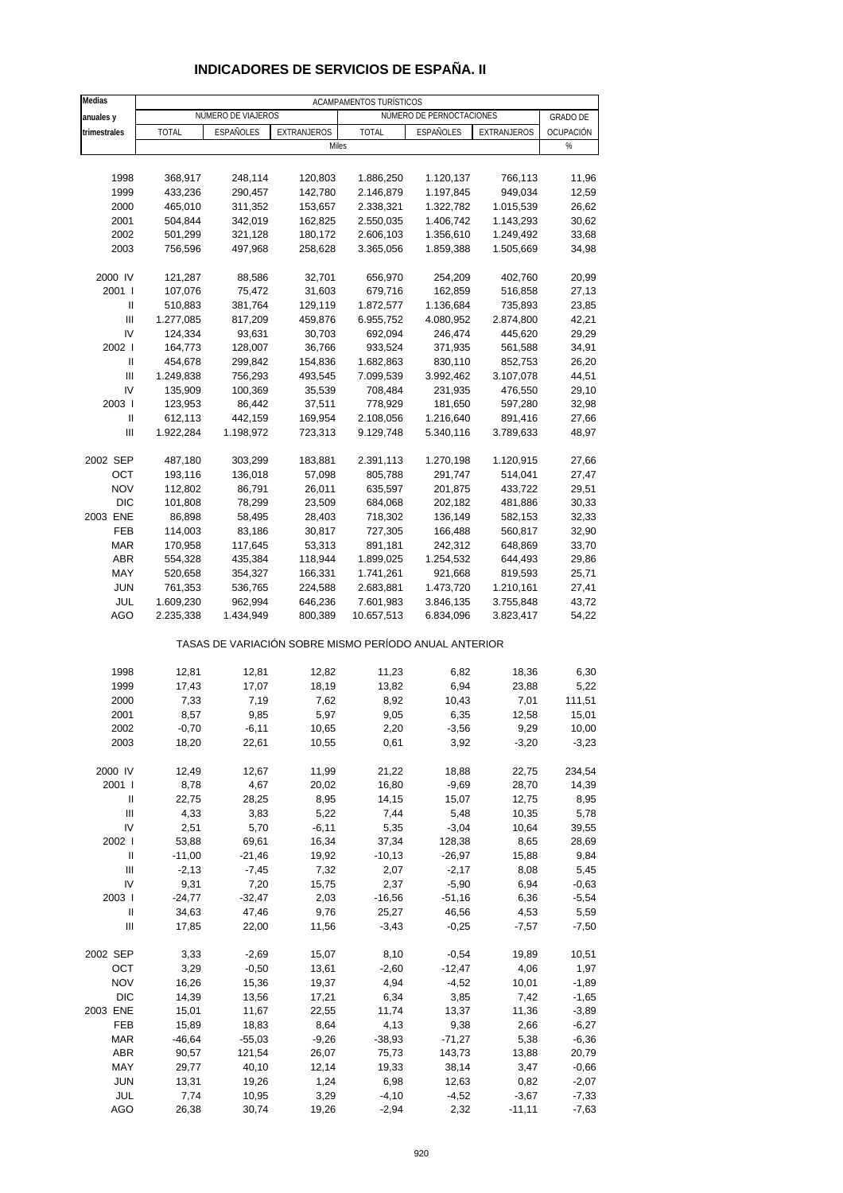# INDICADORES DE SERVICIOS DE ESPAÑA. II

| Medias anuales y trimestrales | ACAMPAMENTOS TURÍSTICOS | | | | | | |
|---|---|---|---|---|---|---|---|
| | NÚMERO DE VIAJEROS | | | NÚMERO DE PERNOCTACIONES | | | GRADO DE OCUPACIÓN |
| | TOTAL | ESPAÑOLES | EXTRANJEROS | TOTAL | ESPAÑOLES | EXTRANJEROS | |
| | Miles | | | | | | % |
| 1998 | 368,917 | 248,114 | 120,803 | 1.886,250 | 1.120,137 | 766,113 | 11,96 |
| 1999 | 433,236 | 290,457 | 142,780 | 2.146,879 | 1.197,845 | 949,034 | 12,59 |
| 2000 | 465,010 | 311,352 | 153,657 | 2.338,321 | 1.322,782 | 1.015,539 | 26,62 |
| 2001 | 504,844 | 342,019 | 162,825 | 2.550,035 | 1.406,742 | 1.143,293 | 30,62 |
| 2002 | 501,299 | 321,128 | 180,172 | 2.606,103 | 1.356,610 | 1.249,492 | 33,68 |
| 2003 | 756,596 | 497,968 | 258,628 | 3.365,056 | 1.859,388 | 1.505,669 | 34,98 |
| 2000 IV | 121,287 | 88,586 | 32,701 | 656,970 | 254,209 | 402,760 | 20,99 |
| 2001 I | 107,076 | 75,472 | 31,603 | 679,716 | 162,859 | 516,858 | 27,13 |
| II | 510,883 | 381,764 | 129,119 | 1.872,577 | 1.136,684 | 735,893 | 23,85 |
| III | 1.277,085 | 817,209 | 459,876 | 6.955,752 | 4.080,952 | 2.874,800 | 42,21 |
| IV | 124,334 | 93,631 | 30,703 | 692,094 | 246,474 | 445,620 | 29,29 |
| 2002 I | 164,773 | 128,007 | 36,766 | 933,524 | 371,935 | 561,588 | 34,91 |
| II | 454,678 | 299,842 | 154,836 | 1.682,863 | 830,110 | 852,753 | 26,20 |
| III | 1.249,838 | 756,293 | 493,545 | 7.099,539 | 3.992,462 | 3.107,078 | 44,51 |
| IV | 135,909 | 100,369 | 35,539 | 708,484 | 231,935 | 476,550 | 29,10 |
| 2003 I | 123,953 | 86,442 | 37,511 | 778,929 | 181,650 | 597,280 | 32,98 |
| II | 612,113 | 442,159 | 169,954 | 2.108,056 | 1.216,640 | 891,416 | 27,66 |
| III | 1.922,284 | 1.198,972 | 723,313 | 9.129,748 | 5.340,116 | 3.789,633 | 48,97 |
| 2002 SEP | 487,180 | 303,299 | 183,881 | 2.391,113 | 1.270,198 | 1.120,915 | 27,66 |
| OCT | 193,116 | 136,018 | 57,098 | 805,788 | 291,747 | 514,041 | 27,47 |
| NOV | 112,802 | 86,791 | 26,011 | 635,597 | 201,875 | 433,722 | 29,51 |
| DIC | 101,808 | 78,299 | 23,509 | 684,068 | 202,182 | 481,886 | 30,33 |
| 2003 ENE | 86,898 | 58,495 | 28,403 | 718,302 | 136,149 | 582,153 | 32,33 |
| FEB | 114,003 | 83,186 | 30,817 | 727,305 | 166,488 | 560,817 | 32,90 |
| MAR | 170,958 | 117,645 | 53,313 | 891,181 | 242,312 | 648,869 | 33,70 |
| ABR | 554,328 | 435,384 | 118,944 | 1.899,025 | 1.254,532 | 644,493 | 29,86 |
| MAY | 520,658 | 354,327 | 166,331 | 1.741,261 | 921,668 | 819,593 | 25,71 |
| JUN | 761,353 | 536,765 | 224,588 | 2.683,881 | 1.473,720 | 1.210,161 | 27,41 |
| JUL | 1.609,230 | 962,994 | 646,236 | 7.601,983 | 3.846,135 | 3.755,848 | 43,72 |
| AGO | 2.235,338 | 1.434,949 | 800,389 | 10.657,513 | 6.834,096 | 3.823,417 | 54,22 |
| | TASAS DE VARIACIÓN SOBRE MISMO PERÍODO ANUAL ANTERIOR | | | | | | |
| 1998 | 12,81 | 12,81 | 12,82 | 11,23 | 6,82 | 18,36 | 6,30 |
| 1999 | 17,43 | 17,07 | 18,19 | 13,82 | 6,94 | 23,88 | 5,22 |
| 2000 | 7,33 | 7,19 | 7,62 | 8,92 | 10,43 | 7,01 | 111,51 |
| 2001 | 8,57 | 9,85 | 5,97 | 9,05 | 6,35 | 12,58 | 15,01 |
| 2002 | -0,70 | -6,11 | 10,65 | 2,20 | -3,56 | 9,29 | 10,00 |
| 2003 | 18,20 | 22,61 | 10,55 | 0,61 | 3,92 | -3,20 | -3,23 |
| 2000 IV | 12,49 | 12,67 | 11,99 | 21,22 | 18,88 | 22,75 | 234,54 |
| 2001 I | 8,78 | 4,67 | 20,02 | 16,80 | -9,69 | 28,70 | 14,39 |
| II | 22,75 | 28,25 | 8,95 | 14,15 | 15,07 | 12,75 | 8,95 |
| III | 4,33 | 3,83 | 5,22 | 7,44 | 5,48 | 10,35 | 5,78 |
| IV | 2,51 | 5,70 | -6,11 | 5,35 | -3,04 | 10,64 | 39,55 |
| 2002 I | 53,88 | 69,61 | 16,34 | 37,34 | 128,38 | 8,65 | 28,69 |
| II | -11,00 | -21,46 | 19,92 | -10,13 | -26,97 | 15,88 | 9,84 |
| III | -2,13 | -7,45 | 7,32 | 2,07 | -2,17 | 8,08 | 5,45 |
| IV | 9,31 | 7,20 | 15,75 | 2,37 | -5,90 | 6,94 | -0,63 |
| 2003 I | -24,77 | -32,47 | 2,03 | -16,56 | -51,16 | 6,36 | -5,54 |
| II | 34,63 | 47,46 | 9,76 | 25,27 | 46,56 | 4,53 | 5,59 |
| III | 17,85 | 22,00 | 11,56 | -3,43 | -0,25 | -7,57 | -7,50 |
| 2002 SEP | 3,33 | -2,69 | 15,07 | 8,10 | -0,54 | 19,89 | 10,51 |
| OCT | 3,29 | -0,50 | 13,61 | -2,60 | -12,47 | 4,06 | 1,97 |
| NOV | 16,26 | 15,36 | 19,37 | 4,94 | -4,52 | 10,01 | -1,89 |
| DIC | 14,39 | 13,56 | 17,21 | 6,34 | 3,85 | 7,42 | -1,65 |
| 2003 ENE | 15,01 | 11,67 | 22,55 | 11,74 | 13,37 | 11,36 | -3,89 |
| FEB | 15,89 | 18,83 | 8,64 | 4,13 | 9,38 | 2,66 | -6,27 |
| MAR | -46,64 | -55,03 | -9,26 | -38,93 | -71,27 | 5,38 | -6,36 |
| ABR | 90,57 | 121,54 | 26,07 | 75,73 | 143,73 | 13,88 | 20,79 |
| MAY | 29,77 | 40,10 | 12,14 | 19,33 | 38,14 | 3,47 | -0,66 |
| JUN | 13,31 | 19,26 | 1,24 | 6,98 | 12,63 | 0,82 | -2,07 |
| JUL | 7,74 | 10,95 | 3,29 | -4,10 | -4,52 | -3,67 | -7,33 |
| AGO | 26,38 | 30,74 | 19,26 | -2,94 | 2,32 | -11,11 | -7,63 |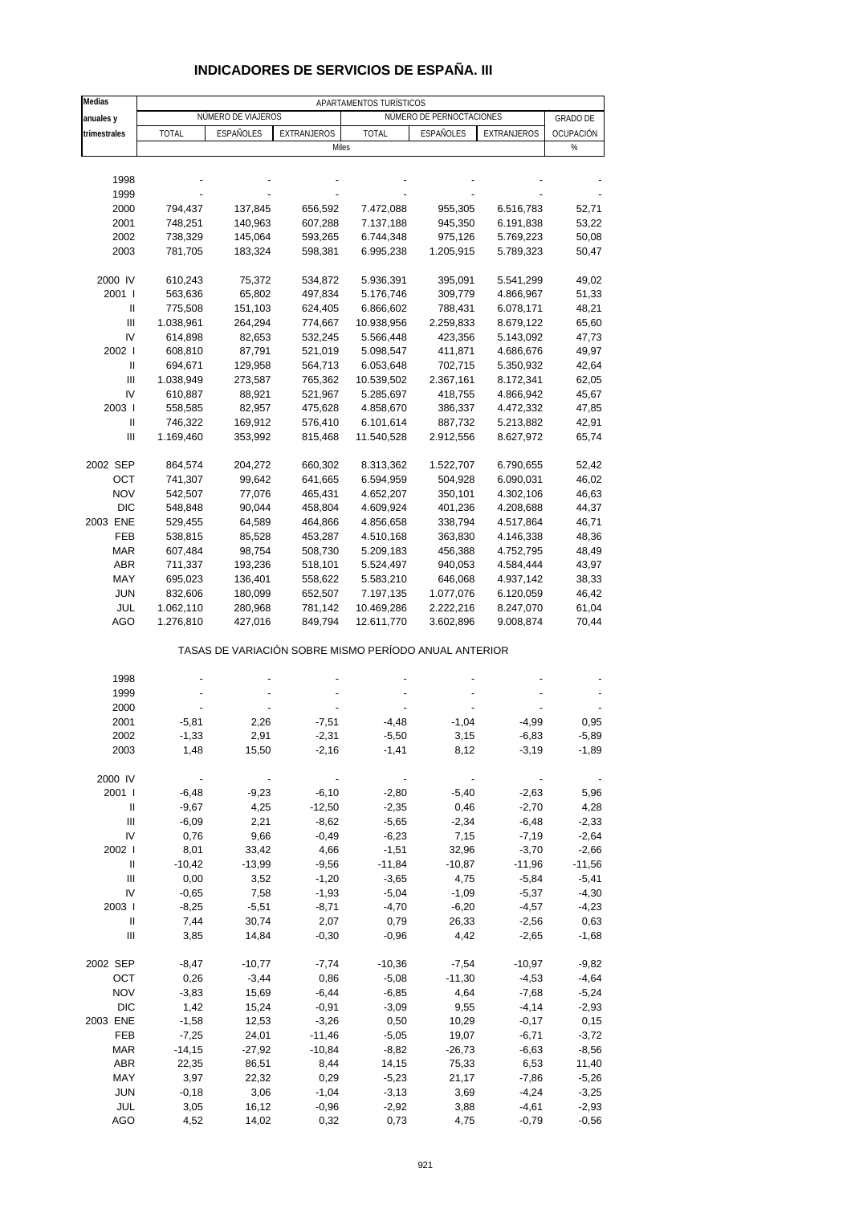# INDICADORES DE SERVICIOS DE ESPAÑA. III

| Medias anuales y trimestrales | APARTAMENTOS TURÍSTICOS | | | | | | |
|---|---|---|---|---|---|---|---|
| | NÚMERO DE VIAJEROS | | | NÚMERO DE PERNOCTACIONES | | | GRADO DE OCUPACIÓN |
| | TOTAL | ESPAÑOLES | EXTRANJEROS | TOTAL | ESPAÑOLES | EXTRANJEROS | |
| | Miles | | | | | | % |
| 1998 | - | - | - | - | - | - | - |
| 1999 | - | - | - | - | - | - | - |
| 2000 | 794,437 | 137,845 | 656,592 | 7.472,088 | 955,305 | 6.516,783 | 52,71 |
| 2001 | 748,251 | 140,963 | 607,288 | 7.137,188 | 945,350 | 6.191,838 | 53,22 |
| 2002 | 738,329 | 145,064 | 593,265 | 6.744,348 | 975,126 | 5.769,223 | 50,08 |
| 2003 | 781,705 | 183,324 | 598,381 | 6.995,238 | 1.205,915 | 5.789,323 | 50,47 |
| 2000 IV | 610,243 | 75,372 | 534,872 | 5.936,391 | 395,091 | 5.541,299 | 49,02 |
| 2001 I | 563,636 | 65,802 | 497,834 | 5.176,746 | 309,779 | 4.866,967 | 51,33 |
| II | 775,508 | 151,103 | 624,405 | 6.866,602 | 788,431 | 6.078,171 | 48,21 |
| III | 1.038,961 | 264,294 | 774,667 | 10.938,956 | 2.259,833 | 8.679,122 | 65,60 |
| IV | 614,898 | 82,653 | 532,245 | 5.566,448 | 423,356 | 5.143,092 | 47,73 |
| 2002 I | 608,810 | 87,791 | 521,019 | 5.098,547 | 411,871 | 4.686,676 | 49,97 |
| II | 694,671 | 129,958 | 564,713 | 6.053,648 | 702,715 | 5.350,932 | 42,64 |
| III | 1.038,949 | 273,587 | 765,362 | 10.539,502 | 2.367,161 | 8.172,341 | 62,05 |
| IV | 610,887 | 88,921 | 521,967 | 5.285,697 | 418,755 | 4.866,942 | 45,67 |
| 2003 I | 558,585 | 82,957 | 475,628 | 4.858,670 | 386,337 | 4.472,332 | 47,85 |
| II | 746,322 | 169,912 | 576,410 | 6.101,614 | 887,732 | 5.213,882 | 42,91 |
| III | 1.169,460 | 353,992 | 815,468 | 11.540,528 | 2.912,556 | 8.627,972 | 65,74 |
| 2002 SEP | 864,574 | 204,272 | 660,302 | 8.313,362 | 1.522,707 | 6.790,655 | 52,42 |
| OCT | 741,307 | 99,642 | 641,665 | 6.594,959 | 504,928 | 6.090,031 | 46,02 |
| NOV | 542,507 | 77,076 | 465,431 | 4.652,207 | 350,101 | 4.302,106 | 46,63 |
| DIC | 548,848 | 90,044 | 458,804 | 4.609,924 | 401,236 | 4.208,688 | 44,37 |
| 2003 ENE | 529,455 | 64,589 | 464,866 | 4.856,658 | 338,794 | 4.517,864 | 46,71 |
| FEB | 538,815 | 85,528 | 453,287 | 4.510,168 | 363,830 | 4.146,338 | 48,36 |
| MAR | 607,484 | 98,754 | 508,730 | 5.209,183 | 456,388 | 4.752,795 | 48,49 |
| ABR | 711,337 | 193,236 | 518,101 | 5.524,497 | 940,053 | 4.584,444 | 43,97 |
| MAY | 695,023 | 136,401 | 558,622 | 5.583,210 | 646,068 | 4.937,142 | 38,33 |
| JUN | 832,606 | 180,099 | 652,507 | 7.197,135 | 1.077,076 | 6.120,059 | 46,42 |
| JUL | 1.062,110 | 280,968 | 781,142 | 10.469,286 | 2.222,216 | 8.247,070 | 61,04 |
| AGO | 1.276,810 | 427,016 | 849,794 | 12.611,770 | 3.602,896 | 9.008,874 | 70,44 |
| | TASAS DE VARIACIÓN SOBRE MISMO PERÍODO ANUAL ANTERIOR | | | | | | |
| 1998 | - | - | - | - | - | - | - |
| 1999 | - | - | - | - | - | - | - |
| 2000 | - | - | - | - | - | - | - |
| 2001 | -5,81 | 2,26 | -7,51 | -4,48 | -1,04 | -4,99 | 0,95 |
| 2002 | -1,33 | 2,91 | -2,31 | -5,50 | 3,15 | -6,83 | -5,89 |
| 2003 | 1,48 | 15,50 | -2,16 | -1,41 | 8,12 | -3,19 | -1,89 |
| 2000 IV | - | - | - | - | - | - | - |
| 2001 I | -6,48 | -9,23 | -6,10 | -2,80 | -5,40 | -2,63 | 5,96 |
| II | -9,67 | 4,25 | -12,50 | -2,35 | 0,46 | -2,70 | 4,28 |
| III | -6,09 | 2,21 | -8,62 | -5,65 | -2,34 | -6,48 | -2,33 |
| IV | 0,76 | 9,66 | -0,49 | -6,23 | 7,15 | -7,19 | -2,64 |
| 2002 I | 8,01 | 33,42 | 4,66 | -1,51 | 32,96 | -3,70 | -2,66 |
| II | -10,42 | -13,99 | -9,56 | -11,84 | -10,87 | -11,96 | -11,56 |
| III | 0,00 | 3,52 | -1,20 | -3,65 | 4,75 | -5,84 | -5,41 |
| IV | -0,65 | 7,58 | -1,93 | -5,04 | -1,09 | -5,37 | -4,30 |
| 2003 I | -8,25 | -5,51 | -8,71 | -4,70 | -6,20 | -4,57 | -4,23 |
| II | 7,44 | 30,74 | 2,07 | 0,79 | 26,33 | -2,56 | 0,63 |
| III | 3,85 | 14,84 | -0,30 | -0,96 | 4,42 | -2,65 | -1,68 |
| 2002 SEP | -8,47 | -10,77 | -7,74 | -10,36 | -7,54 | -10,97 | -9,82 |
| OCT | 0,26 | -3,44 | 0,86 | -5,08 | -11,30 | -4,53 | -4,64 |
| NOV | -3,83 | 15,69 | -6,44 | -6,85 | 4,64 | -7,68 | -5,24 |
| DIC | 1,42 | 15,24 | -0,91 | -3,09 | 9,55 | -4,14 | -2,93 |
| 2003 ENE | -1,58 | 12,53 | -3,26 | 0,50 | 10,29 | -0,17 | 0,15 |
| FEB | -7,25 | 24,01 | -11,46 | -5,05 | 19,07 | -6,71 | -3,72 |
| MAR | -14,15 | -27,92 | -10,84 | -8,82 | -26,73 | -6,63 | -8,56 |
| ABR | 22,35 | 86,51 | 8,44 | 14,15 | 75,33 | 6,53 | 11,40 |
| MAY | 3,97 | 22,32 | 0,29 | -5,23 | 21,17 | -7,86 | -5,26 |
| JUN | -0,18 | 3,06 | -1,04 | -3,13 | 3,69 | -4,24 | -3,25 |
| JUL | 3,05 | 16,12 | -0,96 | -2,92 | 3,88 | -4,61 | -2,93 |
| AGO | 4,52 | 14,02 | 0,32 | 0,73 | 4,75 | -0,79 | -0,56 |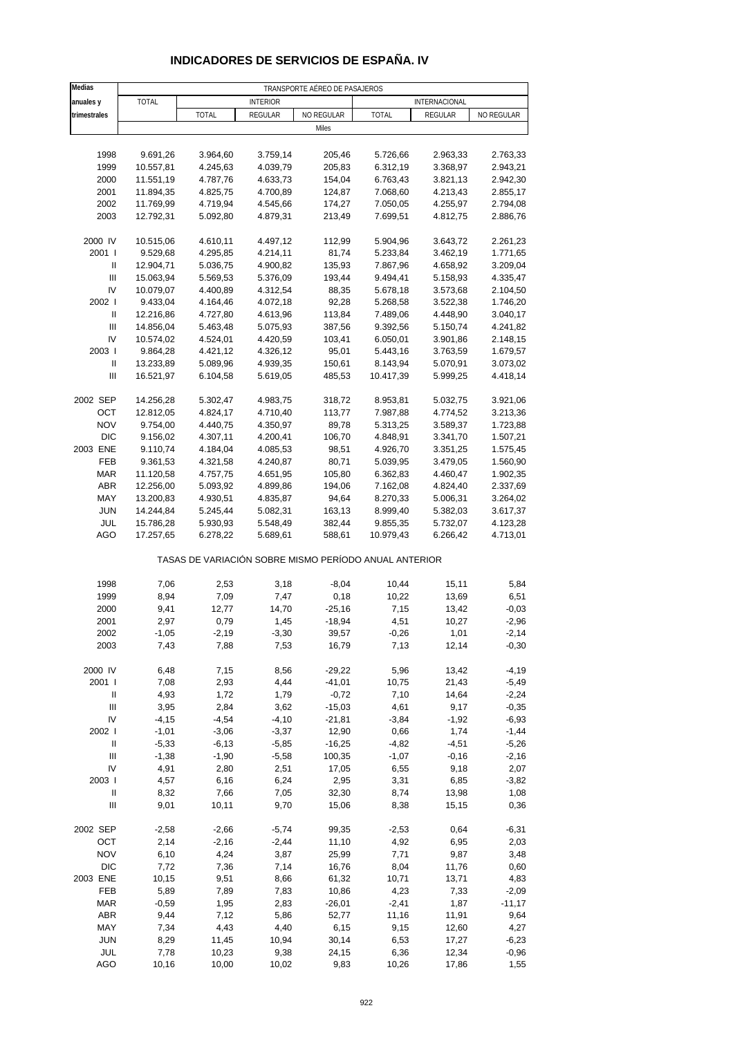# INDICADORES DE SERVICIOS DE ESPAÑA. IV

| Medias anuales y trimestrales | TRANSPORTE AÉREO DE PASAJEROS | | | | | | |
|---|---|---|---|---|---|---|---|
| | TOTAL | INTERIOR | | | INTERNACIONAL | | |
| | | TOTAL | REGULAR | NO REGULAR | TOTAL | REGULAR | NO REGULAR |
| | Miles | | | | | | |
| 1998 | 9.691,26 | 3.964,60 | 3.759,14 | 205,46 | 5.726,66 | 2.963,33 | 2.763,33 |
| 1999 | 10.557,81 | 4.245,63 | 4.039,79 | 205,83 | 6.312,19 | 3.368,97 | 2.943,21 |
| 2000 | 11.551,19 | 4.787,76 | 4.633,73 | 154,04 | 6.763,43 | 3.821,13 | 2.942,30 |
| 2001 | 11.894,35 | 4.825,75 | 4.700,89 | 124,87 | 7.068,60 | 4.213,43 | 2.855,17 |
| 2002 | 11.769,99 | 4.719,94 | 4.545,66 | 174,27 | 7.050,05 | 4.255,97 | 2.794,08 |
| 2003 | 12.792,31 | 5.092,80 | 4.879,31 | 213,49 | 7.699,51 | 4.812,75 | 2.886,76 |
| 2000 IV | 10.515,06 | 4.610,11 | 4.497,12 | 112,99 | 5.904,96 | 3.643,72 | 2.261,23 |
| 2001 I | 9.529,68 | 4.295,85 | 4.214,11 | 81,74 | 5.233,84 | 3.462,19 | 1.771,65 |
| II | 12.904,71 | 5.036,75 | 4.900,82 | 135,93 | 7.867,96 | 4.658,92 | 3.209,04 |
| III | 15.063,94 | 5.569,53 | 5.376,09 | 193,44 | 9.494,41 | 5.158,93 | 4.335,47 |
| IV | 10.079,07 | 4.400,89 | 4.312,54 | 88,35 | 5.678,18 | 3.573,68 | 2.104,50 |
| 2002 I | 9.433,04 | 4.164,46 | 4.072,18 | 92,28 | 5.268,58 | 3.522,38 | 1.746,20 |
| II | 12.216,86 | 4.727,80 | 4.613,96 | 113,84 | 7.489,06 | 4.448,90 | 3.040,17 |
| III | 14.856,04 | 5.463,48 | 5.075,93 | 387,56 | 9.392,56 | 5.150,74 | 4.241,82 |
| IV | 10.574,02 | 4.524,01 | 4.420,59 | 103,41 | 6.050,01 | 3.901,86 | 2.148,15 |
| 2003 I | 9.864,28 | 4.421,12 | 4.326,12 | 95,01 | 5.443,16 | 3.763,59 | 1.679,57 |
| II | 13.233,89 | 5.089,96 | 4.939,35 | 150,61 | 8.143,94 | 5.070,91 | 3.073,02 |
| III | 16.521,97 | 6.104,58 | 5.619,05 | 485,53 | 10.417,39 | 5.999,25 | 4.418,14 |
| 2002 SEP | 14.256,28 | 5.302,47 | 4.983,75 | 318,72 | 8.953,81 | 5.032,75 | 3.921,06 |
| OCT | 12.812,05 | 4.824,17 | 4.710,40 | 113,77 | 7.987,88 | 4.774,52 | 3.213,36 |
| NOV | 9.754,00 | 4.440,75 | 4.350,97 | 89,78 | 5.313,25 | 3.589,37 | 1.723,88 |
| DIC | 9.156,02 | 4.307,11 | 4.200,41 | 106,70 | 4.848,91 | 3.341,70 | 1.507,21 |
| 2003 ENE | 9.110,74 | 4.184,04 | 4.085,53 | 98,51 | 4.926,70 | 3.351,25 | 1.575,45 |
| FEB | 9.361,53 | 4.321,58 | 4.240,87 | 80,71 | 5.039,95 | 3.479,05 | 1.560,90 |
| MAR | 11.120,58 | 4.757,75 | 4.651,95 | 105,80 | 6.362,83 | 4.460,47 | 1.902,35 |
| ABR | 12.256,00 | 5.093,92 | 4.899,86 | 194,06 | 7.162,08 | 4.824,40 | 2.337,69 |
| MAY | 13.200,83 | 4.930,51 | 4.835,87 | 94,64 | 8.270,33 | 5.006,31 | 3.264,02 |
| JUN | 14.244,84 | 5.245,44 | 5.082,31 | 163,13 | 8.999,40 | 5.382,03 | 3.617,37 |
| JUL | 15.786,28 | 5.930,93 | 5.548,49 | 382,44 | 9.855,35 | 5.732,07 | 4.123,28 |
| AGO | 17.257,65 | 6.278,22 | 5.689,61 | 588,61 | 10.979,43 | 6.266,42 | 4.713,01 |
| | TASAS DE VARIACIÓN SOBRE MISMO PERÍODO ANUAL ANTERIOR | | | | | | |
| 1998 | 7,06 | 2,53 | 3,18 | -8,04 | 10,44 | 15,11 | 5,84 |
| 1999 | 8,94 | 7,09 | 7,47 | 0,18 | 10,22 | 13,69 | 6,51 |
| 2000 | 9,41 | 12,77 | 14,70 | -25,16 | 7,15 | 13,42 | -0,03 |
| 2001 | 2,97 | 0,79 | 1,45 | -18,94 | 4,51 | 10,27 | -2,96 |
| 2002 | -1,05 | -2,19 | -3,30 | 39,57 | -0,26 | 1,01 | -2,14 |
| 2003 | 7,43 | 7,88 | 7,53 | 16,79 | 7,13 | 12,14 | -0,30 |
| 2000 IV | 6,48 | 7,15 | 8,56 | -29,22 | 5,96 | 13,42 | -4,19 |
| 2001 I | 7,08 | 2,93 | 4,44 | -41,01 | 10,75 | 21,43 | -5,49 |
| II | 4,93 | 1,72 | 1,79 | -0,72 | 7,10 | 14,64 | -2,24 |
| III | 3,95 | 2,84 | 3,62 | -15,03 | 4,61 | 9,17 | -0,35 |
| IV | -4,15 | -4,54 | -4,10 | -21,81 | -3,84 | -1,92 | -6,93 |
| 2002 I | -1,01 | -3,06 | -3,37 | 12,90 | 0,66 | 1,74 | -1,44 |
| II | -5,33 | -6,13 | -5,85 | -16,25 | -4,82 | -4,51 | -5,26 |
| III | -1,38 | -1,90 | -5,58 | 100,35 | -1,07 | -0,16 | -2,16 |
| IV | 4,91 | 2,80 | 2,51 | 17,05 | 6,55 | 9,18 | 2,07 |
| 2003 I | 4,57 | 6,16 | 6,24 | 2,95 | 3,31 | 6,85 | -3,82 |
| II | 8,32 | 7,66 | 7,05 | 32,30 | 8,74 | 13,98 | 1,08 |
| III | 9,01 | 10,11 | 9,70 | 15,06 | 8,38 | 15,15 | 0,36 |
| 2002 SEP | -2,58 | -2,66 | -5,74 | 99,35 | -2,53 | 0,64 | -6,31 |
| OCT | 2,14 | -2,16 | -2,44 | 11,10 | 4,92 | 6,95 | 2,03 |
| NOV | 6,10 | 4,24 | 3,87 | 25,99 | 7,71 | 9,87 | 3,48 |
| DIC | 7,72 | 7,36 | 7,14 | 16,76 | 8,04 | 11,76 | 0,60 |
| 2003 ENE | 10,15 | 9,51 | 8,66 | 61,32 | 10,71 | 13,71 | 4,83 |
| FEB | 5,89 | 7,89 | 7,83 | 10,86 | 4,23 | 7,33 | -2,09 |
| MAR | -0,59 | 1,95 | 2,83 | -26,01 | -2,41 | 1,87 | -11,17 |
| ABR | 9,44 | 7,12 | 5,86 | 52,77 | 11,16 | 11,91 | 9,64 |
| MAY | 7,34 | 4,43 | 4,40 | 6,15 | 9,15 | 12,60 | 4,27 |
| JUN | 8,29 | 11,45 | 10,94 | 30,14 | 6,53 | 17,27 | -6,23 |
| JUL | 7,78 | 10,23 | 9,38 | 24,15 | 6,36 | 12,34 | -0,96 |
| AGO | 10,16 | 10,00 | 10,02 | 9,83 | 10,26 | 17,86 | 1,55 |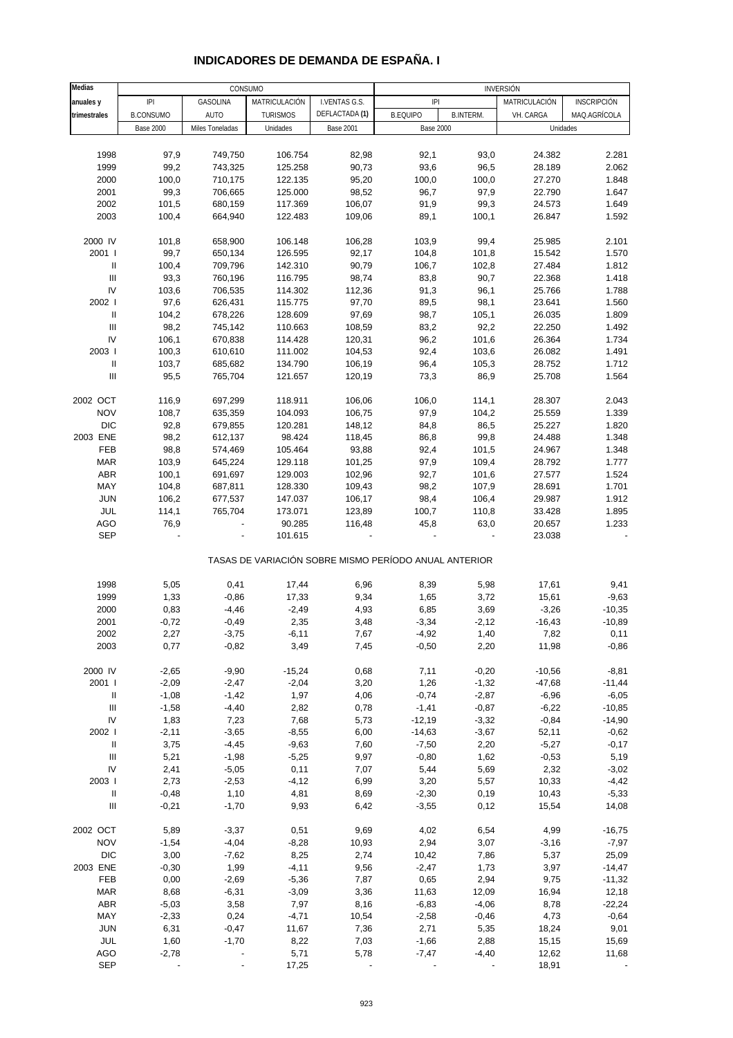# INDICADORES DE DEMANDA DE ESPAÑA. I

| Medias anuales y trimestrales | CONSUMO | | | | INVERSIÓN | | | |
|---|---|---|---|---|---|---|---|---|
| | IPI | GASOLINA | MATRICULACIÓN | I.VENTAS G.S. | IPI | | MATRICULACIÓN | INSCRIPCIÓN |
| | B.CONSUMO | AUTO | TURISMOS | DEFLACTADA **(1)** | B.EQUIPO | B.INTERM. | VH. CARGA | MAQ.AGRÍCOLA |
| | Base 2000 | Miles Toneladas | Unidades | Base 2001 | Base 2000 | | Unidades | |
| 1998 | 97,9 | 749,750 | 106.754 | 82,98 | 92,1 | 93,0 | 24.382 | 2.281 |
| 1999 | 99,2 | 743,325 | 125.258 | 90,73 | 93,6 | 96,5 | 28.189 | 2.062 |
| 2000 | 100,0 | 710,175 | 122.135 | 95,20 | 100,0 | 100,0 | 27.270 | 1.848 |
| 2001 | 99,3 | 706,665 | 125.000 | 98,52 | 96,7 | 97,9 | 22.790 | 1.647 |
| 2002 | 101,5 | 680,159 | 117.369 | 106,07 | 91,9 | 99,3 | 24.573 | 1.649 |
| 2003 | 100,4 | 664,940 | 122.483 | 109,06 | 89,1 | 100,1 | 26.847 | 1.592 |
| 2000 IV | 101,8 | 658,900 | 106.148 | 106,28 | 103,9 | 99,4 | 25.985 | 2.101 |
| 2001 I | 99,7 | 650,134 | 126.595 | 92,17 | 104,8 | 101,8 | 15.542 | 1.570 |
| II | 100,4 | 709,796 | 142.310 | 90,79 | 106,7 | 102,8 | 27.484 | 1.812 |
| III | 93,3 | 760,196 | 116.795 | 98,74 | 83,8 | 90,7 | 22.368 | 1.418 |
| IV | 103,6 | 706,535 | 114.302 | 112,36 | 91,3 | 96,1 | 25.766 | 1.788 |
| 2002 I | 97,6 | 626,431 | 115.775 | 97,70 | 89,5 | 98,1 | 23.641 | 1.560 |
| II | 104,2 | 678,226 | 128.609 | 97,69 | 98,7 | 105,1 | 26.035 | 1.809 |
| III | 98,2 | 745,142 | 110.663 | 108,59 | 83,2 | 92,2 | 22.250 | 1.492 |
| IV | 106,1 | 670,838 | 114.428 | 120,31 | 96,2 | 101,6 | 26.364 | 1.734 |
| 2003 I | 100,3 | 610,610 | 111.002 | 104,53 | 92,4 | 103,6 | 26.082 | 1.491 |
| II | 103,7 | 685,682 | 134.790 | 106,19 | 96,4 | 105,3 | 28.752 | 1.712 |
| III | 95,5 | 765,704 | 121.657 | 120,19 | 73,3 | 86,9 | 25.708 | 1.564 |
| 2002 OCT | 116,9 | 697,299 | 118.911 | 106,06 | 106,0 | 114,1 | 28.307 | 2.043 |
| NOV | 108,7 | 635,359 | 104.093 | 106,75 | 97,9 | 104,2 | 25.559 | 1.339 |
| DIC | 92,8 | 679,855 | 120.281 | 148,12 | 84,8 | 86,5 | 25.227 | 1.820 |
| 2003 ENE | 98,2 | 612,137 | 98.424 | 118,45 | 86,8 | 99,8 | 24.488 | 1.348 |
| FEB | 98,8 | 574,469 | 105.464 | 93,88 | 92,4 | 101,5 | 24.967 | 1.348 |
| MAR | 103,9 | 645,224 | 129.118 | 101,25 | 97,9 | 109,4 | 28.792 | 1.777 |
| ABR | 100,1 | 691,697 | 129.003 | 102,96 | 92,7 | 101,6 | 27.577 | 1.524 |
| MAY | 104,8 | 687,811 | 128.330 | 109,43 | 98,2 | 107,9 | 28.691 | 1.701 |
| JUN | 106,2 | 677,537 | 147.037 | 106,17 | 98,4 | 106,4 | 29.987 | 1.912 |
| JUL | 114,1 | 765,704 | 173.071 | 123,89 | 100,7 | 110,8 | 33.428 | 1.895 |
| AGO | 76,9 | - | 90.285 | 116,48 | 45,8 | 63,0 | 20.657 | 1.233 |
| SEP | - | - | 101.615 | - | - | - | 23.038 | - |
| | | | TASAS DE VARIACIÓN SOBRE MISMO PERÍODO ANUAL ANTERIOR | | | | | |
| 1998 | 5,05 | 0,41 | 17,44 | 6,96 | 8,39 | 5,98 | 17,61 | 9,41 |
| 1999 | 1,33 | -0,86 | 17,33 | 9,34 | 1,65 | 3,72 | 15,61 | -9,63 |
| 2000 | 0,83 | -4,46 | -2,49 | 4,93 | 6,85 | 3,69 | -3,26 | -10,35 |
| 2001 | -0,72 | -0,49 | 2,35 | 3,48 | -3,34 | -2,12 | -16,43 | -10,89 |
| 2002 | 2,27 | -3,75 | -6,11 | 7,67 | -4,92 | 1,40 | 7,82 | 0,11 |
| 2003 | 0,77 | -0,82 | 3,49 | 7,45 | -0,50 | 2,20 | 11,98 | -0,86 |
| 2000 IV | -2,65 | -9,90 | -15,24 | 0,68 | 7,11 | -0,20 | -10,56 | -8,81 |
| 2001 I | -2,09 | -2,47 | -2,04 | 3,20 | 1,26 | -1,32 | -47,68 | -11,44 |
| II | -1,08 | -1,42 | 1,97 | 4,06 | -0,74 | -2,87 | -6,96 | -6,05 |
| III | -1,58 | -4,40 | 2,82 | 0,78 | -1,41 | -0,87 | -6,22 | -10,85 |
| IV | 1,83 | 7,23 | 7,68 | 5,73 | -12,19 | -3,32 | -0,84 | -14,90 |
| 2002 I | -2,11 | -3,65 | -8,55 | 6,00 | -14,63 | -3,67 | 52,11 | -0,62 |
| II | 3,75 | -4,45 | -9,63 | 7,60 | -7,50 | 2,20 | -5,27 | -0,17 |
| III | 5,21 | -1,98 | -5,25 | 9,97 | -0,80 | 1,62 | -0,53 | 5,19 |
| IV | 2,41 | -5,05 | 0,11 | 7,07 | 5,44 | 5,69 | 2,32 | -3,02 |
| 2003 I | 2,73 | -2,53 | -4,12 | 6,99 | 3,20 | 5,57 | 10,33 | -4,42 |
| II | -0,48 | 1,10 | 4,81 | 8,69 | -2,30 | 0,19 | 10,43 | -5,33 |
| III | -0,21 | -1,70 | 9,93 | 6,42 | -3,55 | 0,12 | 15,54 | 14,08 |
| 2002 OCT | 5,89 | -3,37 | 0,51 | 9,69 | 4,02 | 6,54 | 4,99 | -16,75 |
| NOV | -1,54 | -4,04 | -8,28 | 10,93 | 2,94 | 3,07 | -3,16 | -7,97 |
| DIC | 3,00 | -7,62 | 8,25 | 2,74 | 10,42 | 7,86 | 5,37 | 25,09 |
| 2003 ENE | -0,30 | 1,99 | -4,11 | 9,56 | -2,47 | 1,73 | 3,97 | -14,47 |
| FEB | 0,00 | -2,69 | -5,36 | 7,87 | 0,65 | 2,94 | 9,75 | -11,32 |
| MAR | 8,68 | -6,31 | -3,09 | 3,36 | 11,63 | 12,09 | 16,94 | 12,18 |
| ABR | -5,03 | 3,58 | 7,97 | 8,16 | -6,83 | -4,06 | 8,78 | -22,24 |
| MAY | -2,33 | 0,24 | -4,71 | 10,54 | -2,58 | -0,46 | 4,73 | -0,64 |
| JUN | 6,31 | -0,47 | 11,67 | 7,36 | 2,71 | 5,35 | 18,24 | 9,01 |
| JUL | 1,60 | -1,70 | 8,22 | 7,03 | -1,66 | 2,88 | 15,15 | 15,69 |
| AGO | -2,78 | - | 5,71 | 5,78 | -7,47 | -4,40 | 12,62 | 11,68 |
| SEP | - | - | 17,25 | - | - | - | 18,91 | - |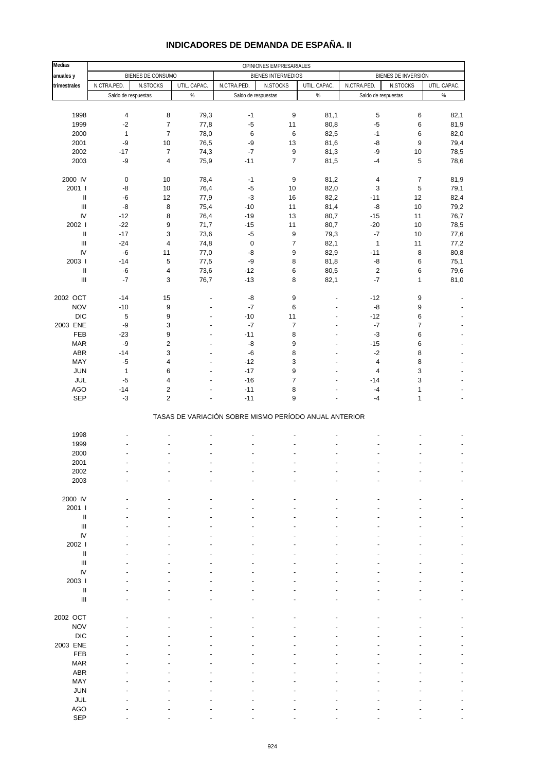# INDICADORES DE DEMANDA DE ESPAÑA. II

| Medias anuales y trimestrales | OPINIONES EMPRESARIALES | | | | | | | | |
|---|---|---|---|---|---|---|---|---|---|
| | BIENES DE CONSUMO | | | BIENES INTERMEDIOS | | | BIENES DE INVERSIÓN | | |
| | N.CTRA.PED. | N.STOCKS | UTIL. CAPAC. | N.CTRA.PED. | N.STOCKS | UTIL. CAPAC. | N.CTRA.PED. | N.STOCKS | UTIL. CAPAC. |
| | Saldo de respuestas | | % | Saldo de respuestas | | % | Saldo de respuestas | | % |
| 1998 | 4 | 8 | 79,3 | -1 | 9 | 81,1 | 5 | 6 | 82,1 |
| 1999 | -2 | 7 | 77,8 | -5 | 11 | 80,8 | -5 | 6 | 81,9 |
| 2000 | 1 | 7 | 78,0 | 6 | 6 | 82,5 | -1 | 6 | 82,0 |
| 2001 | -9 | 10 | 76,5 | -9 | 13 | 81,6 | -8 | 9 | 79,4 |
| 2002 | -17 | 7 | 74,3 | -7 | 9 | 81,3 | -9 | 10 | 78,5 |
| 2003 | -9 | 4 | 75,9 | -11 | 7 | 81,5 | -4 | 5 | 78,6 |
| 2000 IV | 0 | 10 | 78,4 | -1 | 9 | 81,2 | 4 | 7 | 81,9 |
| 2001 I | -8 | 10 | 76,4 | -5 | 10 | 82,0 | 3 | 5 | 79,1 |
| II | -6 | 12 | 77,9 | -3 | 16 | 82,2 | -11 | 12 | 82,4 |
| III | -8 | 8 | 75,4 | -10 | 11 | 81,4 | -8 | 10 | 79,2 |
| IV | -12 | 8 | 76,4 | -19 | 13 | 80,7 | -15 | 11 | 76,7 |
| 2002 I | -22 | 9 | 71,7 | -15 | 11 | 80,7 | -20 | 10 | 78,5 |
| II | -17 | 3 | 73,6 | -5 | 9 | 79,3 | -7 | 10 | 77,6 |
| III | -24 | 4 | 74,8 | 0 | 7 | 82,1 | 1 | 11 | 77,2 |
| IV | -6 | 11 | 77,0 | -8 | 9 | 82,9 | -11 | 8 | 80,8 |
| 2003 I | -14 | 5 | 77,5 | -9 | 8 | 81,8 | -8 | 6 | 75,1 |
| II | -6 | 4 | 73,6 | -12 | 6 | 80,5 | 2 | 6 | 79,6 |
| III | -7 | 3 | 76,7 | -13 | 8 | 82,1 | -7 | 1 | 81,0 |
| 2002 OCT | -14 | 15 | - | -8 | 9 | - | -12 | 9 | - |
| NOV | -10 | 9 | - | -7 | 6 | - | -8 | 9 | - |
| DIC | 5 | 9 | - | -10 | 11 | - | -12 | 6 | - |
| 2003 ENE | -9 | 3 | - | -7 | 7 | - | -7 | 7 | - |
| FEB | -23 | 9 | - | -11 | 8 | - | -3 | 6 | - |
| MAR | -9 | 2 | - | -8 | 9 | - | -15 | 6 | - |
| ABR | -14 | 3 | - | -6 | 8 | - | -2 | 8 | - |
| MAY | -5 | 4 | - | -12 | 3 | - | 4 | 8 | - |
| JUN | 1 | 6 | - | -17 | 9 | - | 4 | 3 | - |
| JUL | -5 | 4 | - | -16 | 7 | - | -14 | 3 | - |
| AGO | -14 | 2 | - | -11 | 8 | - | -4 | 1 | - |
| SEP | -3 | 2 | - | -11 | 9 | - | -4 | 1 | - |

TASAS DE VARIACIÓN SOBRE MISMO PERÍODO ANUAL ANTERIOR

| | | | | | | | | | |
|---|---|---|---|---|---|---|---|---|---|
| 1998 | - | - | - | - | - | - | - | - | - |
| 1999 | - | - | - | - | - | - | - | - | - |
| 2000 | - | - | - | - | - | - | - | - | - |
| 2001 | - | - | - | - | - | - | - | - | - |
| 2002 | - | - | - | - | - | - | - | - | - |
| 2003 | - | - | - | - | - | - | - | - | - |
| 2000 IV | - | - | - | - | - | - | - | - | - |
| 2001 I | - | - | - | - | - | - | - | - | - |
| II | - | - | - | - | - | - | - | - | - |
| III | - | - | - | - | - | - | - | - | - |
| IV | - | - | - | - | - | - | - | - | - |
| 2002 I | - | - | - | - | - | - | - | - | - |
| II | - | - | - | - | - | - | - | - | - |
| III | - | - | - | - | - | - | - | - | - |
| IV | - | - | - | - | - | - | - | - | - |
| 2003 I | - | - | - | - | - | - | - | - | - |
| II | - | - | - | - | - | - | - | - | - |
| III | - | - | - | - | - | - | - | - | - |
| 2002 OCT | - | - | - | - | - | - | - | - | - |
| NOV | - | - | - | - | - | - | - | - | - |
| DIC | - | - | - | - | - | - | - | - | - |
| 2003 ENE | - | - | - | - | - | - | - | - | - |
| FEB | - | - | - | - | - | - | - | - | - |
| MAR | - | - | - | - | - | - | - | - | - |
| ABR | - | - | - | - | - | - | - | - | - |
| MAY | - | - | - | - | - | - | - | - | - |
| JUN | - | - | - | - | - | - | - | - | - |
| JUL | - | - | - | - | - | - | - | - | - |
| AGO | - | - | - | - | - | - | - | - | - |
| SEP | - | - | - | - | - | - | - | - | - |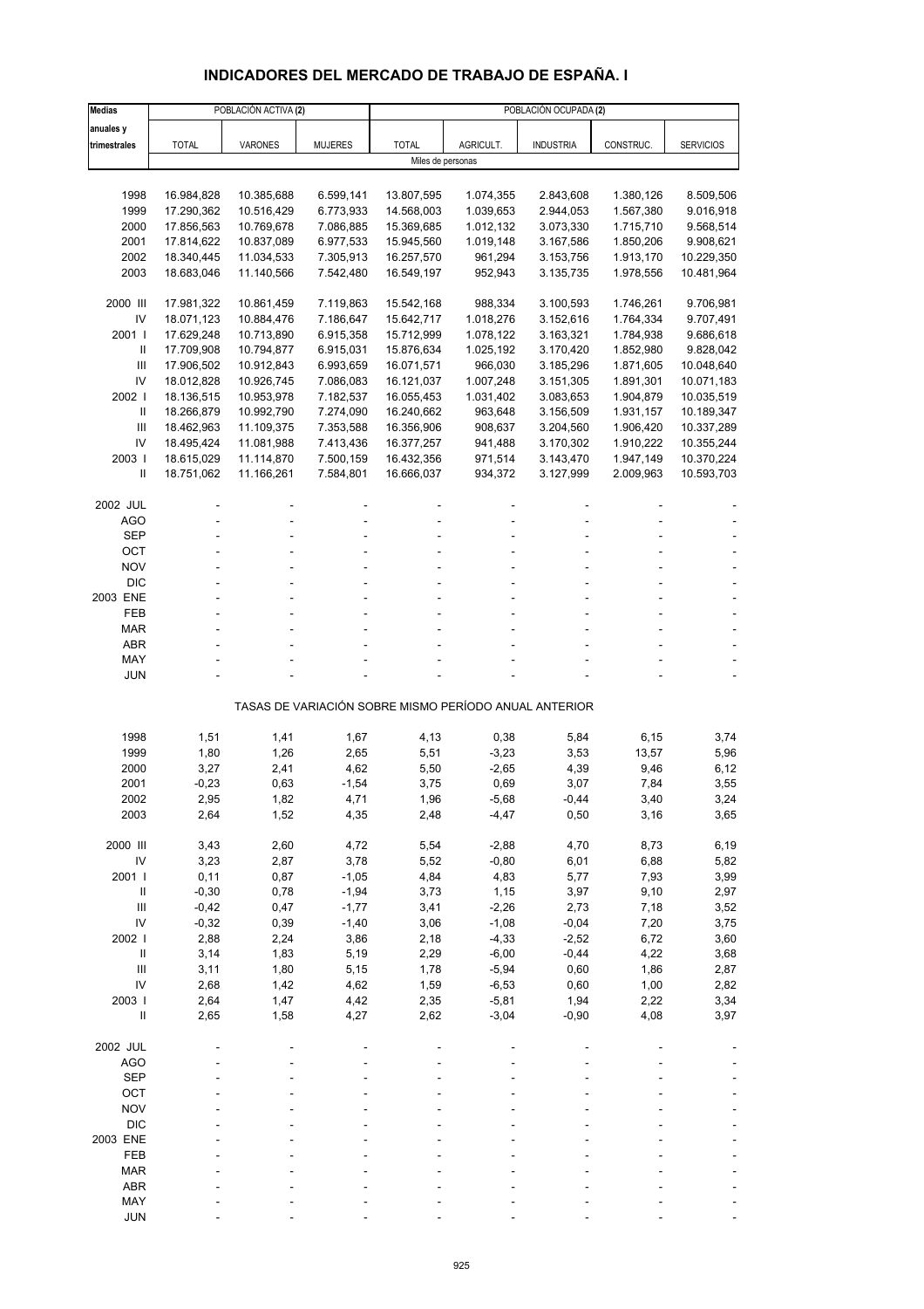# INDICADORES DEL MERCADO DE TRABAJO DE ESPAÑA. I

| Medias anuales y trimestrales | POBLACIÓN ACTIVA (2) | | | POBLACIÓN OCUPADA (2) | | | | |
|---|---|---|---|---|---|---|---|---|
| | TOTAL | VARONES | MUJERES | TOTAL | AGRICULT. | INDUSTRIA | CONSTRUC. | SERVICIOS |
| | Miles de personas | | | | | | | |
| 1998 | 16.984,828 | 10.385,688 | 6.599,141 | 13.807,595 | 1.074,355 | 2.843,608 | 1.380,126 | 8.509,506 |
| 1999 | 17.290,362 | 10.516,429 | 6.773,933 | 14.568,003 | 1.039,653 | 2.944,053 | 1.567,380 | 9.016,918 |
| 2000 | 17.856,563 | 10.769,678 | 7.086,885 | 15.369,685 | 1.012,132 | 3.073,330 | 1.715,710 | 9.568,514 |
| 2001 | 17.814,622 | 10.837,089 | 6.977,533 | 15.945,560 | 1.019,148 | 3.167,586 | 1.850,206 | 9.908,621 |
| 2002 | 18.340,445 | 11.034,533 | 7.305,913 | 16.257,570 | 961,294 | 3.153,756 | 1.913,170 | 10.229,350 |
| 2003 | 18.683,046 | 11.140,566 | 7.542,480 | 16.549,197 | 952,943 | 3.135,735 | 1.978,556 | 10.481,964 |
| 2000 III | 17.981,322 | 10.861,459 | 7.119,863 | 15.542,168 | 988,334 | 3.100,593 | 1.746,261 | 9.706,981 |
| IV | 18.071,123 | 10.884,476 | 7.186,647 | 15.642,717 | 1.018,276 | 3.152,616 | 1.764,334 | 9.707,491 |
| 2001 I | 17.629,248 | 10.713,890 | 6.915,358 | 15.712,999 | 1.078,122 | 3.163,321 | 1.784,938 | 9.686,618 |
| II | 17.709,908 | 10.794,877 | 6.915,031 | 15.876,634 | 1.025,192 | 3.170,420 | 1.852,980 | 9.828,042 |
| III | 17.906,502 | 10.912,843 | 6.993,659 | 16.071,571 | 966,030 | 3.185,296 | 1.871,605 | 10.048,640 |
| IV | 18.012,828 | 10.926,745 | 7.086,083 | 16.121,037 | 1.007,248 | 3.151,305 | 1.891,301 | 10.071,183 |
| 2002 I | 18.136,515 | 10.953,978 | 7.182,537 | 16.055,453 | 1.031,402 | 3.083,653 | 1.904,879 | 10.035,519 |
| II | 18.266,879 | 10.992,790 | 7.274,090 | 16.240,662 | 963,648 | 3.156,509 | 1.931,157 | 10.189,347 |
| III | 18.462,963 | 11.109,375 | 7.353,588 | 16.356,906 | 908,637 | 3.204,560 | 1.906,420 | 10.337,289 |
| IV | 18.495,424 | 11.081,988 | 7.413,436 | 16.377,257 | 941,488 | 3.170,302 | 1.910,222 | 10.355,244 |
| 2003 I | 18.615,029 | 11.114,870 | 7.500,159 | 16.432,356 | 971,514 | 3.143,470 | 1.947,149 | 10.370,224 |
| II | 18.751,062 | 11.166,261 | 7.584,801 | 16.666,037 | 934,372 | 3.127,999 | 2.009,963 | 10.593,703 |
| 2002 JUL | - | - | - | - | - | - | - | - |
| AGO | - | - | - | - | - | - | - | - |
| SEP | - | - | - | - | - | - | - | - |
| OCT | - | - | - | - | - | - | - | - |
| NOV | - | - | - | - | - | - | - | - |
| DIC | - | - | - | - | - | - | - | - |
| 2003 ENE | - | - | - | - | - | - | - | - |
| FEB | - | - | - | - | - | - | - | - |
| MAR | - | - | - | - | - | - | - | - |
| ABR | - | - | - | - | - | - | - | - |
| MAY | - | - | - | - | - | - | - | - |
| JUN | - | - | - | - | - | - | - | - |
| | TASAS DE VARIACIÓN SOBRE MISMO PERÍODO ANUAL ANTERIOR | | | | | | | |
| 1998 | 1,51 | 1,41 | 1,67 | 4,13 | 0,38 | 5,84 | 6,15 | 3,74 |
| 1999 | 1,80 | 1,26 | 2,65 | 5,51 | -3,23 | 3,53 | 13,57 | 5,96 |
| 2000 | 3,27 | 2,41 | 4,62 | 5,50 | -2,65 | 4,39 | 9,46 | 6,12 |
| 2001 | -0,23 | 0,63 | -1,54 | 3,75 | 0,69 | 3,07 | 7,84 | 3,55 |
| 2002 | 2,95 | 1,82 | 4,71 | 1,96 | -5,68 | -0,44 | 3,40 | 3,24 |
| 2003 | 2,64 | 1,52 | 4,35 | 2,48 | -4,47 | 0,50 | 3,16 | 3,65 |
| 2000 III | 3,43 | 2,60 | 4,72 | 5,54 | -2,88 | 4,70 | 8,73 | 6,19 |
| IV | 3,23 | 2,87 | 3,78 | 5,52 | -0,80 | 6,01 | 6,88 | 5,82 |
| 2001 I | 0,11 | 0,87 | -1,05 | 4,84 | 4,83 | 5,77 | 7,93 | 3,99 |
| II | -0,30 | 0,78 | -1,94 | 3,73 | 1,15 | 3,97 | 9,10 | 2,97 |
| III | -0,42 | 0,47 | -1,77 | 3,41 | -2,26 | 2,73 | 7,18 | 3,52 |
| IV | -0,32 | 0,39 | -1,40 | 3,06 | -1,08 | -0,04 | 7,20 | 3,75 |
| 2002 I | 2,88 | 2,24 | 3,86 | 2,18 | -4,33 | -2,52 | 6,72 | 3,60 |
| II | 3,14 | 1,83 | 5,19 | 2,29 | -6,00 | -0,44 | 4,22 | 3,68 |
| III | 3,11 | 1,80 | 5,15 | 1,78 | -5,94 | 0,60 | 1,86 | 2,87 |
| IV | 2,68 | 1,42 | 4,62 | 1,59 | -6,53 | 0,60 | 1,00 | 2,82 |
| 2003 I | 2,64 | 1,47 | 4,42 | 2,35 | -5,81 | 1,94 | 2,22 | 3,34 |
| II | 2,65 | 1,58 | 4,27 | 2,62 | -3,04 | -0,90 | 4,08 | 3,97 |
| 2002 JUL | - | - | - | - | - | - | - | - |
| AGO | - | - | - | - | - | - | - | - |
| SEP | - | - | - | - | - | - | - | - |
| OCT | - | - | - | - | - | - | - | - |
| NOV | - | - | - | - | - | - | - | - |
| DIC | - | - | - | - | - | - | - | - |
| 2003 ENE | - | - | - | - | - | - | - | - |
| FEB | - | - | - | - | - | - | - | - |
| MAR | - | - | - | - | - | - | - | - |
| ABR | - | - | - | - | - | - | - | - |
| MAY | - | - | - | - | - | - | - | - |
| JUN | - | - | - | - | - | - | - | - |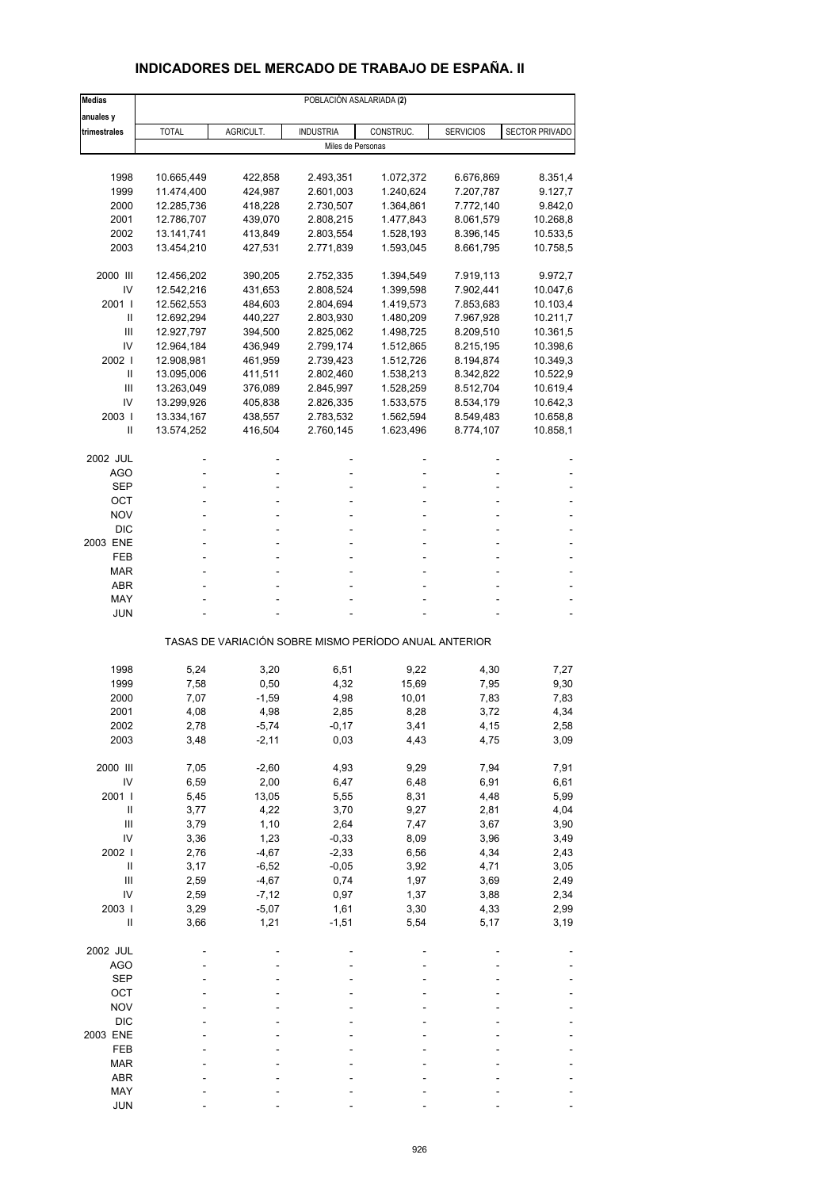## INDICADORES DEL MERCADO DE TRABAJO DE ESPAÑA. II

| Medias anuales y trimestrales | POBLACIÓN ASALARIADA **(2)** | | | | | |
|---|---|---|---|---|---|---|
| | TOTAL | AGRICULT. | INDUSTRIA | CONSTRUC. | SERVICIOS | SECTOR PRIVADO |
| | Miles de Personas | | | | | |
| 1998 | 10.665,449 | 422,858 | 2.493,351 | 1.072,372 | 6.676,869 | 8.351,4 |
| 1999 | 11.474,400 | 424,987 | 2.601,003 | 1.240,624 | 7.207,787 | 9.127,7 |
| 2000 | 12.285,736 | 418,228 | 2.730,507 | 1.364,861 | 7.772,140 | 9.842,0 |
| 2001 | 12.786,707 | 439,070 | 2.808,215 | 1.477,843 | 8.061,579 | 10.268,8 |
| 2002 | 13.141,741 | 413,849 | 2.803,554 | 1.528,193 | 8.396,145 | 10.533,5 |
| 2003 | 13.454,210 | 427,531 | 2.771,839 | 1.593,045 | 8.661,795 | 10.758,5 |
| 2000 III | 12.456,202 | 390,205 | 2.752,335 | 1.394,549 | 7.919,113 | 9.972,7 |
| IV | 12.542,216 | 431,653 | 2.808,524 | 1.399,598 | 7.902,441 | 10.047,6 |
| 2001 I | 12.562,553 | 484,603 | 2.804,694 | 1.419,573 | 7.853,683 | 10.103,4 |
| II | 12.692,294 | 440,227 | 2.803,930 | 1.480,209 | 7.967,928 | 10.211,7 |
| III | 12.927,797 | 394,500 | 2.825,062 | 1.498,725 | 8.209,510 | 10.361,5 |
| IV | 12.964,184 | 436,949 | 2.799,174 | 1.512,865 | 8.215,195 | 10.398,6 |
| 2002 I | 12.908,981 | 461,959 | 2.739,423 | 1.512,726 | 8.194,874 | 10.349,3 |
| II | 13.095,006 | 411,511 | 2.802,460 | 1.538,213 | 8.342,822 | 10.522,9 |
| III | 13.263,049 | 376,089 | 2.845,997 | 1.528,259 | 8.512,704 | 10.619,4 |
| IV | 13.299,926 | 405,838 | 2.826,335 | 1.533,575 | 8.534,179 | 10.642,3 |
| 2003 I | 13.334,167 | 438,557 | 2.783,532 | 1.562,594 | 8.549,483 | 10.658,8 |
| II | 13.574,252 | 416,504 | 2.760,145 | 1.623,496 | 8.774,107 | 10.858,1 |
| 2002 JUL | - | - | - | - | - | - |
| AGO | - | - | - | - | - | - |
| SEP | - | - | - | - | - | - |
| OCT | - | - | - | - | - | - |
| NOV | - | - | - | - | - | - |
| DIC | - | - | - | - | - | - |
| 2003 ENE | - | - | - | - | - | - |
| FEB | - | - | - | - | - | - |
| MAR | - | - | - | - | - | - |
| ABR | - | - | - | - | - | - |
| MAY | - | - | - | - | - | - |
| JUN | - | - | - | - | - | - |
| | TASAS DE VARIACIÓN SOBRE MISMO PERÍODO ANUAL ANTERIOR | | | | | |
| 1998 | 5,24 | 3,20 | 6,51 | 9,22 | 4,30 | 7,27 |
| 1999 | 7,58 | 0,50 | 4,32 | 15,69 | 7,95 | 9,30 |
| 2000 | 7,07 | -1,59 | 4,98 | 10,01 | 7,83 | 7,83 |
| 2001 | 4,08 | 4,98 | 2,85 | 8,28 | 3,72 | 4,34 |
| 2002 | 2,78 | -5,74 | -0,17 | 3,41 | 4,15 | 2,58 |
| 2003 | 3,48 | -2,11 | 0,03 | 4,43 | 4,75 | 3,09 |
| 2000 III | 7,05 | -2,60 | 4,93 | 9,29 | 7,94 | 7,91 |
| IV | 6,59 | 2,00 | 6,47 | 6,48 | 6,91 | 6,61 |
| 2001 I | 5,45 | 13,05 | 5,55 | 8,31 | 4,48 | 5,99 |
| II | 3,77 | 4,22 | 3,70 | 9,27 | 2,81 | 4,04 |
| III | 3,79 | 1,10 | 2,64 | 7,47 | 3,67 | 3,90 |
| IV | 3,36 | 1,23 | -0,33 | 8,09 | 3,96 | 3,49 |
| 2002 I | 2,76 | -4,67 | -2,33 | 6,56 | 4,34 | 2,43 |
| II | 3,17 | -6,52 | -0,05 | 3,92 | 4,71 | 3,05 |
| III | 2,59 | -4,67 | 0,74 | 1,97 | 3,69 | 2,49 |
| IV | 2,59 | -7,12 | 0,97 | 1,37 | 3,88 | 2,34 |
| 2003 I | 3,29 | -5,07 | 1,61 | 3,30 | 4,33 | 2,99 |
| II | 3,66 | 1,21 | -1,51 | 5,54 | 5,17 | 3,19 |
| 2002 JUL | - | - | - | - | - | - |
| AGO | - | - | - | - | - | - |
| SEP | - | - | - | - | - | - |
| OCT | - | - | - | - | - | - |
| NOV | - | - | - | - | - | - |
| DIC | - | - | - | - | - | - |
| 2003 ENE | - | - | - | - | - | - |
| FEB | - | - | - | - | - | - |
| MAR | - | - | - | - | - | - |
| ABR | - | - | - | - | - | - |
| MAY | - | - | - | - | - | - |
| JUN | - | - | - | - | - | - |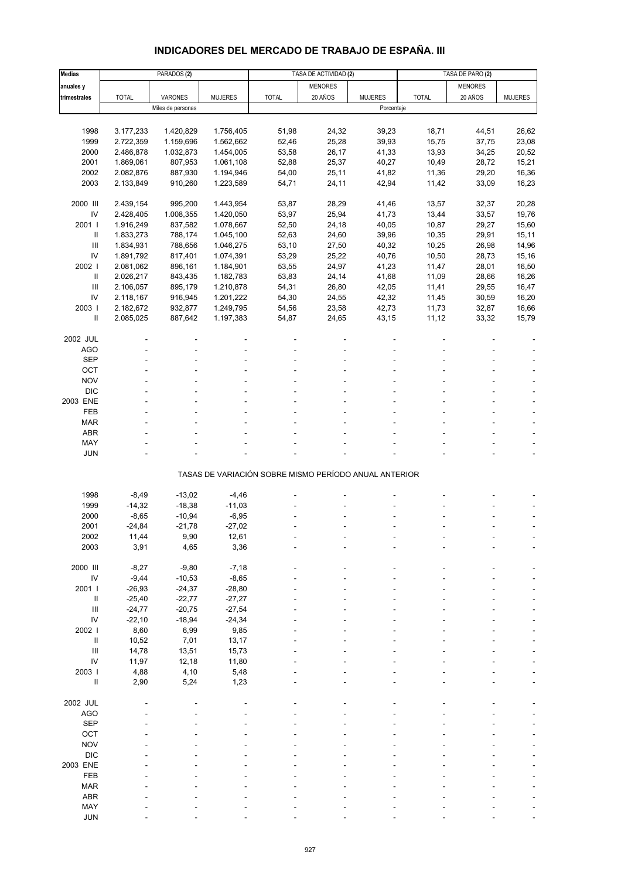# INDICADORES DEL MERCADO DE TRABAJO DE ESPAÑA. III

| Medias anuales y trimestrales | PARADOS (2) | | | TASA DE ACTIVIDAD (2) | | | TASA DE PARO (2) | | |
|---|---|---|---|---|---|---|---|---|---|
| | TOTAL | VARONES | MUJERES | TOTAL | MENORES 20 AÑOS | MUJERES | TOTAL | MENORES 20 AÑOS | MUJERES |
| | Miles de personas | | | Porcentaje | | | | | |
| 1998 | 3.177,233 | 1.420,829 | 1.756,405 | 51,98 | 24,32 | 39,23 | 18,71 | 44,51 | 26,62 |
| 1999 | 2.722,359 | 1.159,696 | 1.562,662 | 52,46 | 25,28 | 39,93 | 15,75 | 37,75 | 23,08 |
| 2000 | 2.486,878 | 1.032,873 | 1.454,005 | 53,58 | 26,17 | 41,33 | 13,93 | 34,25 | 20,52 |
| 2001 | 1.869,061 | 807,953 | 1.061,108 | 52,88 | 25,37 | 40,27 | 10,49 | 28,72 | 15,21 |
| 2002 | 2.082,876 | 887,930 | 1.194,946 | 54,00 | 25,11 | 41,82 | 11,36 | 29,20 | 16,36 |
| 2003 | 2.133,849 | 910,260 | 1.223,589 | 54,71 | 24,11 | 42,94 | 11,42 | 33,09 | 16,23 |
| 2000 III | 2.439,154 | 995,200 | 1.443,954 | 53,87 | 28,29 | 41,46 | 13,57 | 32,37 | 20,28 |
| IV | 2.428,405 | 1.008,355 | 1.420,050 | 53,97 | 25,94 | 41,73 | 13,44 | 33,57 | 19,76 |
| 2001 I | 1.916,249 | 837,582 | 1.078,667 | 52,50 | 24,18 | 40,05 | 10,87 | 29,27 | 15,60 |
| II | 1.833,273 | 788,174 | 1.045,100 | 52,63 | 24,60 | 39,96 | 10,35 | 29,91 | 15,11 |
| III | 1.834,931 | 788,656 | 1.046,275 | 53,10 | 27,50 | 40,32 | 10,25 | 26,98 | 14,96 |
| IV | 1.891,792 | 817,401 | 1.074,391 | 53,29 | 25,22 | 40,76 | 10,50 | 28,73 | 15,16 |
| 2002 I | 2.081,062 | 896,161 | 1.184,901 | 53,55 | 24,97 | 41,23 | 11,47 | 28,01 | 16,50 |
| II | 2.026,217 | 843,435 | 1.182,783 | 53,83 | 24,14 | 41,68 | 11,09 | 28,66 | 16,26 |
| III | 2.106,057 | 895,179 | 1.210,878 | 54,31 | 26,80 | 42,05 | 11,41 | 29,55 | 16,47 |
| IV | 2.118,167 | 916,945 | 1.201,222 | 54,30 | 24,55 | 42,32 | 11,45 | 30,59 | 16,20 |
| 2003 I | 2.182,672 | 932,877 | 1.249,795 | 54,56 | 23,58 | 42,73 | 11,73 | 32,87 | 16,66 |
| II | 2.085,025 | 887,642 | 1.197,383 | 54,87 | 24,65 | 43,15 | 11,12 | 33,32 | 15,79 |
| 2002 JUL | - | - | - | - | - | - | - | - | - |
| AGO | - | - | - | - | - | - | - | - | - |
| SEP | - | - | - | - | - | - | - | - | - |
| OCT | - | - | - | - | - | - | - | - | - |
| NOV | - | - | - | - | - | - | - | - | - |
| DIC | - | - | - | - | - | - | - | - | - |
| 2003 ENE | - | - | - | - | - | - | - | - | - |
| FEB | - | - | - | - | - | - | - | - | - |
| MAR | - | - | - | - | - | - | - | - | - |
| ABR | - | - | - | - | - | - | - | - | - |
| MAY | - | - | - | - | - | - | - | - | - |
| JUN | - | - | - | - | - | - | - | - | - |
| | TASAS DE VARIACIÓN SOBRE MISMO PERÍODO ANUAL ANTERIOR | | | | | | | | |
| 1998 | -8,49 | -13,02 | -4,46 | - | - | - | - | - | - |
| 1999 | -14,32 | -18,38 | -11,03 | - | - | - | - | - | - |
| 2000 | -8,65 | -10,94 | -6,95 | - | - | - | - | - | - |
| 2001 | -24,84 | -21,78 | -27,02 | - | - | - | - | - | - |
| 2002 | 11,44 | 9,90 | 12,61 | - | - | - | - | - | - |
| 2003 | 3,91 | 4,65 | 3,36 | - | - | - | - | - | - |
| 2000 III | -8,27 | -9,80 | -7,18 | - | - | - | - | - | - |
| IV | -9,44 | -10,53 | -8,65 | - | - | - | - | - | - |
| 2001 I | -26,93 | -24,37 | -28,80 | - | - | - | - | - | - |
| II | -25,40 | -22,77 | -27,27 | - | - | - | - | - | - |
| III | -24,77 | -20,75 | -27,54 | - | - | - | - | - | - |
| IV | -22,10 | -18,94 | -24,34 | - | - | - | - | - | - |
| 2002 I | 8,60 | 6,99 | 9,85 | - | - | - | - | - | - |
| II | 10,52 | 7,01 | 13,17 | - | - | - | - | - | - |
| III | 14,78 | 13,51 | 15,73 | - | - | - | - | - | - |
| IV | 11,97 | 12,18 | 11,80 | - | - | - | - | - | - |
| 2003 I | 4,88 | 4,10 | 5,48 | - | - | - | - | - | - |
| II | 2,90 | 5,24 | 1,23 | - | - | - | - | - | - |
| 2002 JUL | - | - | - | - | - | - | - | - | - |
| AGO | - | - | - | - | - | - | - | - | - |
| SEP | - | - | - | - | - | - | - | - | - |
| OCT | - | - | - | - | - | - | - | - | - |
| NOV | - | - | - | - | - | - | - | - | - |
| DIC | - | - | - | - | - | - | - | - | - |
| 2003 ENE | - | - | - | - | - | - | - | - | - |
| FEB | - | - | - | - | - | - | - | - | - |
| MAR | - | - | - | - | - | - | - | - | - |
| ABR | - | - | - | - | - | - | - | - | - |
| MAY | - | - | - | - | - | - | - | - | - |
| JUN | - | - | - | - | - | - | - | - | - |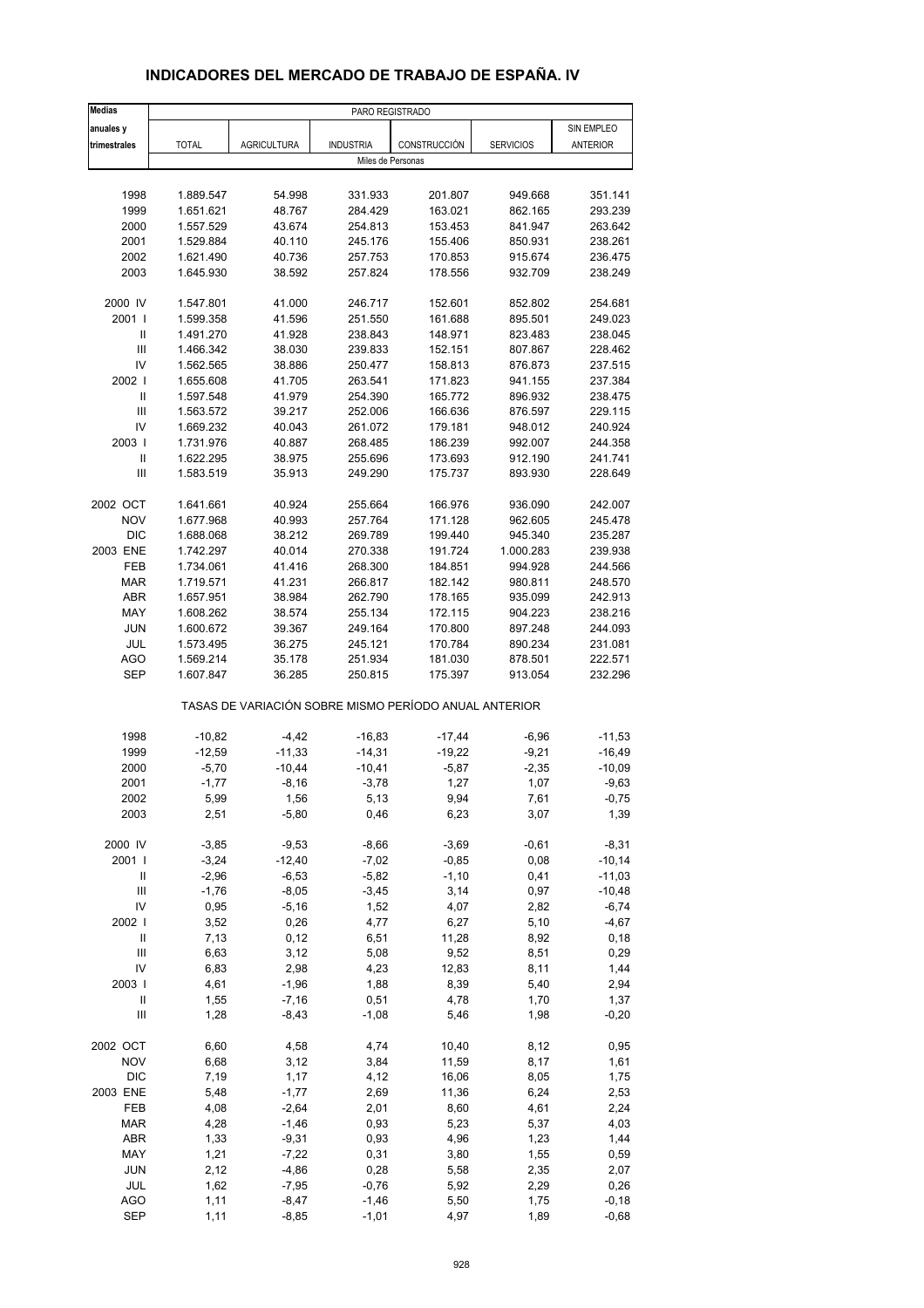# INDICADORES DEL MERCADO DE TRABAJO DE ESPAÑA. IV

| Medias anuales y trimestrales | PARO REGISTRADO | | | | | |
|---|---|---|---|---|---|---|
| | TOTAL | AGRICULTURA | INDUSTRIA | CONSTRUCCIÓN | SERVICIOS | SIN EMPLEO ANTERIOR |
| | Miles de Personas | | | | | |
| 1998 | 1.889.547 | 54.998 | 331.933 | 201.807 | 949.668 | 351.141 |
| 1999 | 1.651.621 | 48.767 | 284.429 | 163.021 | 862.165 | 293.239 |
| 2000 | 1.557.529 | 43.674 | 254.813 | 153.453 | 841.947 | 263.642 |
| 2001 | 1.529.884 | 40.110 | 245.176 | 155.406 | 850.931 | 238.261 |
| 2002 | 1.621.490 | 40.736 | 257.753 | 170.853 | 915.674 | 236.475 |
| 2003 | 1.645.930 | 38.592 | 257.824 | 178.556 | 932.709 | 238.249 |
| 2000 IV | 1.547.801 | 41.000 | 246.717 | 152.601 | 852.802 | 254.681 |
| 2001 I | 1.599.358 | 41.596 | 251.550 | 161.688 | 895.501 | 249.023 |
| II | 1.491.270 | 41.928 | 238.843 | 148.971 | 823.483 | 238.045 |
| III | 1.466.342 | 38.030 | 239.833 | 152.151 | 807.867 | 228.462 |
| IV | 1.562.565 | 38.886 | 250.477 | 158.813 | 876.873 | 237.515 |
| 2002 I | 1.655.608 | 41.705 | 263.541 | 171.823 | 941.155 | 237.384 |
| II | 1.597.548 | 41.979 | 254.390 | 165.772 | 896.932 | 238.475 |
| III | 1.563.572 | 39.217 | 252.006 | 166.636 | 876.597 | 229.115 |
| IV | 1.669.232 | 40.043 | 261.072 | 179.181 | 948.012 | 240.924 |
| 2003 I | 1.731.976 | 40.887 | 268.485 | 186.239 | 992.007 | 244.358 |
| II | 1.622.295 | 38.975 | 255.696 | 173.693 | 912.190 | 241.741 |
| III | 1.583.519 | 35.913 | 249.290 | 175.737 | 893.930 | 228.649 |
| 2002 OCT | 1.641.661 | 40.924 | 255.664 | 166.976 | 936.090 | 242.007 |
| NOV | 1.677.968 | 40.993 | 257.764 | 171.128 | 962.605 | 245.478 |
| DIC | 1.688.068 | 38.212 | 269.789 | 199.440 | 945.340 | 235.287 |
| 2003 ENE | 1.742.297 | 40.014 | 270.338 | 191.724 | 1.000.283 | 239.938 |
| FEB | 1.734.061 | 41.416 | 268.300 | 184.851 | 994.928 | 244.566 |
| MAR | 1.719.571 | 41.231 | 266.817 | 182.142 | 980.811 | 248.570 |
| ABR | 1.657.951 | 38.984 | 262.790 | 178.165 | 935.099 | 242.913 |
| MAY | 1.608.262 | 38.574 | 255.134 | 172.115 | 904.223 | 238.216 |
| JUN | 1.600.672 | 39.367 | 249.164 | 170.800 | 897.248 | 244.093 |
| JUL | 1.573.495 | 36.275 | 245.121 | 170.784 | 890.234 | 231.081 |
| AGO | 1.569.214 | 35.178 | 251.934 | 181.030 | 878.501 | 222.571 |
| SEP | 1.607.847 | 36.285 | 250.815 | 175.397 | 913.054 | 232.296 |
| | TASAS DE VARIACIÓN SOBRE MISMO PERÍODO ANUAL ANTERIOR | | | | | |
| 1998 | -10,82 | -4,42 | -16,83 | -17,44 | -6,96 | -11,53 |
| 1999 | -12,59 | -11,33 | -14,31 | -19,22 | -9,21 | -16,49 |
| 2000 | -5,70 | -10,44 | -10,41 | -5,87 | -2,35 | -10,09 |
| 2001 | -1,77 | -8,16 | -3,78 | 1,27 | 1,07 | -9,63 |
| 2002 | 5,99 | 1,56 | 5,13 | 9,94 | 7,61 | -0,75 |
| 2003 | 2,51 | -5,80 | 0,46 | 6,23 | 3,07 | 1,39 |
| 2000 IV | -3,85 | -9,53 | -8,66 | -3,69 | -0,61 | -8,31 |
| 2001 I | -3,24 | -12,40 | -7,02 | -0,85 | 0,08 | -10,14 |
| II | -2,96 | -6,53 | -5,82 | -1,10 | 0,41 | -11,03 |
| III | -1,76 | -8,05 | -3,45 | 3,14 | 0,97 | -10,48 |
| IV | 0,95 | -5,16 | 1,52 | 4,07 | 2,82 | -6,74 |
| 2002 I | 3,52 | 0,26 | 4,77 | 6,27 | 5,10 | -4,67 |
| II | 7,13 | 0,12 | 6,51 | 11,28 | 8,92 | 0,18 |
| III | 6,63 | 3,12 | 5,08 | 9,52 | 8,51 | 0,29 |
| IV | 6,83 | 2,98 | 4,23 | 12,83 | 8,11 | 1,44 |
| 2003 I | 4,61 | -1,96 | 1,88 | 8,39 | 5,40 | 2,94 |
| II | 1,55 | -7,16 | 0,51 | 4,78 | 1,70 | 1,37 |
| III | 1,28 | -8,43 | -1,08 | 5,46 | 1,98 | -0,20 |
| 2002 OCT | 6,60 | 4,58 | 4,74 | 10,40 | 8,12 | 0,95 |
| NOV | 6,68 | 3,12 | 3,84 | 11,59 | 8,17 | 1,61 |
| DIC | 7,19 | 1,17 | 4,12 | 16,06 | 8,05 | 1,75 |
| 2003 ENE | 5,48 | -1,77 | 2,69 | 11,36 | 6,24 | 2,53 |
| FEB | 4,08 | -2,64 | 2,01 | 8,60 | 4,61 | 2,24 |
| MAR | 4,28 | -1,46 | 0,93 | 5,23 | 5,37 | 4,03 |
| ABR | 1,33 | -9,31 | 0,93 | 4,96 | 1,23 | 1,44 |
| MAY | 1,21 | -7,22 | 0,31 | 3,80 | 1,55 | 0,59 |
| JUN | 2,12 | -4,86 | 0,28 | 5,58 | 2,35 | 2,07 |
| JUL | 1,62 | -7,95 | -0,76 | 5,92 | 2,29 | 0,26 |
| AGO | 1,11 | -8,47 | -1,46 | 5,50 | 1,75 | -0,18 |
| SEP | 1,11 | -8,85 | -1,01 | 4,97 | 1,89 | -0,68 |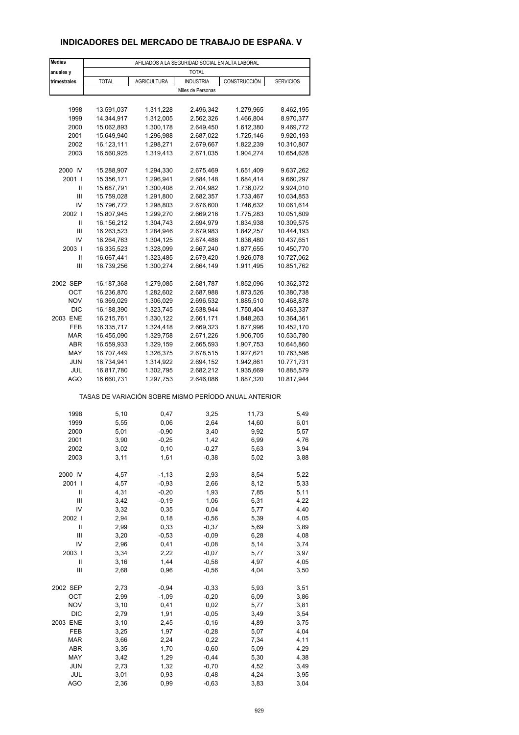# INDICADORES DEL MERCADO DE TRABAJO DE ESPAÑA. V

| Medias anuales y trimestrales | AFILIADOS A LA SEGURIDAD SOCIAL EN ALTA LABORAL | | | | |
|---|---|---|---|---|---|
| | TOTAL | | | | |
| | TOTAL | AGRICULTURA | INDUSTRIA | CONSTRUCCIÓN | SERVICIOS |
| | Miles de Personas | | | | |
| 1998 | 13.591,037 | 1.311,228 | 2.496,342 | 1.279,965 | 8.462,195 |
| 1999 | 14.344,917 | 1.312,005 | 2.562,326 | 1.466,804 | 8.970,377 |
| 2000 | 15.062,893 | 1.300,178 | 2.649,450 | 1.612,380 | 9.469,772 |
| 2001 | 15.649,940 | 1.296,988 | 2.687,022 | 1.725,146 | 9.920,193 |
| 2002 | 16.123,111 | 1.298,271 | 2.679,667 | 1.822,239 | 10.310,807 |
| 2003 | 16.560,925 | 1.319,413 | 2.671,035 | 1.904,274 | 10.654,628 |
| 2000 IV | 15.288,907 | 1.294,330 | 2.675,469 | 1.651,409 | 9.637,262 |
| 2001 I | 15.356,171 | 1.296,941 | 2.684,148 | 1.684,414 | 9.660,297 |
| II | 15.687,791 | 1.300,408 | 2.704,982 | 1.736,072 | 9.924,010 |
| III | 15.759,028 | 1.291,800 | 2.682,357 | 1.733,467 | 10.034,853 |
| IV | 15.796,772 | 1.298,803 | 2.676,600 | 1.746,632 | 10.061,614 |
| 2002 I | 15.807,945 | 1.299,270 | 2.669,216 | 1.775,283 | 10.051,809 |
| II | 16.156,212 | 1.304,743 | 2.694,979 | 1.834,938 | 10.309,575 |
| III | 16.263,523 | 1.284,946 | 2.679,983 | 1.842,257 | 10.444,193 |
| IV | 16.264,763 | 1.304,125 | 2.674,488 | 1.836,480 | 10.437,651 |
| 2003 I | 16.335,523 | 1.328,099 | 2.667,240 | 1.877,655 | 10.450,770 |
| II | 16.667,441 | 1.323,485 | 2.679,420 | 1.926,078 | 10.727,062 |
| III | 16.739,256 | 1.300,274 | 2.664,149 | 1.911,495 | 10.851,762 |
| 2002 SEP | 16.187,368 | 1.279,085 | 2.681,787 | 1.852,096 | 10.362,372 |
| OCT | 16.236,870 | 1.282,602 | 2.687,988 | 1.873,526 | 10.380,738 |
| NOV | 16.369,029 | 1.306,029 | 2.696,532 | 1.885,510 | 10.468,878 |
| DIC | 16.188,390 | 1.323,745 | 2.638,944 | 1.750,404 | 10.463,337 |
| 2003 ENE | 16.215,761 | 1.330,122 | 2.661,171 | 1.848,263 | 10.364,361 |
| FEB | 16.335,717 | 1.324,418 | 2.669,323 | 1.877,996 | 10.452,170 |
| MAR | 16.455,090 | 1.329,758 | 2.671,226 | 1.906,705 | 10.535,780 |
| ABR | 16.559,933 | 1.329,159 | 2.665,593 | 1.907,753 | 10.645,860 |
| MAY | 16.707,449 | 1.326,375 | 2.678,515 | 1.927,621 | 10.763,596 |
| JUN | 16.734,941 | 1.314,922 | 2.694,152 | 1.942,861 | 10.771,731 |
| JUL | 16.817,780 | 1.302,795 | 2.682,212 | 1.935,669 | 10.885,579 |
| AGO | 16.660,731 | 1.297,753 | 2.646,086 | 1.887,320 | 10.817,944 |
| | TASAS DE VARIACIÓN SOBRE MISMO PERÍODO ANUAL ANTERIOR | | | | |
| 1998 | 5,10 | 0,47 | 3,25 | 11,73 | 5,49 |
| 1999 | 5,55 | 0,06 | 2,64 | 14,60 | 6,01 |
| 2000 | 5,01 | -0,90 | 3,40 | 9,92 | 5,57 |
| 2001 | 3,90 | -0,25 | 1,42 | 6,99 | 4,76 |
| 2002 | 3,02 | 0,10 | -0,27 | 5,63 | 3,94 |
| 2003 | 3,11 | 1,61 | -0,38 | 5,02 | 3,88 |
| 2000 IV | 4,57 | -1,13 | 2,93 | 8,54 | 5,22 |
| 2001 I | 4,57 | -0,93 | 2,66 | 8,12 | 5,33 |
| II | 4,31 | -0,20 | 1,93 | 7,85 | 5,11 |
| III | 3,42 | -0,19 | 1,06 | 6,31 | 4,22 |
| IV | 3,32 | 0,35 | 0,04 | 5,77 | 4,40 |
| 2002 I | 2,94 | 0,18 | -0,56 | 5,39 | 4,05 |
| II | 2,99 | 0,33 | -0,37 | 5,69 | 3,89 |
| III | 3,20 | -0,53 | -0,09 | 6,28 | 4,08 |
| IV | 2,96 | 0,41 | -0,08 | 5,14 | 3,74 |
| 2003 I | 3,34 | 2,22 | -0,07 | 5,77 | 3,97 |
| II | 3,16 | 1,44 | -0,58 | 4,97 | 4,05 |
| III | 2,68 | 0,96 | -0,56 | 4,04 | 3,50 |
| 2002 SEP | 2,73 | -0,94 | -0,33 | 5,93 | 3,51 |
| OCT | 2,99 | -1,09 | -0,20 | 6,09 | 3,86 |
| NOV | 3,10 | 0,41 | 0,02 | 5,77 | 3,81 |
| DIC | 2,79 | 1,91 | -0,05 | 3,49 | 3,54 |
| 2003 ENE | 3,10 | 2,45 | -0,16 | 4,89 | 3,75 |
| FEB | 3,25 | 1,97 | -0,28 | 5,07 | 4,04 |
| MAR | 3,66 | 2,24 | 0,22 | 7,34 | 4,11 |
| ABR | 3,35 | 1,70 | -0,60 | 5,09 | 4,29 |
| MAY | 3,42 | 1,29 | -0,44 | 5,30 | 4,38 |
| JUN | 2,73 | 1,32 | -0,70 | 4,52 | 3,49 |
| JUL | 3,01 | 0,93 | -0,48 | 4,24 | 3,95 |
| AGO | 2,36 | 0,99 | -0,63 | 3,83 | 3,04 |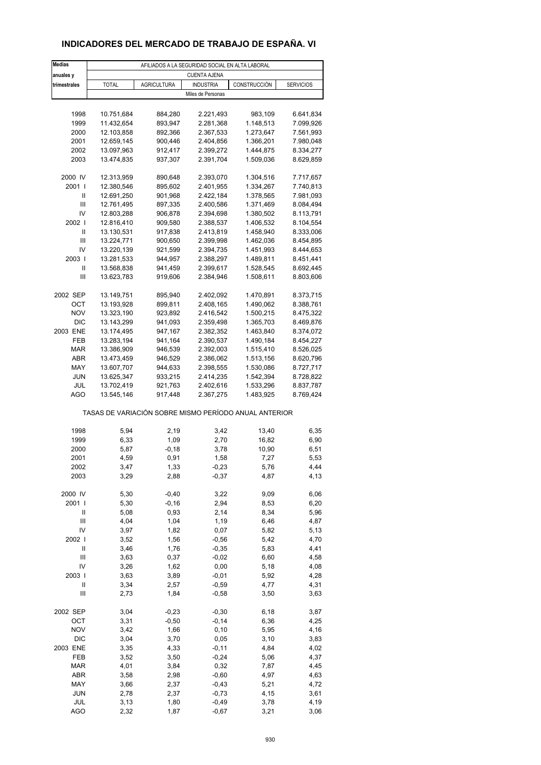# INDICADORES DEL MERCADO DE TRABAJO DE ESPAÑA. VI

| Medias anuales y trimestrales | AFILIADOS A LA SEGURIDAD SOCIAL EN ALTA LABORAL | | | | |
|---|---|---|---|---|---|
| | CUENTA AJENA | | | | |
| | TOTAL | AGRICULTURA | INDUSTRIA | CONSTRUCCIÓN | SERVICIOS |
| | Miles de Personas | | | | |
| 1998 | 10.751,684 | 884,280 | 2.221,493 | 983,109 | 6.641,834 |
| 1999 | 11.432,654 | 893,947 | 2.281,368 | 1.148,513 | 7.099,926 |
| 2000 | 12.103,858 | 892,366 | 2.367,533 | 1.273,647 | 7.561,993 |
| 2001 | 12.659,145 | 900,446 | 2.404,856 | 1.366,201 | 7.980,048 |
| 2002 | 13.097,963 | 912,417 | 2.399,272 | 1.444,875 | 8.334,277 |
| 2003 | 13.474,835 | 937,307 | 2.391,704 | 1.509,036 | 8.629,859 |
| 2000 IV | 12.313,959 | 890,648 | 2.393,070 | 1.304,516 | 7.717,657 |
| 2001 I | 12.380,546 | 895,602 | 2.401,955 | 1.334,267 | 7.740,813 |
| II | 12.691,250 | 901,968 | 2.422,184 | 1.378,565 | 7.981,093 |
| III | 12.761,495 | 897,335 | 2.400,586 | 1.371,469 | 8.084,494 |
| IV | 12.803,288 | 906,878 | 2.394,698 | 1.380,502 | 8.113,791 |
| 2002 I | 12.816,410 | 909,580 | 2.388,537 | 1.406,532 | 8.104,554 |
| II | 13.130,531 | 917,838 | 2.413,819 | 1.458,940 | 8.333,006 |
| III | 13.224,771 | 900,650 | 2.399,998 | 1.462,036 | 8.454,895 |
| IV | 13.220,139 | 921,599 | 2.394,735 | 1.451,993 | 8.444,653 |
| 2003 I | 13.281,533 | 944,957 | 2.388,297 | 1.489,811 | 8.451,441 |
| II | 13.568,838 | 941,459 | 2.399,617 | 1.528,545 | 8.692,445 |
| III | 13.623,783 | 919,606 | 2.384,946 | 1.508,611 | 8.803,606 |
| 2002 SEP | 13.149,751 | 895,940 | 2.402,092 | 1.470,891 | 8.373,715 |
| OCT | 13.193,928 | 899,811 | 2.408,165 | 1.490,062 | 8.388,761 |
| NOV | 13.323,190 | 923,892 | 2.416,542 | 1.500,215 | 8.475,322 |
| DIC | 13.143,299 | 941,093 | 2.359,498 | 1.365,703 | 8.469,876 |
| 2003 ENE | 13.174,495 | 947,167 | 2.382,352 | 1.463,840 | 8.374,072 |
| FEB | 13.283,194 | 941,164 | 2.390,537 | 1.490,184 | 8.454,227 |
| MAR | 13.386,909 | 946,539 | 2.392,003 | 1.515,410 | 8.526,025 |
| ABR | 13.473,459 | 946,529 | 2.386,062 | 1.513,156 | 8.620,796 |
| MAY | 13.607,707 | 944,633 | 2.398,555 | 1.530,086 | 8.727,717 |
| JUN | 13.625,347 | 933,215 | 2.414,235 | 1.542,394 | 8.728,822 |
| JUL | 13.702,419 | 921,763 | 2.402,616 | 1.533,296 | 8.837,787 |
| AGO | 13.545,146 | 917,448 | 2.367,275 | 1.483,925 | 8.769,424 |
| | TASAS DE VARIACIÓN SOBRE MISMO PERÍODO ANUAL ANTERIOR | | | | |
| 1998 | 5,94 | 2,19 | 3,42 | 13,40 | 6,35 |
| 1999 | 6,33 | 1,09 | 2,70 | 16,82 | 6,90 |
| 2000 | 5,87 | -0,18 | 3,78 | 10,90 | 6,51 |
| 2001 | 4,59 | 0,91 | 1,58 | 7,27 | 5,53 |
| 2002 | 3,47 | 1,33 | -0,23 | 5,76 | 4,44 |
| 2003 | 3,29 | 2,88 | -0,37 | 4,87 | 4,13 |
| 2000 IV | 5,30 | -0,40 | 3,22 | 9,09 | 6,06 |
| 2001 I | 5,30 | -0,16 | 2,94 | 8,53 | 6,20 |
| II | 5,08 | 0,93 | 2,14 | 8,34 | 5,96 |
| III | 4,04 | 1,04 | 1,19 | 6,46 | 4,87 |
| IV | 3,97 | 1,82 | 0,07 | 5,82 | 5,13 |
| 2002 I | 3,52 | 1,56 | -0,56 | 5,42 | 4,70 |
| II | 3,46 | 1,76 | -0,35 | 5,83 | 4,41 |
| III | 3,63 | 0,37 | -0,02 | 6,60 | 4,58 |
| IV | 3,26 | 1,62 | 0,00 | 5,18 | 4,08 |
| 2003 I | 3,63 | 3,89 | -0,01 | 5,92 | 4,28 |
| II | 3,34 | 2,57 | -0,59 | 4,77 | 4,31 |
| III | 2,73 | 1,84 | -0,58 | 3,50 | 3,63 |
| 2002 SEP | 3,04 | -0,23 | -0,30 | 6,18 | 3,87 |
| OCT | 3,31 | -0,50 | -0,14 | 6,36 | 4,25 |
| NOV | 3,42 | 1,66 | 0,10 | 5,95 | 4,16 |
| DIC | 3,04 | 3,70 | 0,05 | 3,10 | 3,83 |
| 2003 ENE | 3,35 | 4,33 | -0,11 | 4,84 | 4,02 |
| FEB | 3,52 | 3,50 | -0,24 | 5,06 | 4,37 |
| MAR | 4,01 | 3,84 | 0,32 | 7,87 | 4,45 |
| ABR | 3,58 | 2,98 | -0,60 | 4,97 | 4,63 |
| MAY | 3,66 | 2,37 | -0,43 | 5,21 | 4,72 |
| JUN | 2,78 | 2,37 | -0,73 | 4,15 | 3,61 |
| JUL | 3,13 | 1,80 | -0,49 | 3,78 | 4,19 |
| AGO | 2,32 | 1,87 | -0,67 | 3,21 | 3,06 |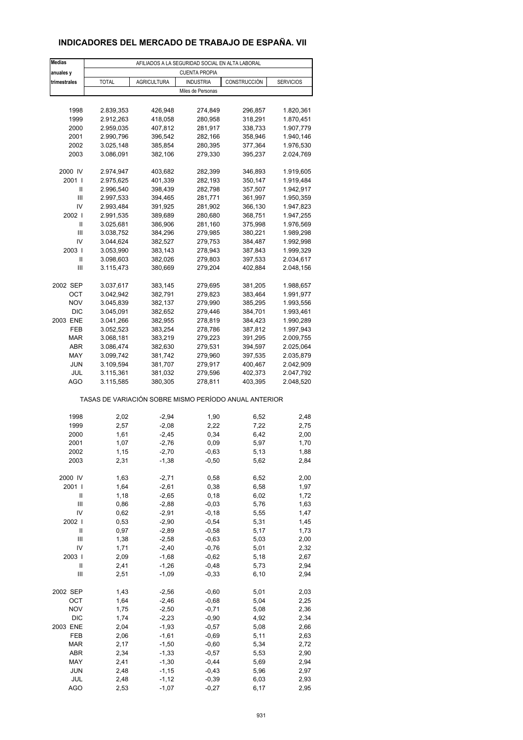# INDICADORES DEL MERCADO DE TRABAJO DE ESPAÑA. VII

| Medias anuales y trimestrales | AFILIADOS A LA SEGURIDAD SOCIAL EN ALTA LABORAL | | | | |
|---|---|---|---|---|---|
| | CUENTA PROPIA | | | | |
| | TOTAL | AGRICULTURA | INDUSTRIA | CONSTRUCCIÓN | SERVICIOS |
| | Miles de Personas | | | | |
| 1998 | 2.839,353 | 426,948 | 274,849 | 296,857 | 1.820,361 |
| 1999 | 2.912,263 | 418,058 | 280,958 | 318,291 | 1.870,451 |
| 2000 | 2.959,035 | 407,812 | 281,917 | 338,733 | 1.907,779 |
| 2001 | 2.990,796 | 396,542 | 282,166 | 358,946 | 1.940,146 |
| 2002 | 3.025,148 | 385,854 | 280,395 | 377,364 | 1.976,530 |
| 2003 | 3.086,091 | 382,106 | 279,330 | 395,237 | 2.024,769 |
| 2000 IV | 2.974,947 | 403,682 | 282,399 | 346,893 | 1.919,605 |
| 2001 I | 2.975,625 | 401,339 | 282,193 | 350,147 | 1.919,484 |
| II | 2.996,540 | 398,439 | 282,798 | 357,507 | 1.942,917 |
| III | 2.997,533 | 394,465 | 281,771 | 361,997 | 1.950,359 |
| IV | 2.993,484 | 391,925 | 281,902 | 366,130 | 1.947,823 |
| 2002 I | 2.991,535 | 389,689 | 280,680 | 368,751 | 1.947,255 |
| II | 3.025,681 | 386,906 | 281,160 | 375,998 | 1.976,569 |
| III | 3.038,752 | 384,296 | 279,985 | 380,221 | 1.989,298 |
| IV | 3.044,624 | 382,527 | 279,753 | 384,487 | 1.992,998 |
| 2003 I | 3.053,990 | 383,143 | 278,943 | 387,843 | 1.999,329 |
| II | 3.098,603 | 382,026 | 279,803 | 397,533 | 2.034,617 |
| III | 3.115,473 | 380,669 | 279,204 | 402,884 | 2.048,156 |
| 2002 SEP | 3.037,617 | 383,145 | 279,695 | 381,205 | 1.988,657 |
| OCT | 3.042,942 | 382,791 | 279,823 | 383,464 | 1.991,977 |
| NOV | 3.045,839 | 382,137 | 279,990 | 385,295 | 1.993,556 |
| DIC | 3.045,091 | 382,652 | 279,446 | 384,701 | 1.993,461 |
| 2003 ENE | 3.041,266 | 382,955 | 278,819 | 384,423 | 1.990,289 |
| FEB | 3.052,523 | 383,254 | 278,786 | 387,812 | 1.997,943 |
| MAR | 3.068,181 | 383,219 | 279,223 | 391,295 | 2.009,755 |
| ABR | 3.086,474 | 382,630 | 279,531 | 394,597 | 2.025,064 |
| MAY | 3.099,742 | 381,742 | 279,960 | 397,535 | 2.035,879 |
| JUN | 3.109,594 | 381,707 | 279,917 | 400,467 | 2.042,909 |
| JUL | 3.115,361 | 381,032 | 279,596 | 402,373 | 2.047,792 |
| AGO | 3.115,585 | 380,305 | 278,811 | 403,395 | 2.048,520 |
| | TASAS DE VARIACIÓN SOBRE MISMO PERÍODO ANUAL ANTERIOR | | | | |
| 1998 | 2,02 | -2,94 | 1,90 | 6,52 | 2,48 |
| 1999 | 2,57 | -2,08 | 2,22 | 7,22 | 2,75 |
| 2000 | 1,61 | -2,45 | 0,34 | 6,42 | 2,00 |
| 2001 | 1,07 | -2,76 | 0,09 | 5,97 | 1,70 |
| 2002 | 1,15 | -2,70 | -0,63 | 5,13 | 1,88 |
| 2003 | 2,31 | -1,38 | -0,50 | 5,62 | 2,84 |
| 2000 IV | 1,63 | -2,71 | 0,58 | 6,52 | 2,00 |
| 2001 I | 1,64 | -2,61 | 0,38 | 6,58 | 1,97 |
| II | 1,18 | -2,65 | 0,18 | 6,02 | 1,72 |
| III | 0,86 | -2,88 | -0,03 | 5,76 | 1,63 |
| IV | 0,62 | -2,91 | -0,18 | 5,55 | 1,47 |
| 2002 I | 0,53 | -2,90 | -0,54 | 5,31 | 1,45 |
| II | 0,97 | -2,89 | -0,58 | 5,17 | 1,73 |
| III | 1,38 | -2,58 | -0,63 | 5,03 | 2,00 |
| IV | 1,71 | -2,40 | -0,76 | 5,01 | 2,32 |
| 2003 I | 2,09 | -1,68 | -0,62 | 5,18 | 2,67 |
| II | 2,41 | -1,26 | -0,48 | 5,73 | 2,94 |
| III | 2,51 | -1,09 | -0,33 | 6,10 | 2,94 |
| 2002 SEP | 1,43 | -2,56 | -0,60 | 5,01 | 2,03 |
| OCT | 1,64 | -2,46 | -0,68 | 5,04 | 2,25 |
| NOV | 1,75 | -2,50 | -0,71 | 5,08 | 2,36 |
| DIC | 1,74 | -2,23 | -0,90 | 4,92 | 2,34 |
| 2003 ENE | 2,04 | -1,93 | -0,57 | 5,08 | 2,66 |
| FEB | 2,06 | -1,61 | -0,69 | 5,11 | 2,63 |
| MAR | 2,17 | -1,50 | -0,60 | 5,34 | 2,72 |
| ABR | 2,34 | -1,33 | -0,57 | 5,53 | 2,90 |
| MAY | 2,41 | -1,30 | -0,44 | 5,69 | 2,94 |
| JUN | 2,48 | -1,15 | -0,43 | 5,96 | 2,97 |
| JUL | 2,48 | -1,12 | -0,39 | 6,03 | 2,93 |
| AGO | 2,53 | -1,07 | -0,27 | 6,17 | 2,95 |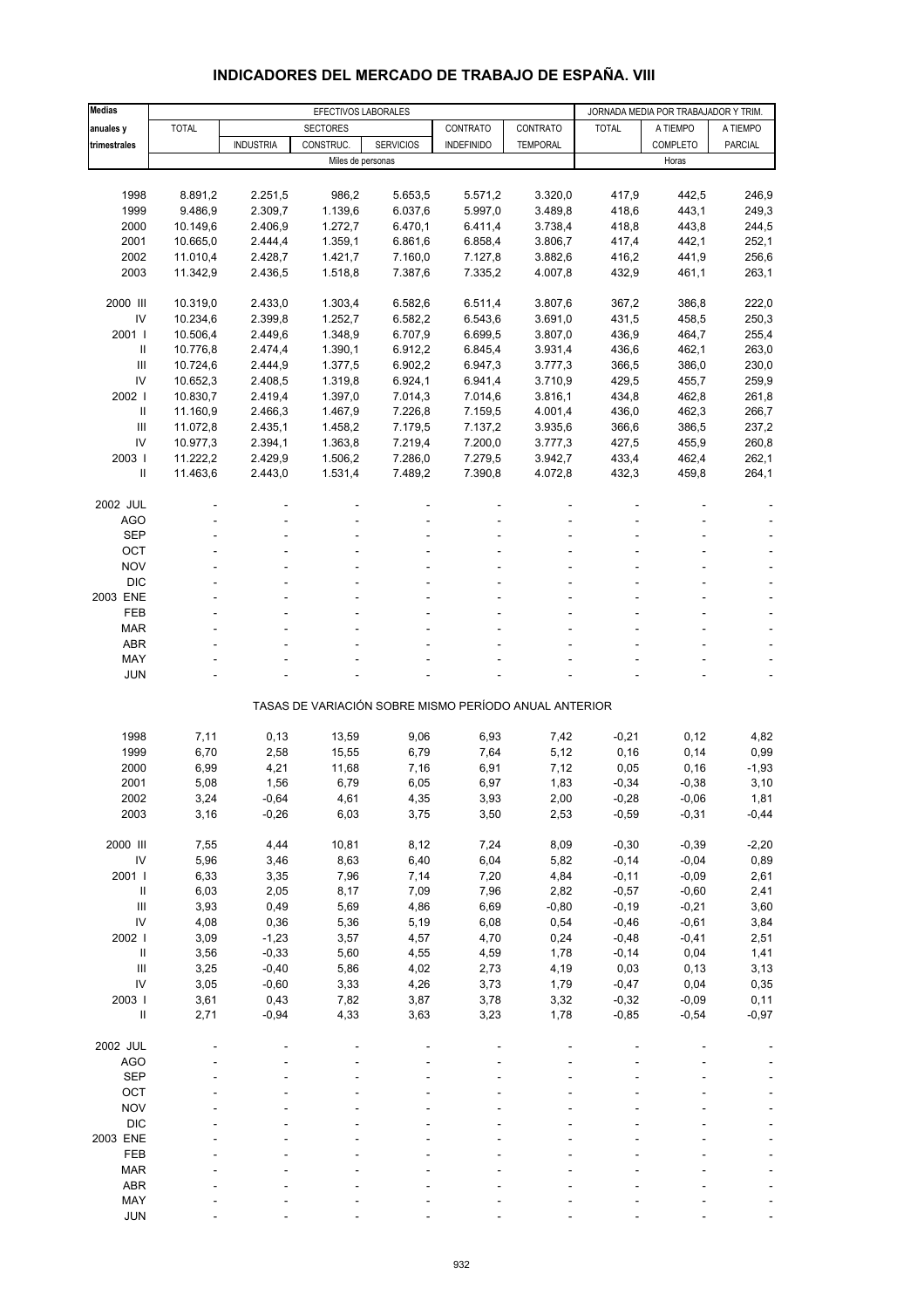# INDICADORES DEL MERCADO DE TRABAJO DE ESPAÑA. VIII

| Medias anuales y trimestrales | EFECTIVOS LABORALES | | | | | | | JORNADA MEDIA POR TRABAJADOR Y TRIM. | | |
|---|---|---|---|---|---|---|---|---|---|---|
| | TOTAL | SECTORES | | | CONTRATO | CONTRATO | | TOTAL | A TIEMPO | A TIEMPO |
| | | INDUSTRIA | CONSTRUC. | SERVICIOS | INDEFINIDO | TEMPORAL | | | COMPLETO | PARCIAL |
| | Miles de personas | | | | | | | Horas | | |
| 1998 | 8.891,2 | 2.251,5 | 986,2 | 5.653,5 | 5.571,2 | 3.320,0 | | 417,9 | 442,5 | 246,9 |
| 1999 | 9.486,9 | 2.309,7 | 1.139,6 | 6.037,6 | 5.997,0 | 3.489,8 | | 418,6 | 443,1 | 249,3 |
| 2000 | 10.149,6 | 2.406,9 | 1.272,7 | 6.470,1 | 6.411,4 | 3.738,4 | | 418,8 | 443,8 | 244,5 |
| 2001 | 10.665,0 | 2.444,4 | 1.359,1 | 6.861,6 | 6.858,4 | 3.806,7 | | 417,4 | 442,1 | 252,1 |
| 2002 | 11.010,4 | 2.428,7 | 1.421,7 | 7.160,0 | 7.127,8 | 3.882,6 | | 416,2 | 441,9 | 256,6 |
| 2003 | 11.342,9 | 2.436,5 | 1.518,8 | 7.387,6 | 7.335,2 | 4.007,8 | | 432,9 | 461,1 | 263,1 |
| 2000 III | 10.319,0 | 2.433,0 | 1.303,4 | 6.582,6 | 6.511,4 | 3.807,6 | | 367,2 | 386,8 | 222,0 |
| IV | 10.234,6 | 2.399,8 | 1.252,7 | 6.582,2 | 6.543,6 | 3.691,0 | | 431,5 | 458,5 | 250,3 |
| 2001 I | 10.506,4 | 2.449,6 | 1.348,9 | 6.707,9 | 6.699,5 | 3.807,0 | | 436,9 | 464,7 | 255,4 |
| II | 10.776,8 | 2.474,4 | 1.390,1 | 6.912,2 | 6.845,4 | 3.931,4 | | 436,6 | 462,1 | 263,0 |
| III | 10.724,6 | 2.444,9 | 1.377,5 | 6.902,2 | 6.947,3 | 3.777,3 | | 366,5 | 386,0 | 230,0 |
| IV | 10.652,3 | 2.408,5 | 1.319,8 | 6.924,1 | 6.941,4 | 3.710,9 | | 429,5 | 455,7 | 259,9 |
| 2002 I | 10.830,7 | 2.419,4 | 1.397,0 | 7.014,3 | 7.014,6 | 3.816,1 | | 434,8 | 462,8 | 261,8 |
| II | 11.160,9 | 2.466,3 | 1.467,9 | 7.226,8 | 7.159,5 | 4.001,4 | | 436,0 | 462,3 | 266,7 |
| III | 11.072,8 | 2.435,1 | 1.458,2 | 7.179,5 | 7.137,2 | 3.935,6 | | 366,6 | 386,5 | 237,2 |
| IV | 10.977,3 | 2.394,1 | 1.363,8 | 7.219,4 | 7.200,0 | 3.777,3 | | 427,5 | 455,9 | 260,8 |
| 2003 I | 11.222,2 | 2.429,9 | 1.506,2 | 7.286,0 | 7.279,5 | 3.942,7 | | 433,4 | 462,4 | 262,1 |
| II | 11.463,6 | 2.443,0 | 1.531,4 | 7.489,2 | 7.390,8 | 4.072,8 | | 432,3 | 459,8 | 264,1 |
| 2002 JUL | - | - | - | - | - | - | | - | - | - |
| AGO | - | - | - | - | - | - | | - | - | - |
| SEP | - | - | - | - | - | - | | - | - | - |
| OCT | - | - | - | - | - | - | | - | - | - |
| NOV | - | - | - | - | - | - | | - | - | - |
| DIC | - | - | - | - | - | - | | - | - | - |
| 2003 ENE | - | - | - | - | - | - | | - | - | - |
| FEB | - | - | - | - | - | - | | - | - | - |
| MAR | - | - | - | - | - | - | | - | - | - |
| ABR | - | - | - | - | - | - | | - | - | - |
| MAY | - | - | - | - | - | - | | - | - | - |
| JUN | - | - | - | - | - | - | | - | - | - |
| TASAS DE VARIACIÓN SOBRE MISMO PERÍODO ANUAL ANTERIOR | | | | | | | | | | |
| 1998 | 7,11 | 0,13 | 13,59 | 9,06 | 6,93 | 7,42 | | -0,21 | 0,12 | 4,82 |
| 1999 | 6,70 | 2,58 | 15,55 | 6,79 | 7,64 | 5,12 | | 0,16 | 0,14 | 0,99 |
| 2000 | 6,99 | 4,21 | 11,68 | 7,16 | 6,91 | 7,12 | | 0,05 | 0,16 | -1,93 |
| 2001 | 5,08 | 1,56 | 6,79 | 6,05 | 6,97 | 1,83 | | -0,34 | -0,38 | 3,10 |
| 2002 | 3,24 | -0,64 | 4,61 | 4,35 | 3,93 | 2,00 | | -0,28 | -0,06 | 1,81 |
| 2003 | 3,16 | -0,26 | 6,03 | 3,75 | 3,50 | 2,53 | | -0,59 | -0,31 | -0,44 |
| 2000 III | 7,55 | 4,44 | 10,81 | 8,12 | 7,24 | 8,09 | | -0,30 | -0,39 | -2,20 |
| IV | 5,96 | 3,46 | 8,63 | 6,40 | 6,04 | 5,82 | | -0,14 | -0,04 | 0,89 |
| 2001 I | 6,33 | 3,35 | 7,96 | 7,14 | 7,20 | 4,84 | | -0,11 | -0,09 | 2,61 |
| II | 6,03 | 2,05 | 8,17 | 7,09 | 7,96 | 2,82 | | -0,57 | -0,60 | 2,41 |
| III | 3,93 | 0,49 | 5,69 | 4,86 | 6,69 | -0,80 | | -0,19 | -0,21 | 3,60 |
| IV | 4,08 | 0,36 | 5,36 | 5,19 | 6,08 | 0,54 | | -0,46 | -0,61 | 3,84 |
| 2002 I | 3,09 | -1,23 | 3,57 | 4,57 | 4,70 | 0,24 | | -0,48 | -0,41 | 2,51 |
| II | 3,56 | -0,33 | 5,60 | 4,55 | 4,59 | 1,78 | | -0,14 | 0,04 | 1,41 |
| III | 3,25 | -0,40 | 5,86 | 4,02 | 2,73 | 4,19 | | 0,03 | 0,13 | 3,13 |
| IV | 3,05 | -0,60 | 3,33 | 4,26 | 3,73 | 1,79 | | -0,47 | 0,04 | 0,35 |
| 2003 I | 3,61 | 0,43 | 7,82 | 3,87 | 3,78 | 3,32 | | -0,32 | -0,09 | 0,11 |
| II | 2,71 | -0,94 | 4,33 | 3,63 | 3,23 | 1,78 | | -0,85 | -0,54 | -0,97 |
| 2002 JUL | - | - | - | - | - | - | | - | - | - |
| AGO | - | - | - | - | - | - | | - | - | - |
| SEP | - | - | - | - | - | - | | - | - | - |
| OCT | - | - | - | - | - | - | | - | - | - |
| NOV | - | - | - | - | - | - | | - | - | - |
| DIC | - | - | - | - | - | - | | - | - | - |
| 2003 ENE | - | - | - | - | - | - | | - | - | - |
| FEB | - | - | - | - | - | - | | - | - | - |
| MAR | - | - | - | - | - | - | | - | - | - |
| ABR | - | - | - | - | - | - | | - | - | - |
| MAY | - | - | - | - | - | - | | - | - | - |
| JUN | - | - | - | - | - | - | | - | - | - |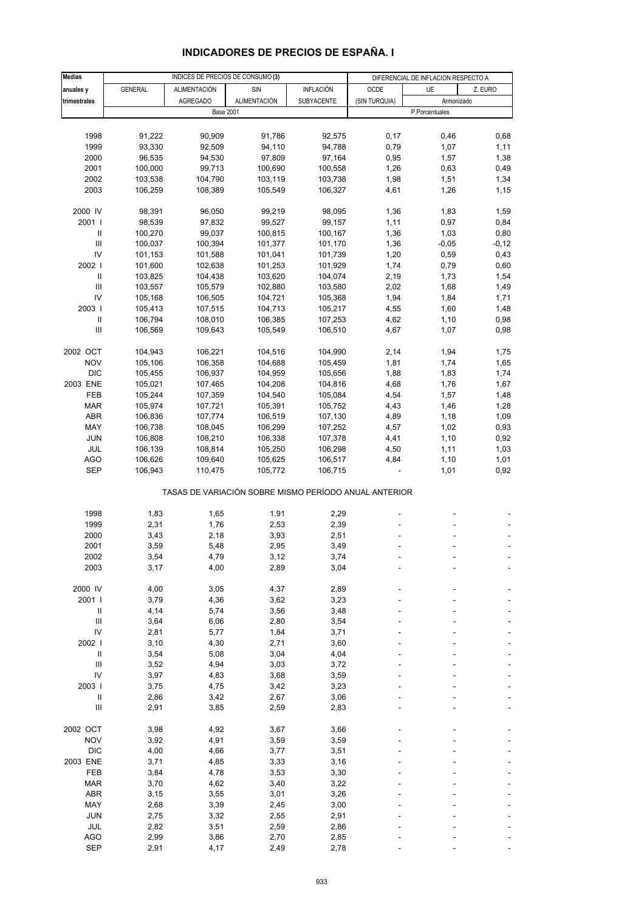# INDICADORES DE PRECIOS DE ESPAÑA. I

| Medias anuales y trimestrales | INDICES DE PRECIOS DE CONSUMO (3) | | | | DIFERENCIAL DE INFLACION RESPECTO A | | |
|---|---|---|---|---|---|---|---|
| | GENERAL | ALIMENTACIÓN AGREGADO | SIN ALIMENTACIÓN | INFLACIÓN SUBYACENTE | OCDE (SIN TURQUIA) | UE | Z. EURO |
| | | | | | | Armonizado | |
| | Base 2001 | | | | P.Porcentuales | | |
| 1998 | 91,222 | 90,909 | 91,786 | 92,575 | 0,17 | 0,46 | 0,68 |
| 1999 | 93,330 | 92,509 | 94,110 | 94,788 | 0,79 | 1,07 | 1,11 |
| 2000 | 96,535 | 94,530 | 97,809 | 97,164 | 0,95 | 1,57 | 1,38 |
| 2001 | 100,000 | 99,713 | 100,690 | 100,558 | 1,26 | 0,63 | 0,49 |
| 2002 | 103,538 | 104,790 | 103,119 | 103,738 | 1,98 | 1,51 | 1,34 |
| 2003 | 106,259 | 108,389 | 105,549 | 106,327 | 4,61 | 1,26 | 1,15 |
| 2000 IV | 98,391 | 96,050 | 99,219 | 98,095 | 1,36 | 1,83 | 1,59 |
| 2001 I | 98,539 | 97,832 | 99,527 | 99,157 | 1,11 | 0,97 | 0,84 |
| II | 100,270 | 99,037 | 100,815 | 100,167 | 1,36 | 1,03 | 0,80 |
| III | 100,037 | 100,394 | 101,377 | 101,170 | 1,36 | -0,05 | -0,12 |
| IV | 101,153 | 101,588 | 101,041 | 101,739 | 1,20 | 0,59 | 0,43 |
| 2002 I | 101,600 | 102,638 | 101,253 | 101,929 | 1,74 | 0,79 | 0,60 |
| II | 103,825 | 104,438 | 103,620 | 104,074 | 2,19 | 1,73 | 1,54 |
| III | 103,557 | 105,579 | 102,880 | 103,580 | 2,02 | 1,68 | 1,49 |
| IV | 105,168 | 106,505 | 104,721 | 105,368 | 1,94 | 1,84 | 1,71 |
| 2003 I | 105,413 | 107,515 | 104,713 | 105,217 | 4,55 | 1,60 | 1,48 |
| II | 106,794 | 108,010 | 106,385 | 107,253 | 4,62 | 1,10 | 0,98 |
| III | 106,569 | 109,643 | 105,549 | 106,510 | 4,67 | 1,07 | 0,98 |
| 2002 OCT | 104,943 | 106,221 | 104,516 | 104,990 | 2,14 | 1,94 | 1,75 |
| NOV | 105,106 | 106,358 | 104,688 | 105,459 | 1,81 | 1,74 | 1,65 |
| DIC | 105,455 | 106,937 | 104,959 | 105,656 | 1,88 | 1,83 | 1,74 |
| 2003 ENE | 105,021 | 107,465 | 104,208 | 104,816 | 4,68 | 1,76 | 1,67 |
| FEB | 105,244 | 107,359 | 104,540 | 105,084 | 4,54 | 1,57 | 1,48 |
| MAR | 105,974 | 107,721 | 105,391 | 105,752 | 4,43 | 1,46 | 1,28 |
| ABR | 106,836 | 107,774 | 106,519 | 107,130 | 4,89 | 1,18 | 1,09 |
| MAY | 106,738 | 108,045 | 106,299 | 107,252 | 4,57 | 1,02 | 0,93 |
| JUN | 106,808 | 108,210 | 106,338 | 107,378 | 4,41 | 1,10 | 0,92 |
| JUL | 106,139 | 108,814 | 105,250 | 106,298 | 4,50 | 1,11 | 1,03 |
| AGO | 106,626 | 109,640 | 105,625 | 106,517 | 4,84 | 1,10 | 1,01 |
| SEP | 106,943 | 110,475 | 105,772 | 106,715 | - | 1,01 | 0,92 |
| | TASAS DE VARIACIÓN SOBRE MISMO PERÍODO ANUAL ANTERIOR | | | | | | |
| 1998 | 1,83 | 1,65 | 1,91 | 2,29 | - | - | - |
| 1999 | 2,31 | 1,76 | 2,53 | 2,39 | - | - | - |
| 2000 | 3,43 | 2,18 | 3,93 | 2,51 | - | - | - |
| 2001 | 3,59 | 5,48 | 2,95 | 3,49 | - | - | - |
| 2002 | 3,54 | 4,79 | 3,12 | 3,74 | - | - | - |
| 2003 | 3,17 | 4,00 | 2,89 | 3,04 | - | - | - |
| 2000 IV | 4,00 | 3,05 | 4,37 | 2,89 | - | - | - |
| 2001 I | 3,79 | 4,36 | 3,62 | 3,23 | - | - | - |
| II | 4,14 | 5,74 | 3,56 | 3,48 | - | - | - |
| III | 3,64 | 6,06 | 2,80 | 3,54 | - | - | - |
| IV | 2,81 | 5,77 | 1,84 | 3,71 | - | - | - |
| 2002 I | 3,10 | 4,30 | 2,71 | 3,60 | - | - | - |
| II | 3,54 | 5,08 | 3,04 | 4,04 | - | - | - |
| III | 3,52 | 4,94 | 3,03 | 3,72 | - | - | - |
| IV | 3,97 | 4,83 | 3,68 | 3,59 | - | - | - |
| 2003 I | 3,75 | 4,75 | 3,42 | 3,23 | - | - | - |
| II | 2,86 | 3,42 | 2,67 | 3,06 | - | - | - |
| III | 2,91 | 3,85 | 2,59 | 2,83 | - | - | - |
| 2002 OCT | 3,98 | 4,92 | 3,67 | 3,66 | - | - | - |
| NOV | 3,92 | 4,91 | 3,59 | 3,59 | - | - | - |
| DIC | 4,00 | 4,66 | 3,77 | 3,51 | - | - | - |
| 2003 ENE | 3,71 | 4,85 | 3,33 | 3,16 | - | - | - |
| FEB | 3,84 | 4,78 | 3,53 | 3,30 | - | - | - |
| MAR | 3,70 | 4,62 | 3,40 | 3,22 | - | - | - |
| ABR | 3,15 | 3,55 | 3,01 | 3,26 | - | - | - |
| MAY | 2,68 | 3,39 | 2,45 | 3,00 | - | - | - |
| JUN | 2,75 | 3,32 | 2,55 | 2,91 | - | - | - |
| JUL | 2,82 | 3,51 | 2,59 | 2,86 | - | - | - |
| AGO | 2,99 | 3,86 | 2,70 | 2,85 | - | - | - |
| SEP | 2,91 | 4,17 | 2,49 | 2,78 | - | - | - |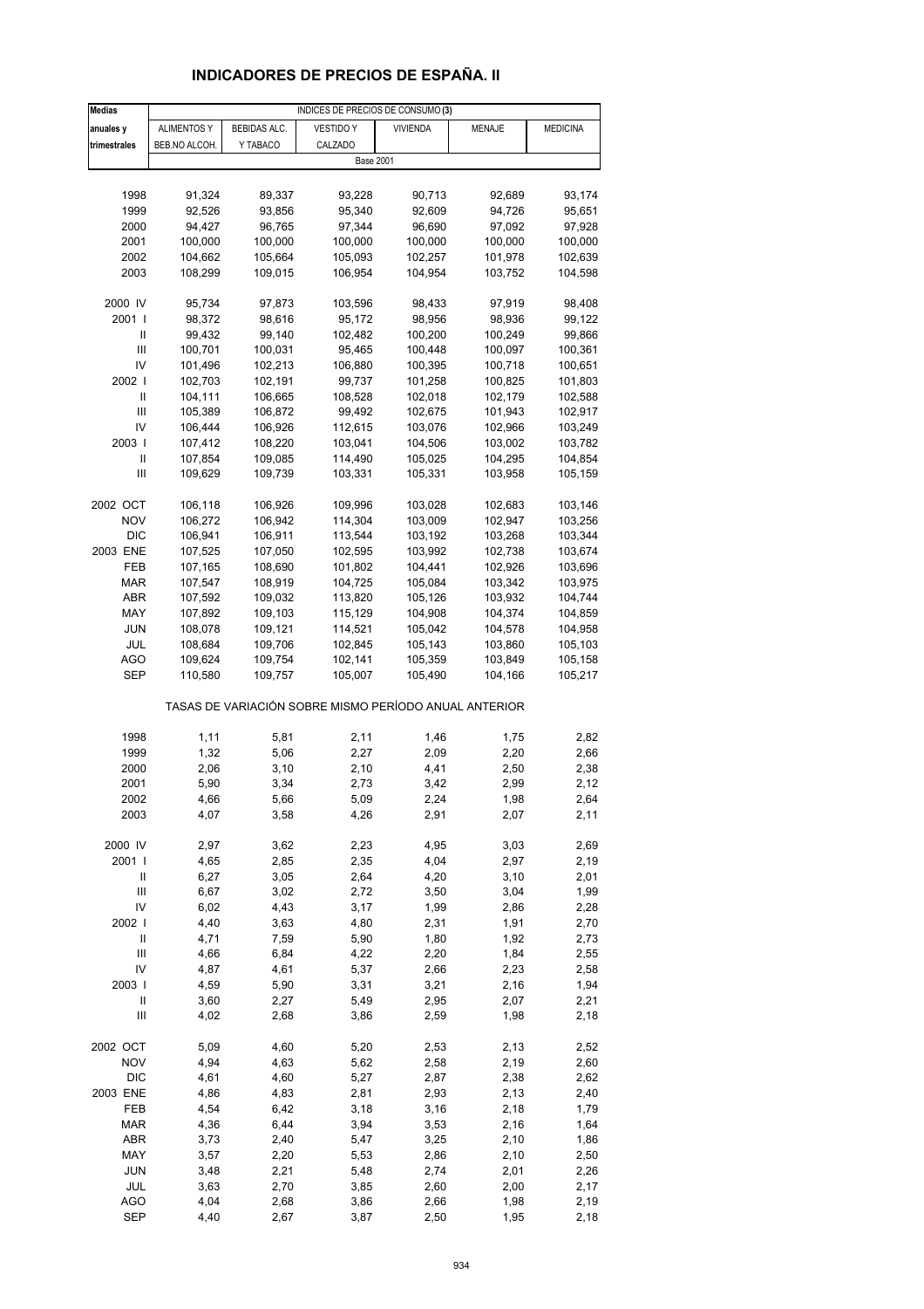# INDICADORES DE PRECIOS DE ESPAÑA. II

| Medias anuales y trimestrales | INDICES DE PRECIOS DE CONSUMO (3) | | | | | |
|---|---|---|---|---|---|---|
| | ALIMENTOS Y BEB.NO ALCOH. | BEBIDAS ALC. Y TABACO | VESTIDO Y CALZADO | VIVIENDA | MENAJE | MEDICINA |
| | Base 2001 | | | | | |
| 1998 | 91,324 | 89,337 | 93,228 | 90,713 | 92,689 | 93,174 |
| 1999 | 92,526 | 93,856 | 95,340 | 92,609 | 94,726 | 95,651 |
| 2000 | 94,427 | 96,765 | 97,344 | 96,690 | 97,092 | 97,928 |
| 2001 | 100,000 | 100,000 | 100,000 | 100,000 | 100,000 | 100,000 |
| 2002 | 104,662 | 105,664 | 105,093 | 102,257 | 101,978 | 102,639 |
| 2003 | 108,299 | 109,015 | 106,954 | 104,954 | 103,752 | 104,598 |
| 2000 IV | 95,734 | 97,873 | 103,596 | 98,433 | 97,919 | 98,408 |
| 2001 I | 98,372 | 98,616 | 95,172 | 98,956 | 98,936 | 99,122 |
| II | 99,432 | 99,140 | 102,482 | 100,200 | 100,249 | 99,866 |
| III | 100,701 | 100,031 | 95,465 | 100,448 | 100,097 | 100,361 |
| IV | 101,496 | 102,213 | 106,880 | 100,395 | 100,718 | 100,651 |
| 2002 I | 102,703 | 102,191 | 99,737 | 101,258 | 100,825 | 101,803 |
| II | 104,111 | 106,665 | 108,528 | 102,018 | 102,179 | 102,588 |
| III | 105,389 | 106,872 | 99,492 | 102,675 | 101,943 | 102,917 |
| IV | 106,444 | 106,926 | 112,615 | 103,076 | 102,966 | 103,249 |
| 2003 I | 107,412 | 108,220 | 103,041 | 104,506 | 103,002 | 103,782 |
| II | 107,854 | 109,085 | 114,490 | 105,025 | 104,295 | 104,854 |
| III | 109,629 | 109,739 | 103,331 | 105,331 | 103,958 | 105,159 |
| 2002 OCT | 106,118 | 106,926 | 109,996 | 103,028 | 102,683 | 103,146 |
| NOV | 106,272 | 106,942 | 114,304 | 103,009 | 102,947 | 103,256 |
| DIC | 106,941 | 106,911 | 113,544 | 103,192 | 103,268 | 103,344 |
| 2003 ENE | 107,525 | 107,050 | 102,595 | 103,992 | 102,738 | 103,674 |
| FEB | 107,165 | 108,690 | 101,802 | 104,441 | 102,926 | 103,696 |
| MAR | 107,547 | 108,919 | 104,725 | 105,084 | 103,342 | 103,975 |
| ABR | 107,592 | 109,032 | 113,820 | 105,126 | 103,932 | 104,744 |
| MAY | 107,892 | 109,103 | 115,129 | 104,908 | 104,374 | 104,859 |
| JUN | 108,078 | 109,121 | 114,521 | 105,042 | 104,578 | 104,958 |
| JUL | 108,684 | 109,706 | 102,845 | 105,143 | 103,860 | 105,103 |
| AGO | 109,624 | 109,754 | 102,141 | 105,359 | 103,849 | 105,158 |
| SEP | 110,580 | 109,757 | 105,007 | 105,490 | 104,166 | 105,217 |
| | TASAS DE VARIACIÓN SOBRE MISMO PERÍODO ANUAL ANTERIOR | | | | | |
| 1998 | 1,11 | 5,81 | 2,11 | 1,46 | 1,75 | 2,82 |
| 1999 | 1,32 | 5,06 | 2,27 | 2,09 | 2,20 | 2,66 |
| 2000 | 2,06 | 3,10 | 2,10 | 4,41 | 2,50 | 2,38 |
| 2001 | 5,90 | 3,34 | 2,73 | 3,42 | 2,99 | 2,12 |
| 2002 | 4,66 | 5,66 | 5,09 | 2,24 | 1,98 | 2,64 |
| 2003 | 4,07 | 3,58 | 4,26 | 2,91 | 2,07 | 2,11 |
| 2000 IV | 2,97 | 3,62 | 2,23 | 4,95 | 3,03 | 2,69 |
| 2001 I | 4,65 | 2,85 | 2,35 | 4,04 | 2,97 | 2,19 |
| II | 6,27 | 3,05 | 2,64 | 4,20 | 3,10 | 2,01 |
| III | 6,67 | 3,02 | 2,72 | 3,50 | 3,04 | 1,99 |
| IV | 6,02 | 4,43 | 3,17 | 1,99 | 2,86 | 2,28 |
| 2002 I | 4,40 | 3,63 | 4,80 | 2,31 | 1,91 | 2,70 |
| II | 4,71 | 7,59 | 5,90 | 1,80 | 1,92 | 2,73 |
| III | 4,66 | 6,84 | 4,22 | 2,20 | 1,84 | 2,55 |
| IV | 4,87 | 4,61 | 5,37 | 2,66 | 2,23 | 2,58 |
| 2003 I | 4,59 | 5,90 | 3,31 | 3,21 | 2,16 | 1,94 |
| II | 3,60 | 2,27 | 5,49 | 2,95 | 2,07 | 2,21 |
| III | 4,02 | 2,68 | 3,86 | 2,59 | 1,98 | 2,18 |
| 2002 OCT | 5,09 | 4,60 | 5,20 | 2,53 | 2,13 | 2,52 |
| NOV | 4,94 | 4,63 | 5,62 | 2,58 | 2,19 | 2,60 |
| DIC | 4,61 | 4,60 | 5,27 | 2,87 | 2,38 | 2,62 |
| 2003 ENE | 4,86 | 4,83 | 2,81 | 2,93 | 2,13 | 2,40 |
| FEB | 4,54 | 6,42 | 3,18 | 3,16 | 2,18 | 1,79 |
| MAR | 4,36 | 6,44 | 3,94 | 3,53 | 2,16 | 1,64 |
| ABR | 3,73 | 2,40 | 5,47 | 3,25 | 2,10 | 1,86 |
| MAY | 3,57 | 2,20 | 5,53 | 2,86 | 2,10 | 2,50 |
| JUN | 3,48 | 2,21 | 5,48 | 2,74 | 2,01 | 2,26 |
| JUL | 3,63 | 2,70 | 3,85 | 2,60 | 2,00 | 2,17 |
| AGO | 4,04 | 2,68 | 3,86 | 2,66 | 1,98 | 2,19 |
| SEP | 4,40 | 2,67 | 3,87 | 2,50 | 1,95 | 2,18 |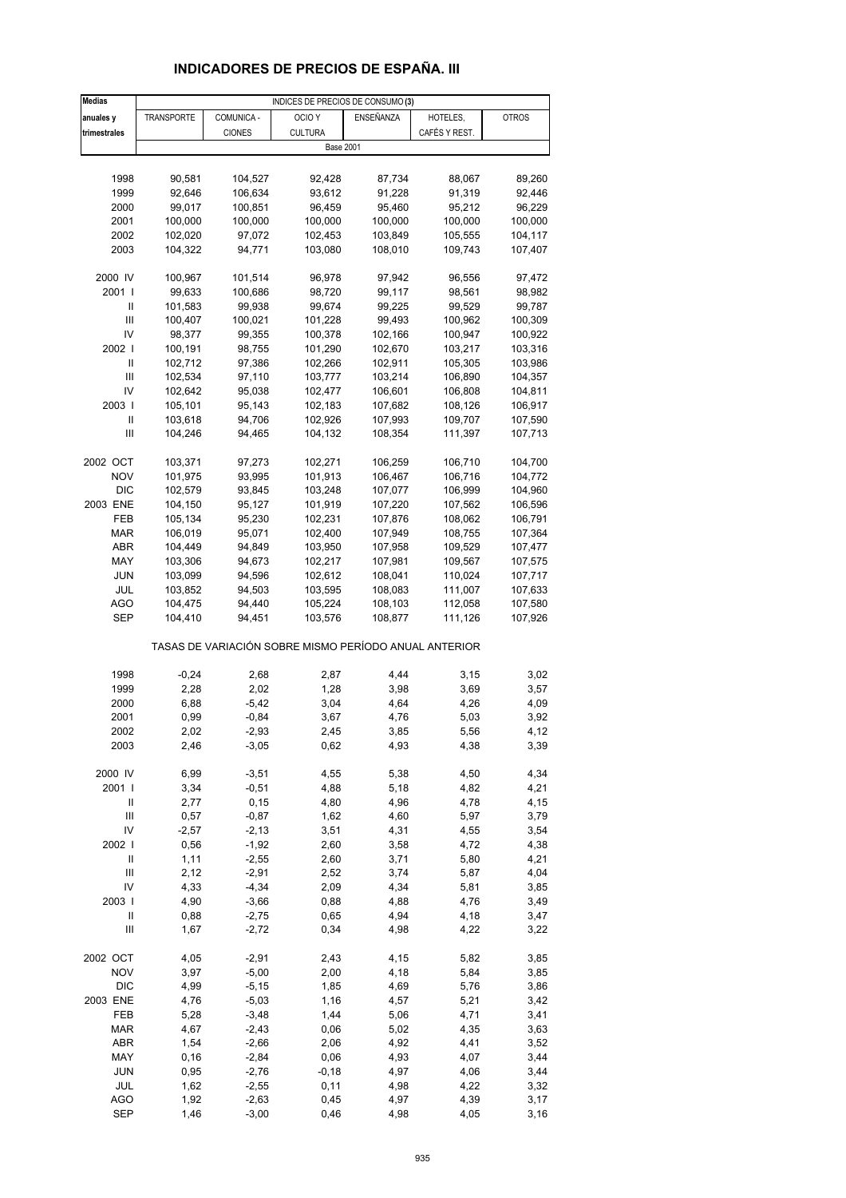## INDICADORES DE PRECIOS DE ESPAÑA. III

| Medias anuales y trimestrales | INDICES DE PRECIOS DE CONSUMO (3) | | | | | |
|---|---|---|---|---|---|---|
| | TRANSPORTE | COMUNICA - CIONES | OCIO Y CULTURA | ENSEÑANZA | HOTELES, CAFÉS Y REST. | OTROS |
| | Base 2001 | | | | | |
| 1998 | 90,581 | 104,527 | 92,428 | 87,734 | 88,067 | 89,260 |
| 1999 | 92,646 | 106,634 | 93,612 | 91,228 | 91,319 | 92,446 |
| 2000 | 99,017 | 100,851 | 96,459 | 95,460 | 95,212 | 96,229 |
| 2001 | 100,000 | 100,000 | 100,000 | 100,000 | 100,000 | 100,000 |
| 2002 | 102,020 | 97,072 | 102,453 | 103,849 | 105,555 | 104,117 |
| 2003 | 104,322 | 94,771 | 103,080 | 108,010 | 109,743 | 107,407 |
| 2000 IV | 100,967 | 101,514 | 96,978 | 97,942 | 96,556 | 97,472 |
| 2001 I | 99,633 | 100,686 | 98,720 | 99,117 | 98,561 | 98,982 |
| II | 101,583 | 99,938 | 99,674 | 99,225 | 99,529 | 99,787 |
| III | 100,407 | 100,021 | 101,228 | 99,493 | 100,962 | 100,309 |
| IV | 98,377 | 99,355 | 100,378 | 102,166 | 100,947 | 100,922 |
| 2002 I | 100,191 | 98,755 | 101,290 | 102,670 | 103,217 | 103,316 |
| II | 102,712 | 97,386 | 102,266 | 102,911 | 105,305 | 103,986 |
| III | 102,534 | 97,110 | 103,777 | 103,214 | 106,890 | 104,357 |
| IV | 102,642 | 95,038 | 102,477 | 106,601 | 106,808 | 104,811 |
| 2003 I | 105,101 | 95,143 | 102,183 | 107,682 | 108,126 | 106,917 |
| II | 103,618 | 94,706 | 102,926 | 107,993 | 109,707 | 107,590 |
| III | 104,246 | 94,465 | 104,132 | 108,354 | 111,397 | 107,713 |
| 2002 OCT | 103,371 | 97,273 | 102,271 | 106,259 | 106,710 | 104,700 |
| NOV | 101,975 | 93,995 | 101,913 | 106,467 | 106,716 | 104,772 |
| DIC | 102,579 | 93,845 | 103,248 | 107,077 | 106,999 | 104,960 |
| 2003 ENE | 104,150 | 95,127 | 101,919 | 107,220 | 107,562 | 106,596 |
| FEB | 105,134 | 95,230 | 102,231 | 107,876 | 108,062 | 106,791 |
| MAR | 106,019 | 95,071 | 102,400 | 107,949 | 108,755 | 107,364 |
| ABR | 104,449 | 94,849 | 103,950 | 107,958 | 109,529 | 107,477 |
| MAY | 103,306 | 94,673 | 102,217 | 107,981 | 109,567 | 107,575 |
| JUN | 103,099 | 94,596 | 102,612 | 108,041 | 110,024 | 107,717 |
| JUL | 103,852 | 94,503 | 103,595 | 108,083 | 111,007 | 107,633 |
| AGO | 104,475 | 94,440 | 105,224 | 108,103 | 112,058 | 107,580 |
| SEP | 104,410 | 94,451 | 103,576 | 108,877 | 111,126 | 107,926 |
| | TASAS DE VARIACIÓN SOBRE MISMO PERÍODO ANUAL ANTERIOR | | | | | |
| 1998 | -0,24 | 2,68 | 2,87 | 4,44 | 3,15 | 3,02 |
| 1999 | 2,28 | 2,02 | 1,28 | 3,98 | 3,69 | 3,57 |
| 2000 | 6,88 | -5,42 | 3,04 | 4,64 | 4,26 | 4,09 |
| 2001 | 0,99 | -0,84 | 3,67 | 4,76 | 5,03 | 3,92 |
| 2002 | 2,02 | -2,93 | 2,45 | 3,85 | 5,56 | 4,12 |
| 2003 | 2,46 | -3,05 | 0,62 | 4,93 | 4,38 | 3,39 |
| 2000 IV | 6,99 | -3,51 | 4,55 | 5,38 | 4,50 | 4,34 |
| 2001 I | 3,34 | -0,51 | 4,88 | 5,18 | 4,82 | 4,21 |
| II | 2,77 | 0,15 | 4,80 | 4,96 | 4,78 | 4,15 |
| III | 0,57 | -0,87 | 1,62 | 4,60 | 5,97 | 3,79 |
| IV | -2,57 | -2,13 | 3,51 | 4,31 | 4,55 | 3,54 |
| 2002 I | 0,56 | -1,92 | 2,60 | 3,58 | 4,72 | 4,38 |
| II | 1,11 | -2,55 | 2,60 | 3,71 | 5,80 | 4,21 |
| III | 2,12 | -2,91 | 2,52 | 3,74 | 5,87 | 4,04 |
| IV | 4,33 | -4,34 | 2,09 | 4,34 | 5,81 | 3,85 |
| 2003 I | 4,90 | -3,66 | 0,88 | 4,88 | 4,76 | 3,49 |
| II | 0,88 | -2,75 | 0,65 | 4,94 | 4,18 | 3,47 |
| III | 1,67 | -2,72 | 0,34 | 4,98 | 4,22 | 3,22 |
| 2002 OCT | 4,05 | -2,91 | 2,43 | 4,15 | 5,82 | 3,85 |
| NOV | 3,97 | -5,00 | 2,00 | 4,18 | 5,84 | 3,85 |
| DIC | 4,99 | -5,15 | 1,85 | 4,69 | 5,76 | 3,86 |
| 2003 ENE | 4,76 | -5,03 | 1,16 | 4,57 | 5,21 | 3,42 |
| FEB | 5,28 | -3,48 | 1,44 | 5,06 | 4,71 | 3,41 |
| MAR | 4,67 | -2,43 | 0,06 | 5,02 | 4,35 | 3,63 |
| ABR | 1,54 | -2,66 | 2,06 | 4,92 | 4,41 | 3,52 |
| MAY | 0,16 | -2,84 | 0,06 | 4,93 | 4,07 | 3,44 |
| JUN | 0,95 | -2,76 | -0,18 | 4,97 | 4,06 | 3,44 |
| JUL | 1,62 | -2,55 | 0,11 | 4,98 | 4,22 | 3,32 |
| AGO | 1,92 | -2,63 | 0,45 | 4,97 | 4,39 | 3,17 |
| SEP | 1,46 | -3,00 | 0,46 | 4,98 | 4,05 | 3,16 |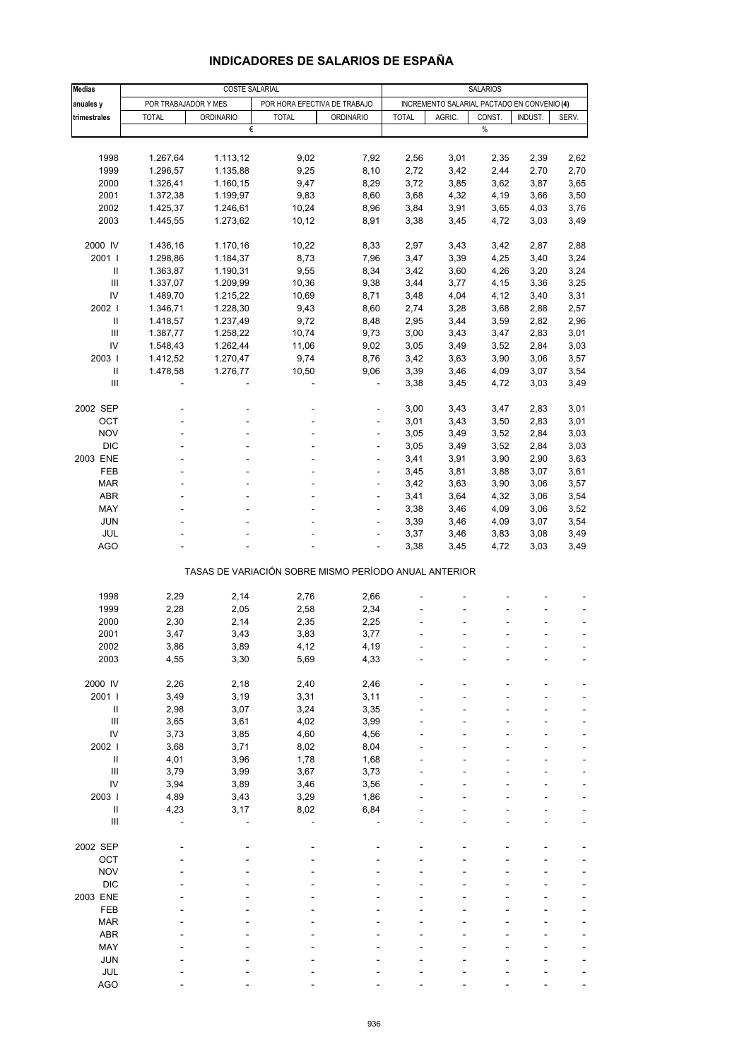# INDICADORES DE SALARIOS DE ESPAÑA

| Medias anuales y trimestrales | COSTE SALARIAL | | | | SALARIOS | | | | |
|---|---|---|---|---|---|---|---|---|---|
| | POR TRABAJADOR Y MES | | POR HORA EFECTIVA DE TRABAJO | | INCREMENTO SALARIAL PACTADO EN CONVENIO (4) | | | | |
| | TOTAL | ORDINARIO | TOTAL | ORDINARIO | TOTAL | AGRIC. | CONST. | INDUST. | SERV. |
| | € | | | | % | | | | |
| 1998 | 1.267,64 | 1.113,12 | 9,02 | 7,92 | 2,56 | 3,01 | 2,35 | 2,39 | 2,62 |
| 1999 | 1.296,57 | 1.135,88 | 9,25 | 8,10 | 2,72 | 3,42 | 2,44 | 2,70 | 2,70 |
| 2000 | 1.326,41 | 1.160,15 | 9,47 | 8,29 | 3,72 | 3,85 | 3,62 | 3,87 | 3,65 |
| 2001 | 1.372,38 | 1.199,97 | 9,83 | 8,60 | 3,68 | 4,32 | 4,19 | 3,66 | 3,50 |
| 2002 | 1.425,37 | 1.246,61 | 10,24 | 8,96 | 3,84 | 3,91 | 3,65 | 4,03 | 3,76 |
| 2003 | 1.445,55 | 1.273,62 | 10,12 | 8,91 | 3,38 | 3,45 | 4,72 | 3,03 | 3,49 |
| 2000 IV | 1.436,16 | 1.170,16 | 10,22 | 8,33 | 2,97 | 3,43 | 3,42 | 2,87 | 2,88 |
| 2001 I | 1.298,86 | 1.184,37 | 8,73 | 7,96 | 3,47 | 3,39 | 4,25 | 3,40 | 3,24 |
| II | 1.363,87 | 1.190,31 | 9,55 | 8,34 | 3,42 | 3,60 | 4,26 | 3,20 | 3,24 |
| III | 1.337,07 | 1.209,99 | 10,36 | 9,38 | 3,44 | 3,77 | 4,15 | 3,36 | 3,25 |
| IV | 1.489,70 | 1.215,22 | 10,69 | 8,71 | 3,48 | 4,04 | 4,12 | 3,40 | 3,31 |
| 2002 I | 1.346,71 | 1.228,30 | 9,43 | 8,60 | 2,74 | 3,28 | 3,68 | 2,88 | 2,57 |
| II | 1.418,57 | 1.237,49 | 9,72 | 8,48 | 2,95 | 3,44 | 3,59 | 2,82 | 2,96 |
| III | 1.387,77 | 1.258,22 | 10,74 | 9,73 | 3,00 | 3,43 | 3,47 | 2,83 | 3,01 |
| IV | 1.548,43 | 1.262,44 | 11,06 | 9,02 | 3,05 | 3,49 | 3,52 | 2,84 | 3,03 |
| 2003 I | 1.412,52 | 1.270,47 | 9,74 | 8,76 | 3,42 | 3,63 | 3,90 | 3,06 | 3,57 |
| II | 1.478,58 | 1.276,77 | 10,50 | 9,06 | 3,39 | 3,46 | 4,09 | 3,07 | 3,54 |
| III | - | - | - | - | 3,38 | 3,45 | 4,72 | 3,03 | 3,49 |
| 2002 SEP | - | - | - | - | 3,00 | 3,43 | 3,47 | 2,83 | 3,01 |
| OCT | - | - | - | - | 3,01 | 3,43 | 3,50 | 2,83 | 3,01 |
| NOV | - | - | - | - | 3,05 | 3,49 | 3,52 | 2,84 | 3,03 |
| DIC | - | - | - | - | 3,05 | 3,49 | 3,52 | 2,84 | 3,03 |
| 2003 ENE | - | - | - | - | 3,41 | 3,91 | 3,90 | 2,90 | 3,63 |
| FEB | - | - | - | - | 3,45 | 3,81 | 3,88 | 3,07 | 3,61 |
| MAR | - | - | - | - | 3,42 | 3,63 | 3,90 | 3,06 | 3,57 |
| ABR | - | - | - | - | 3,41 | 3,64 | 4,32 | 3,06 | 3,54 |
| MAY | - | - | - | - | 3,38 | 3,46 | 4,09 | 3,06 | 3,52 |
| JUN | - | - | - | - | 3,39 | 3,46 | 4,09 | 3,07 | 3,54 |
| JUL | - | - | - | - | 3,37 | 3,46 | 3,83 | 3,08 | 3,49 |
| AGO | - | - | - | - | 3,38 | 3,45 | 4,72 | 3,03 | 3,49 |
| | TASAS DE VARIACIÓN SOBRE MISMO PERÍODO ANUAL ANTERIOR | | | | | | | | |
| 1998 | 2,29 | 2,14 | 2,76 | 2,66 | - | - | - | - | - |
| 1999 | 2,28 | 2,05 | 2,58 | 2,34 | - | - | - | - | - |
| 2000 | 2,30 | 2,14 | 2,35 | 2,25 | - | - | - | - | - |
| 2001 | 3,47 | 3,43 | 3,83 | 3,77 | - | - | - | - | - |
| 2002 | 3,86 | 3,89 | 4,12 | 4,19 | - | - | - | - | - |
| 2003 | 4,55 | 3,30 | 5,69 | 4,33 | - | - | - | - | - |
| 2000 IV | 2,26 | 2,18 | 2,40 | 2,46 | - | - | - | - | - |
| 2001 I | 3,49 | 3,19 | 3,31 | 3,11 | - | - | - | - | - |
| II | 2,98 | 3,07 | 3,24 | 3,35 | - | - | - | - | - |
| III | 3,65 | 3,61 | 4,02 | 3,99 | - | - | - | - | - |
| IV | 3,73 | 3,85 | 4,60 | 4,56 | - | - | - | - | - |
| 2002 I | 3,68 | 3,71 | 8,02 | 8,04 | - | - | - | - | - |
| II | 4,01 | 3,96 | 1,78 | 1,68 | - | - | - | - | - |
| III | 3,79 | 3,99 | 3,67 | 3,73 | - | - | - | - | - |
| IV | 3,94 | 3,89 | 3,46 | 3,56 | - | - | - | - | - |
| 2003 I | 4,89 | 3,43 | 3,29 | 1,86 | - | - | - | - | - |
| II | 4,23 | 3,17 | 8,02 | 6,84 | - | - | - | - | - |
| III | - | - | - | - | - | - | - | - | - |
| 2002 SEP | - | - | - | - | - | - | - | - | - |
| OCT | - | - | - | - | - | - | - | - | - |
| NOV | - | - | - | - | - | - | - | - | - |
| DIC | - | - | - | - | - | - | - | - | - |
| 2003 ENE | - | - | - | - | - | - | - | - | - |
| FEB | - | - | - | - | - | - | - | - | - |
| MAR | - | - | - | - | - | - | - | - | - |
| ABR | - | - | - | - | - | - | - | - | - |
| MAY | - | - | - | - | - | - | - | - | - |
| JUN | - | - | - | - | - | - | - | - | - |
| JUL | - | - | - | - | - | - | - | - | - |
| AGO | - | - | - | - | - | - | - | - | - |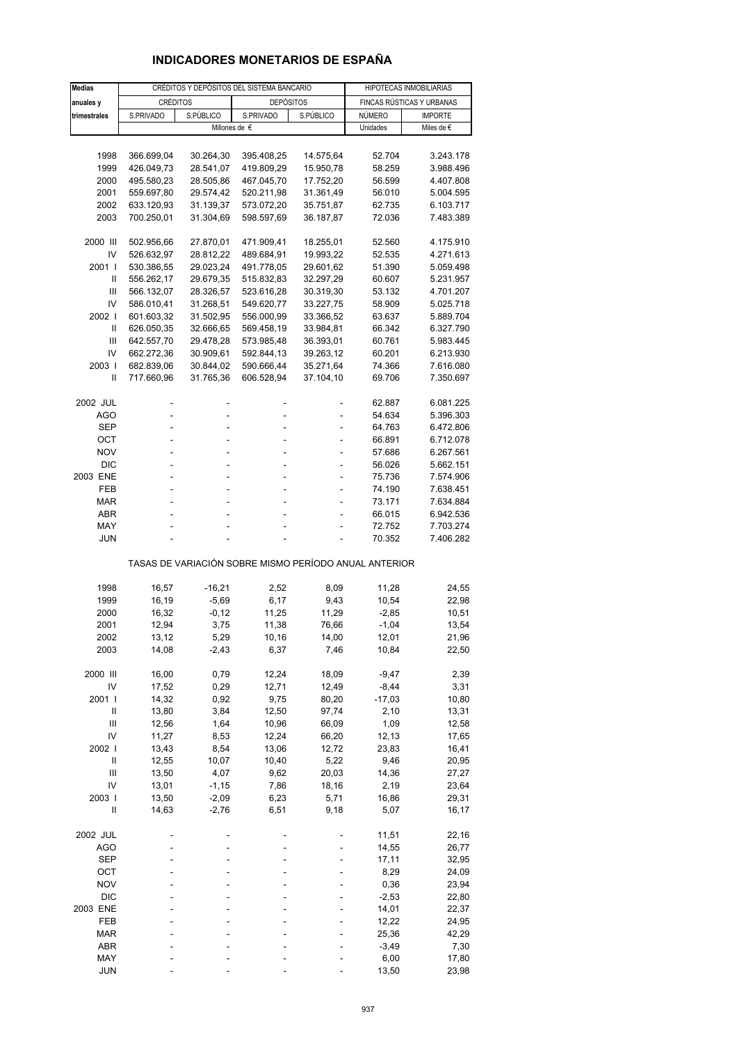# INDICADORES MONETARIOS DE ESPAÑA

| Medias anuales y trimestrales | CRÉDITOS Y DEPÓSITOS DEL SISTEMA BANCARIO | | | | HIPOTECAS INMOBILIARIAS | |
|---|---|---|---|---|---|---|
| | CRÉDITOS | | DEPÓSITOS | | FINCAS RÚSTICAS Y URBANAS | |
| | S.PRIVADO | S.PÚBLICO | S.PRIVADO | S.PÚBLICO | NÚMERO | IMPORTE |
| | Millones de € | | | | Unidades | Miles de € |
| 1998 | 366.699,04 | 30.264,30 | 395.408,25 | 14.575,64 | 52.704 | 3.243.178 |
| 1999 | 426.049,73 | 28.541,07 | 419.809,29 | 15.950,78 | 58.259 | 3.988.496 |
| 2000 | 495.580,23 | 28.505,86 | 467.045,70 | 17.752,20 | 56.599 | 4.407.808 |
| 2001 | 559.697,80 | 29.574,42 | 520.211,98 | 31.361,49 | 56.010 | 5.004.595 |
| 2002 | 633.120,93 | 31.139,37 | 573.072,20 | 35.751,87 | 62.735 | 6.103.717 |
| 2003 | 700.250,01 | 31.304,69 | 598.597,69 | 36.187,87 | 72.036 | 7.483.389 |
| 2000 III | 502.956,66 | 27.870,01 | 471.909,41 | 18.255,01 | 52.560 | 4.175.910 |
| IV | 526.632,97 | 28.812,22 | 489.684,91 | 19.993,22 | 52.535 | 4.271.613 |
| 2001 I | 530.386,55 | 29.023,24 | 491.778,05 | 29.601,62 | 51.390 | 5.059.498 |
| II | 556.262,17 | 29.679,35 | 515.832,83 | 32.297,29 | 60.607 | 5.231.957 |
| III | 566.132,07 | 28.326,57 | 523.616,28 | 30.319,30 | 53.132 | 4.701.207 |
| IV | 586.010,41 | 31.268,51 | 549.620,77 | 33.227,75 | 58.909 | 5.025.718 |
| 2002 I | 601.603,32 | 31.502,95 | 556.000,99 | 33.366,52 | 63.637 | 5.889.704 |
| II | 626.050,35 | 32.666,65 | 569.458,19 | 33.984,81 | 66.342 | 6.327.790 |
| III | 642.557,70 | 29.478,28 | 573.985,48 | 36.393,01 | 60.761 | 5.983.445 |
| IV | 662.272,36 | 30.909,61 | 592.844,13 | 39.263,12 | 60.201 | 6.213.930 |
| 2003 I | 682.839,06 | 30.844,02 | 590.666,44 | 35.271,64 | 74.366 | 7.616.080 |
| II | 717.660,96 | 31.765,36 | 606.528,94 | 37.104,10 | 69.706 | 7.350.697 |
| 2002 JUL | - | - | - | - | 62.887 | 6.081.225 |
| AGO | - | - | - | - | 54.634 | 5.396.303 |
| SEP | - | - | - | - | 64.763 | 6.472.806 |
| OCT | - | - | - | - | 66.891 | 6.712.078 |
| NOV | - | - | - | - | 57.686 | 6.267.561 |
| DIC | - | - | - | - | 56.026 | 5.662.151 |
| 2003 ENE | - | - | - | - | 75.736 | 7.574.906 |
| FEB | - | - | - | - | 74.190 | 7.638.451 |
| MAR | - | - | - | - | 73.171 | 7.634.884 |
| ABR | - | - | - | - | 66.015 | 6.942.536 |
| MAY | - | - | - | - | 72.752 | 7.703.274 |
| JUN | - | - | - | - | 70.352 | 7.406.282 |

TASAS DE VARIACIÓN SOBRE MISMO PERÍODO ANUAL ANTERIOR

| | S.PRIVADO | S.PÚBLICO | S.PRIVADO | S.PÚBLICO | NÚMERO | IMPORTE |
|---|---|---|---|---|---|---|
| 1998 | 16,57 | -16,21 | 2,52 | 8,09 | 11,28 | 24,55 |
| 1999 | 16,19 | -5,69 | 6,17 | 9,43 | 10,54 | 22,98 |
| 2000 | 16,32 | -0,12 | 11,25 | 11,29 | -2,85 | 10,51 |
| 2001 | 12,94 | 3,75 | 11,38 | 76,66 | -1,04 | 13,54 |
| 2002 | 13,12 | 5,29 | 10,16 | 14,00 | 12,01 | 21,96 |
| 2003 | 14,08 | -2,43 | 6,37 | 7,46 | 10,84 | 22,50 |
| 2000 III | 16,00 | 0,79 | 12,24 | 18,09 | -9,47 | 2,39 |
| IV | 17,52 | 0,29 | 12,71 | 12,49 | -8,44 | 3,31 |
| 2001 I | 14,32 | 0,92 | 9,75 | 80,20 | -17,03 | 10,80 |
| II | 13,80 | 3,84 | 12,50 | 97,74 | 2,10 | 13,31 |
| III | 12,56 | 1,64 | 10,96 | 66,09 | 1,09 | 12,58 |
| IV | 11,27 | 8,53 | 12,24 | 66,20 | 12,13 | 17,65 |
| 2002 I | 13,43 | 8,54 | 13,06 | 12,72 | 23,83 | 16,41 |
| II | 12,55 | 10,07 | 10,40 | 5,22 | 9,46 | 20,95 |
| III | 13,50 | 4,07 | 9,62 | 20,03 | 14,36 | 27,27 |
| IV | 13,01 | -1,15 | 7,86 | 18,16 | 2,19 | 23,64 |
| 2003 I | 13,50 | -2,09 | 6,23 | 5,71 | 16,86 | 29,31 |
| II | 14,63 | -2,76 | 6,51 | 9,18 | 5,07 | 16,17 |
| 2002 JUL | - | - | - | - | 11,51 | 22,16 |
| AGO | - | - | - | - | 14,55 | 26,77 |
| SEP | - | - | - | - | 17,11 | 32,95 |
| OCT | - | - | - | - | 8,29 | 24,09 |
| NOV | - | - | - | - | 0,36 | 23,94 |
| DIC | - | - | - | - | -2,53 | 22,80 |
| 2003 ENE | - | - | - | - | 14,01 | 22,37 |
| FEB | - | - | - | - | 12,22 | 24,95 |
| MAR | - | - | - | - | 25,36 | 42,29 |
| ABR | - | - | - | - | -3,49 | 7,30 |
| MAY | - | - | - | - | 6,00 | 17,80 |
| JUN | - | - | - | - | 13,50 | 23,98 |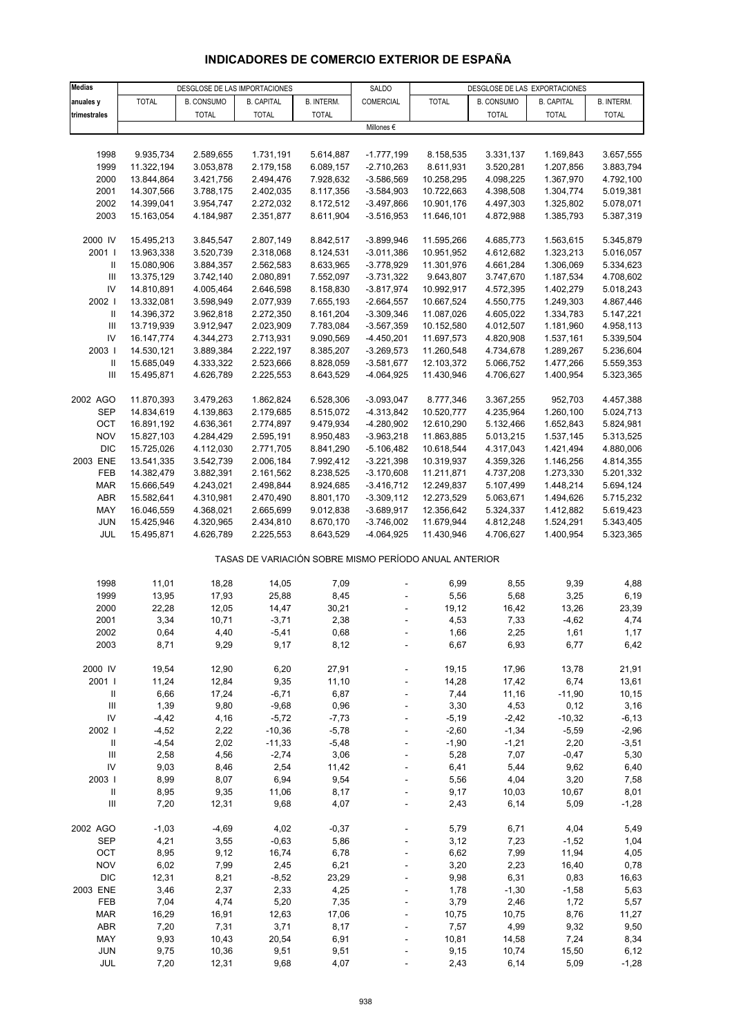# INDICADORES DE COMERCIO EXTERIOR DE ESPAÑA

| Medias anuales y trimestrales | DESGLOSE DE LAS IMPORTACIONES | | | | SALDO | DESGLOSE DE LAS EXPORTACIONES | | | |
|---|---|---|---|---|---|---|---|---|---|
| | TOTAL | B. CONSUMO TOTAL | B. CAPITAL TOTAL | B. INTERM. TOTAL | COMERCIAL | TOTAL | B. CONSUMO TOTAL | B. CAPITAL TOTAL | B. INTERM. TOTAL |
| | | | | | Millones € | | | | |
| 1998 | 9.935,734 | 2.589,655 | 1.731,191 | 5.614,887 | -1.777,199 | 8.158,535 | 3.331,137 | 1.169,843 | 3.657,555 |
| 1999 | 11.322,194 | 3.053,878 | 2.179,158 | 6.089,157 | -2.710,263 | 8.611,931 | 3.520,281 | 1.207,856 | 3.883,794 |
| 2000 | 13.844,864 | 3.421,756 | 2.494,476 | 7.928,632 | -3.586,569 | 10.258,295 | 4.098,225 | 1.367,970 | 4.792,100 |
| 2001 | 14.307,566 | 3.788,175 | 2.402,035 | 8.117,356 | -3.584,903 | 10.722,663 | 4.398,508 | 1.304,774 | 5.019,381 |
| 2002 | 14.399,041 | 3.954,747 | 2.272,032 | 8.172,512 | -3.497,866 | 10.901,176 | 4.497,303 | 1.325,802 | 5.078,071 |
| 2003 | 15.163,054 | 4.184,987 | 2.351,877 | 8.611,904 | -3.516,953 | 11.646,101 | 4.872,988 | 1.385,793 | 5.387,319 |
| 2000 IV | 15.495,213 | 3.845,547 | 2.807,149 | 8.842,517 | -3.899,946 | 11.595,266 | 4.685,773 | 1.563,615 | 5.345,879 |
| 2001 I | 13.963,338 | 3.520,739 | 2.318,068 | 8.124,531 | -3.011,386 | 10.951,952 | 4.612,682 | 1.323,213 | 5.016,057 |
| II | 15.080,906 | 3.884,357 | 2.562,583 | 8.633,965 | -3.778,929 | 11.301,976 | 4.661,284 | 1.306,069 | 5.334,623 |
| III | 13.375,129 | 3.742,140 | 2.080,891 | 7.552,097 | -3.731,322 | 9.643,807 | 3.747,670 | 1.187,534 | 4.708,602 |
| IV | 14.810,891 | 4.005,464 | 2.646,598 | 8.158,830 | -3.817,974 | 10.992,917 | 4.572,395 | 1.402,279 | 5.018,243 |
| 2002 I | 13.332,081 | 3.598,949 | 2.077,939 | 7.655,193 | -2.664,557 | 10.667,524 | 4.550,775 | 1.249,303 | 4.867,446 |
| II | 14.396,372 | 3.962,818 | 2.272,350 | 8.161,204 | -3.309,346 | 11.087,026 | 4.605,022 | 1.334,783 | 5.147,221 |
| III | 13.719,939 | 3.912,947 | 2.023,909 | 7.783,084 | -3.567,359 | 10.152,580 | 4.012,507 | 1.181,960 | 4.958,113 |
| IV | 16.147,774 | 4.344,273 | 2.713,931 | 9.090,569 | -4.450,201 | 11.697,573 | 4.820,908 | 1.537,161 | 5.339,504 |
| 2003 I | 14.530,121 | 3.889,384 | 2.222,197 | 8.385,207 | -3.269,573 | 11.260,548 | 4.734,678 | 1.289,267 | 5.236,604 |
| II | 15.685,049 | 4.333,322 | 2.523,666 | 8.828,059 | -3.581,677 | 12.103,372 | 5.066,752 | 1.477,266 | 5.559,353 |
| III | 15.495,871 | 4.626,789 | 2.225,553 | 8.643,529 | -4.064,925 | 11.430,946 | 4.706,627 | 1.400,954 | 5.323,365 |
| 2002 AGO | 11.870,393 | 3.479,263 | 1.862,824 | 6.528,306 | -3.093,047 | 8.777,346 | 3.367,255 | 952,703 | 4.457,388 |
| SEP | 14.834,619 | 4.139,863 | 2.179,685 | 8.515,072 | -4.313,842 | 10.520,777 | 4.235,964 | 1.260,100 | 5.024,713 |
| OCT | 16.891,192 | 4.636,361 | 2.774,897 | 9.479,934 | -4.280,902 | 12.610,290 | 5.132,466 | 1.652,843 | 5.824,981 |
| NOV | 15.827,103 | 4.284,429 | 2.595,191 | 8.950,483 | -3.963,218 | 11.863,885 | 5.013,215 | 1.537,145 | 5.313,525 |
| DIC | 15.725,026 | 4.112,030 | 2.771,705 | 8.841,290 | -5.106,482 | 10.618,544 | 4.317,043 | 1.421,494 | 4.880,006 |
| 2003 ENE | 13.541,335 | 3.542,739 | 2.006,184 | 7.992,412 | -3.221,398 | 10.319,937 | 4.359,326 | 1.146,256 | 4.814,355 |
| FEB | 14.382,479 | 3.882,391 | 2.161,562 | 8.238,525 | -3.170,608 | 11.211,871 | 4.737,208 | 1.273,330 | 5.201,332 |
| MAR | 15.666,549 | 4.243,021 | 2.498,844 | 8.924,685 | -3.416,712 | 12.249,837 | 5.107,499 | 1.448,214 | 5.694,124 |
| ABR | 15.582,641 | 4.310,981 | 2.470,490 | 8.801,170 | -3.309,112 | 12.273,529 | 5.063,671 | 1.494,626 | 5.715,232 |
| MAY | 16.046,559 | 4.368,021 | 2.665,699 | 9.012,838 | -3.689,917 | 12.356,642 | 5.324,337 | 1.412,882 | 5.619,423 |
| JUN | 15.425,946 | 4.320,965 | 2.434,810 | 8.670,170 | -3.746,002 | 11.679,944 | 4.812,248 | 1.524,291 | 5.343,405 |
| JUL | 15.495,871 | 4.626,789 | 2.225,553 | 8.643,529 | -4.064,925 | 11.430,946 | 4.706,627 | 1.400,954 | 5.323,365 |
| | TASAS DE VARIACIÓN SOBRE MISMO PERÍODO ANUAL ANTERIOR | | | | | | | | |
| 1998 | 11,01 | 18,28 | 14,05 | 7,09 | - | 6,99 | 8,55 | 9,39 | 4,88 |
| 1999 | 13,95 | 17,93 | 25,88 | 8,45 | - | 5,56 | 5,68 | 3,25 | 6,19 |
| 2000 | 22,28 | 12,05 | 14,47 | 30,21 | - | 19,12 | 16,42 | 13,26 | 23,39 |
| 2001 | 3,34 | 10,71 | -3,71 | 2,38 | - | 4,53 | 7,33 | -4,62 | 4,74 |
| 2002 | 0,64 | 4,40 | -5,41 | 0,68 | - | 1,66 | 2,25 | 1,61 | 1,17 |
| 2003 | 8,71 | 9,29 | 9,17 | 8,12 | - | 6,67 | 6,93 | 6,77 | 6,42 |
| 2000 IV | 19,54 | 12,90 | 6,20 | 27,91 | - | 19,15 | 17,96 | 13,78 | 21,91 |
| 2001 I | 11,24 | 12,84 | 9,35 | 11,10 | - | 14,28 | 17,42 | 6,74 | 13,61 |
| II | 6,66 | 17,24 | -6,71 | 6,87 | - | 7,44 | 11,16 | -11,90 | 10,15 |
| III | 1,39 | 9,80 | -9,68 | 0,96 | - | 3,30 | 4,53 | 0,12 | 3,16 |
| IV | -4,42 | 4,16 | -5,72 | -7,73 | - | -5,19 | -2,42 | -10,32 | -6,13 |
| 2002 I | -4,52 | 2,22 | -10,36 | -5,78 | - | -2,60 | -1,34 | -5,59 | -2,96 |
| II | -4,54 | 2,02 | -11,33 | -5,48 | - | -1,90 | -1,21 | 2,20 | -3,51 |
| III | 2,58 | 4,56 | -2,74 | 3,06 | - | 5,28 | 7,07 | -0,47 | 5,30 |
| IV | 9,03 | 8,46 | 2,54 | 11,42 | - | 6,41 | 5,44 | 9,62 | 6,40 |
| 2003 I | 8,99 | 8,07 | 6,94 | 9,54 | - | 5,56 | 4,04 | 3,20 | 7,58 |
| II | 8,95 | 9,35 | 11,06 | 8,17 | - | 9,17 | 10,03 | 10,67 | 8,01 |
| III | 7,20 | 12,31 | 9,68 | 4,07 | - | 2,43 | 6,14 | 5,09 | -1,28 |
| 2002 AGO | -1,03 | -4,69 | 4,02 | -0,37 | - | 5,79 | 6,71 | 4,04 | 5,49 |
| SEP | 4,21 | 3,55 | -0,63 | 5,86 | - | 3,12 | 7,23 | -1,52 | 1,04 |
| OCT | 8,95 | 9,12 | 16,74 | 6,78 | - | 6,62 | 7,99 | 11,94 | 4,05 |
| NOV | 6,02 | 7,99 | 2,45 | 6,21 | - | 3,20 | 2,23 | 16,40 | 0,78 |
| DIC | 12,31 | 8,21 | -8,52 | 23,29 | - | 9,98 | 6,31 | 0,83 | 16,63 |
| 2003 ENE | 3,46 | 2,37 | 2,33 | 4,25 | - | 1,78 | -1,30 | -1,58 | 5,63 |
| FEB | 7,04 | 4,74 | 5,20 | 7,35 | - | 3,79 | 2,46 | 1,72 | 5,57 |
| MAR | 16,29 | 16,91 | 12,63 | 17,06 | - | 10,75 | 10,75 | 8,76 | 11,27 |
| ABR | 7,20 | 7,31 | 3,71 | 8,17 | - | 7,57 | 4,99 | 9,32 | 9,50 |
| MAY | 9,93 | 10,43 | 20,54 | 6,91 | - | 10,81 | 14,58 | 7,24 | 8,34 |
| JUN | 9,75 | 10,36 | 9,51 | 9,51 | - | 9,15 | 10,74 | 15,50 | 6,12 |
| JUL | 7,20 | 12,31 | 9,68 | 4,07 | - | 2,43 | 6,14 | 5,09 | -1,28 |